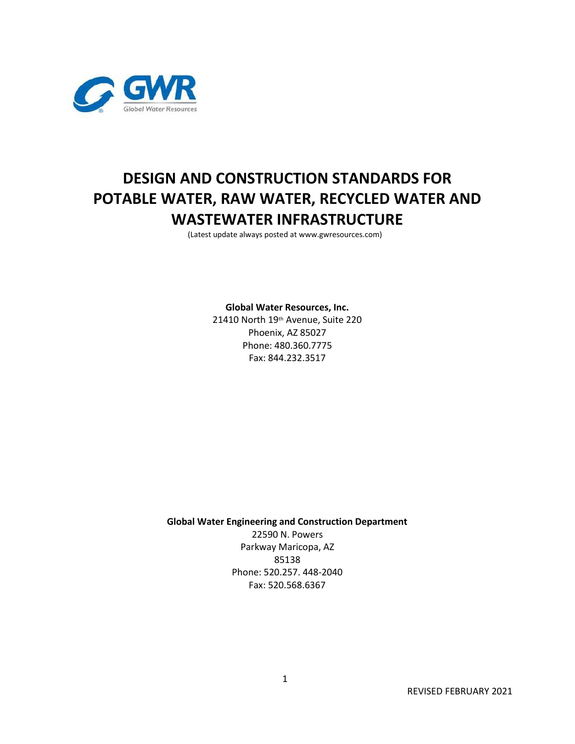GWR
Global Water Resources

# DESIGN AND CONSTRUCTION STANDARDS FOR POTABLE WATER, RAW WATER, RECYCLED WATER AND WASTEWATER INFRASTRUCTURE

(Latest update always posted at www.gwresources.com)

**Global Water Resources, Inc.**
21410 North 19th Avenue, Suite 220
Phoenix, AZ 85027
Phone: 480.360.7775
Fax: 844.232.3517

**Global Water Engineering and Construction Department**
22590 N. Powers
Parkway Maricopa, AZ
85138
Phone: 520.257. 448-2040
Fax: 520.568.6367

REVISED FEBRUARY 2021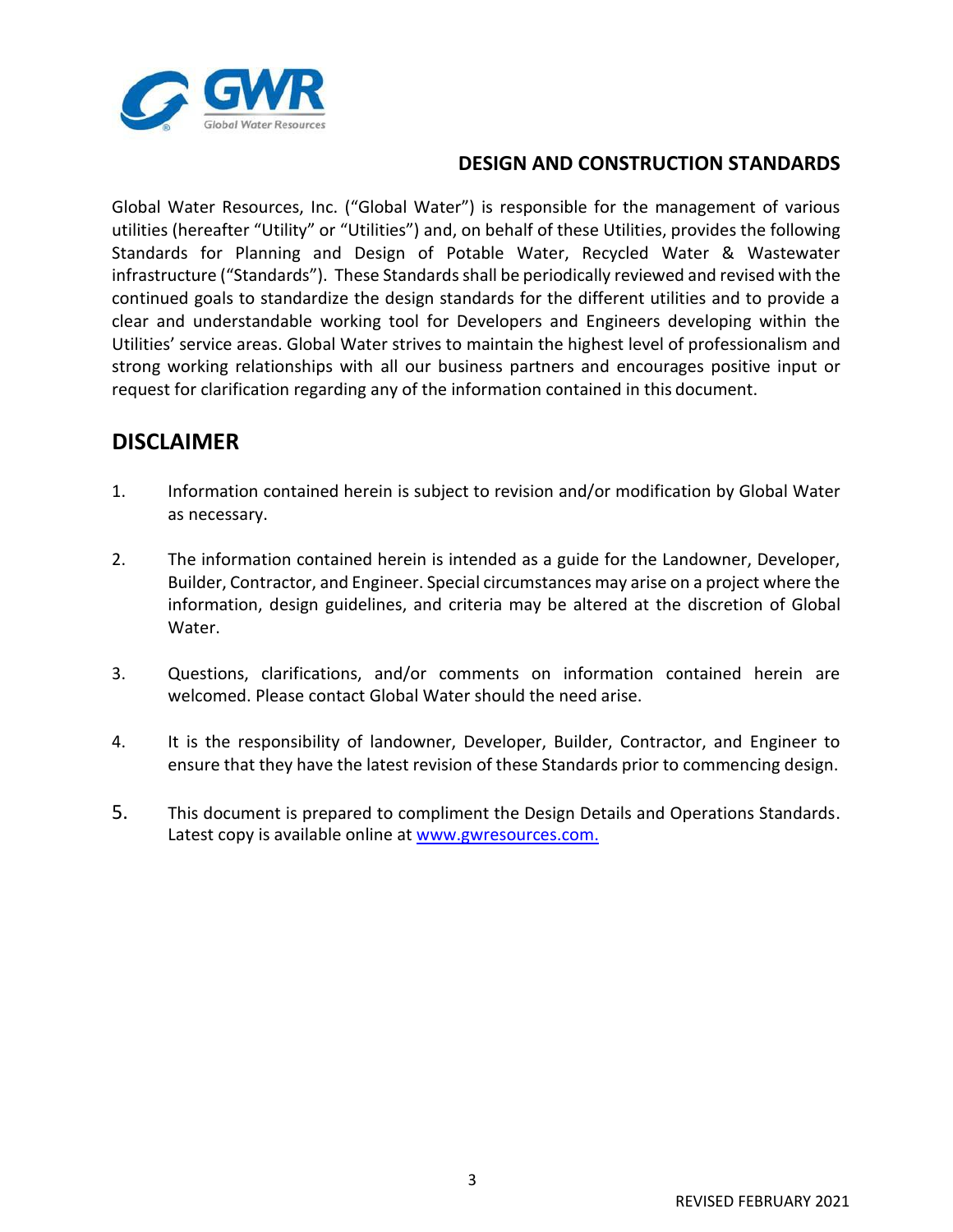## DESIGN AND CONSTRUCTION STANDARDS

Global Water Resources, Inc. ("Global Water") is responsible for the management of various utilities (hereafter "Utility" or "Utilities") and, on behalf of these Utilities, provides the following Standards for Planning and Design of Potable Water, Recycled Water & Wastewater infrastructure ("Standards"). These Standards shall be periodically reviewed and revised with the continued goals to standardize the design standards for the different utilities and to provide a clear and understandable working tool for Developers and Engineers developing within the Utilities' service areas. Global Water strives to maintain the highest level of professionalism and strong working relationships with all our business partners and encourages positive input or request for clarification regarding any of the information contained in this document.

# DISCLAIMER

1. Information contained herein is subject to revision and/or modification by Global Water as necessary.

2. The information contained herein is intended as a guide for the Landowner, Developer, Builder, Contractor, and Engineer. Special circumstances may arise on a project where the information, design guidelines, and criteria may be altered at the discretion of Global Water.

3. Questions, clarifications, and/or comments on information contained herein are welcomed. Please contact Global Water should the need arise.

4. It is the responsibility of landowner, Developer, Builder, Contractor, and Engineer to ensure that they have the latest revision of these Standards prior to commencing design.

5. This document is prepared to compliment the Design Details and Operations Standards. Latest copy is available online at [www.gwresources.com.](http://www.gwresources.com)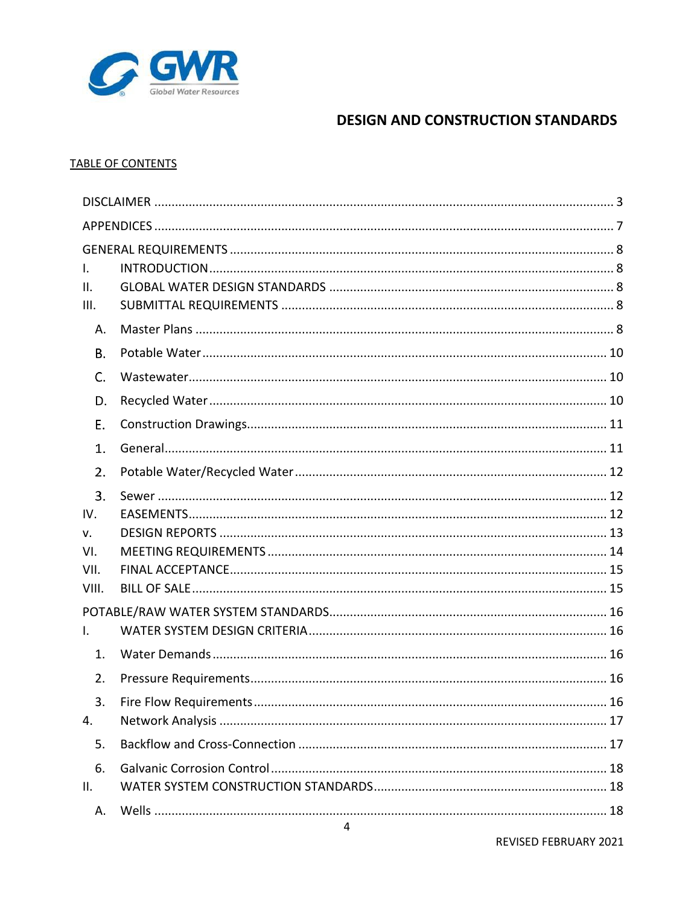# DESIGN AND CONSTRUCTION STANDARDS

TABLE OF CONTENTS

DISCLAIMER ........................................................................ 3

APPENDICES ........................................................................ 7

GENERAL REQUIREMENTS ........................................................................ 8

I. INTRODUCTION ........................................................................ 8

II. GLOBAL WATER DESIGN STANDARDS ........................................................................ 8

III. SUBMITTAL REQUIREMENTS ........................................................................ 8

- A. Master Plans ........................................................................ 8
- B. Potable Water ........................................................................ 10
- C. Wastewater ........................................................................ 10
- D. Recycled Water ........................................................................ 10
- E. Construction Drawings ........................................................................ 11
- 1. General ........................................................................ 11
- 2. Potable Water/Recycled Water ........................................................................ 12
- 3. Sewer ........................................................................ 12

IV. EASEMENTS ........................................................................ 12

v. DESIGN REPORTS ........................................................................ 13

VI. MEETING REQUIREMENTS ........................................................................ 14

VII. FINAL ACCEPTANCE ........................................................................ 15

VIII. BILL OF SALE ........................................................................ 15

POTABLE/RAW WATER SYSTEM STANDARDS ........................................................................ 16

I. WATER SYSTEM DESIGN CRITERIA ........................................................................ 16

- 1. Water Demands ........................................................................ 16
- 2. Pressure Requirements ........................................................................ 16
- 3. Fire Flow Requirements ........................................................................ 16

4. Network Analysis ........................................................................ 17

- 5. Backflow and Cross-Connection ........................................................................ 17
- 6. Galvanic Corrosion Control ........................................................................ 18

II. WATER SYSTEM CONSTRUCTION STANDARDS ........................................................................ 18

- A. Wells ........................................................................ 18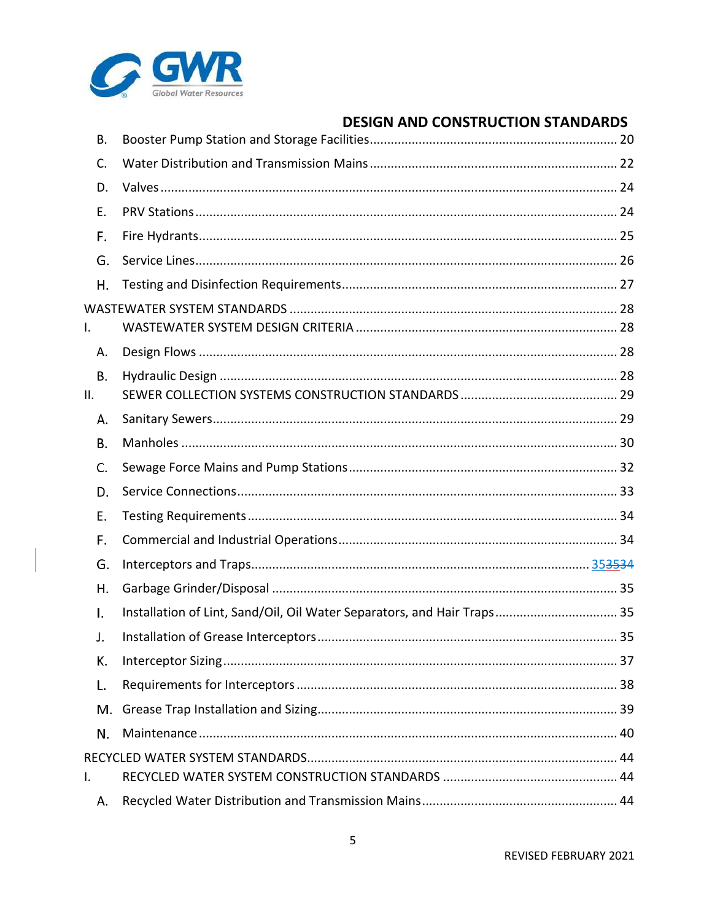B. Booster Pump Station and Storage Facilities ........ 20

C. Water Distribution and Transmission Mains ........ 22

D. Valves ........ 24

E. PRV Stations ........ 24

F. Fire Hydrants ........ 25

G. Service Lines ........ 26

H. Testing and Disinfection Requirements ........ 27

WASTEWATER SYSTEM STANDARDS ........ 28

I. WASTEWATER SYSTEM DESIGN CRITERIA ........ 28

A. Design Flows ........ 28

B. Hydraulic Design ........ 28

II. SEWER COLLECTION SYSTEMS CONSTRUCTION STANDARDS ........ 29

A. Sanitary Sewers ........ 29

B. Manholes ........ 30

C. Sewage Force Mains and Pump Stations ........ 32

D. Service Connections ........ 33

E. Testing Requirements ........ 34

F. Commercial and Industrial Operations ........ 34

G. Interceptors and Traps ........ 35~~35~~~~34~~

H. Garbage Grinder/Disposal ........ 35

I. Installation of Lint, Sand/Oil, Oil Water Separators, and Hair Traps ........ 35

J. Installation of Grease Interceptors ........ 35

K. Interceptor Sizing ........ 37

L. Requirements for Interceptors ........ 38

M. Grease Trap Installation and Sizing ........ 39

N. Maintenance ........ 40

RECYCLED WATER SYSTEM STANDARDS ........ 44

I. RECYCLED WATER SYSTEM CONSTRUCTION STANDARDS ........ 44

A. Recycled Water Distribution and Transmission Mains ........ 44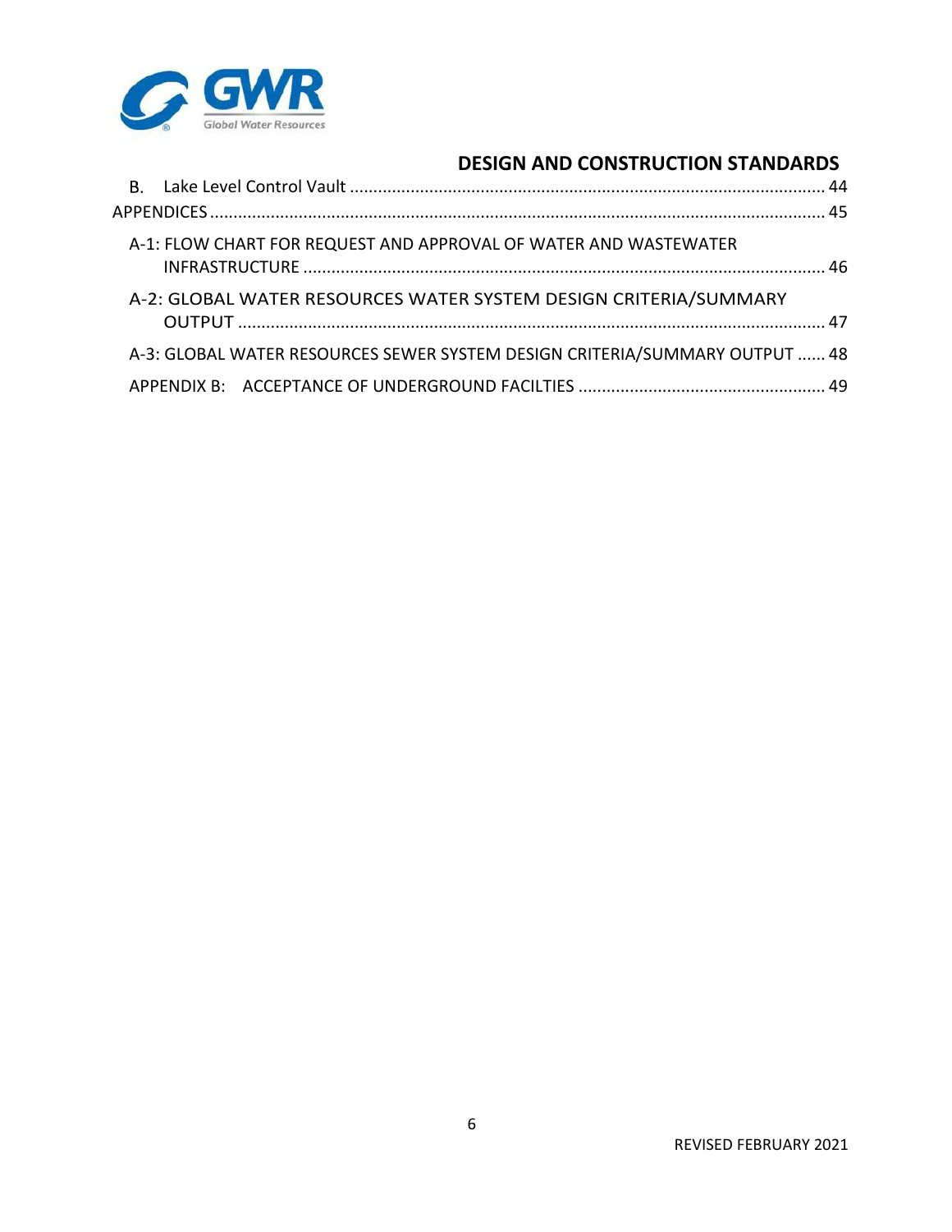B. Lake Level Control Vault ..................................................................................................... 44

APPENDICES ................................................................................................................................. 45

A-1: FLOW CHART FOR REQUEST AND APPROVAL OF WATER AND WASTEWATER INFRASTRUCTURE ............................................................................................................... 46

A-2: GLOBAL WATER RESOURCES WATER SYSTEM DESIGN CRITERIA/SUMMARY OUTPUT ........................................................................................................................... 47

A-3: GLOBAL WATER RESOURCES SEWER SYSTEM DESIGN CRITERIA/SUMMARY OUTPUT ...... 48

APPENDIX B: ACCEPTANCE OF UNDERGROUND FACILTIES ..................................................... 49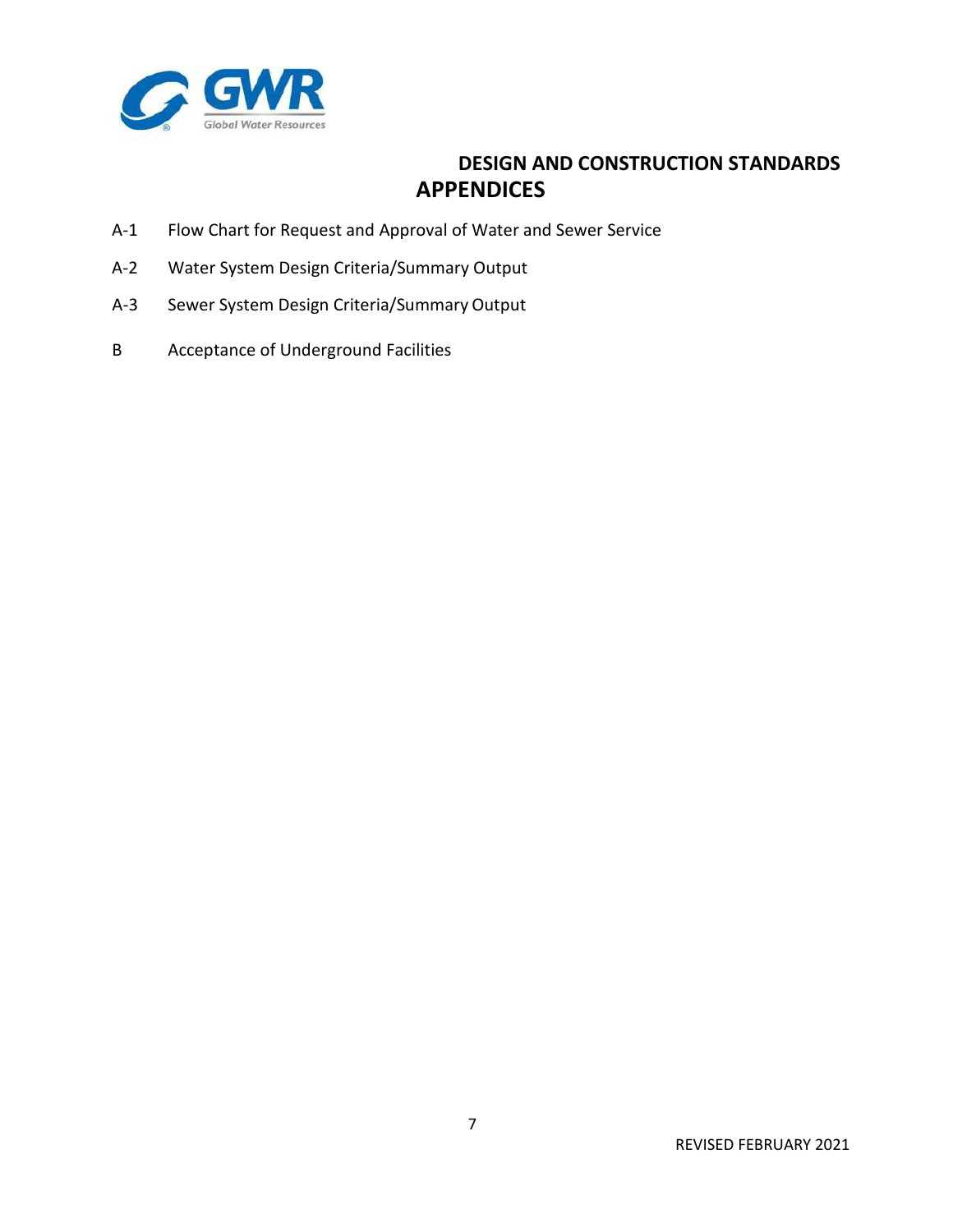# DESIGN AND CONSTRUCTION STANDARDS

## APPENDICES

A-1 Flow Chart for Request and Approval of Water and Sewer Service

A-2 Water System Design Criteria/Summary Output

A-3 Sewer System Design Criteria/Summary Output

B Acceptance of Underground Facilities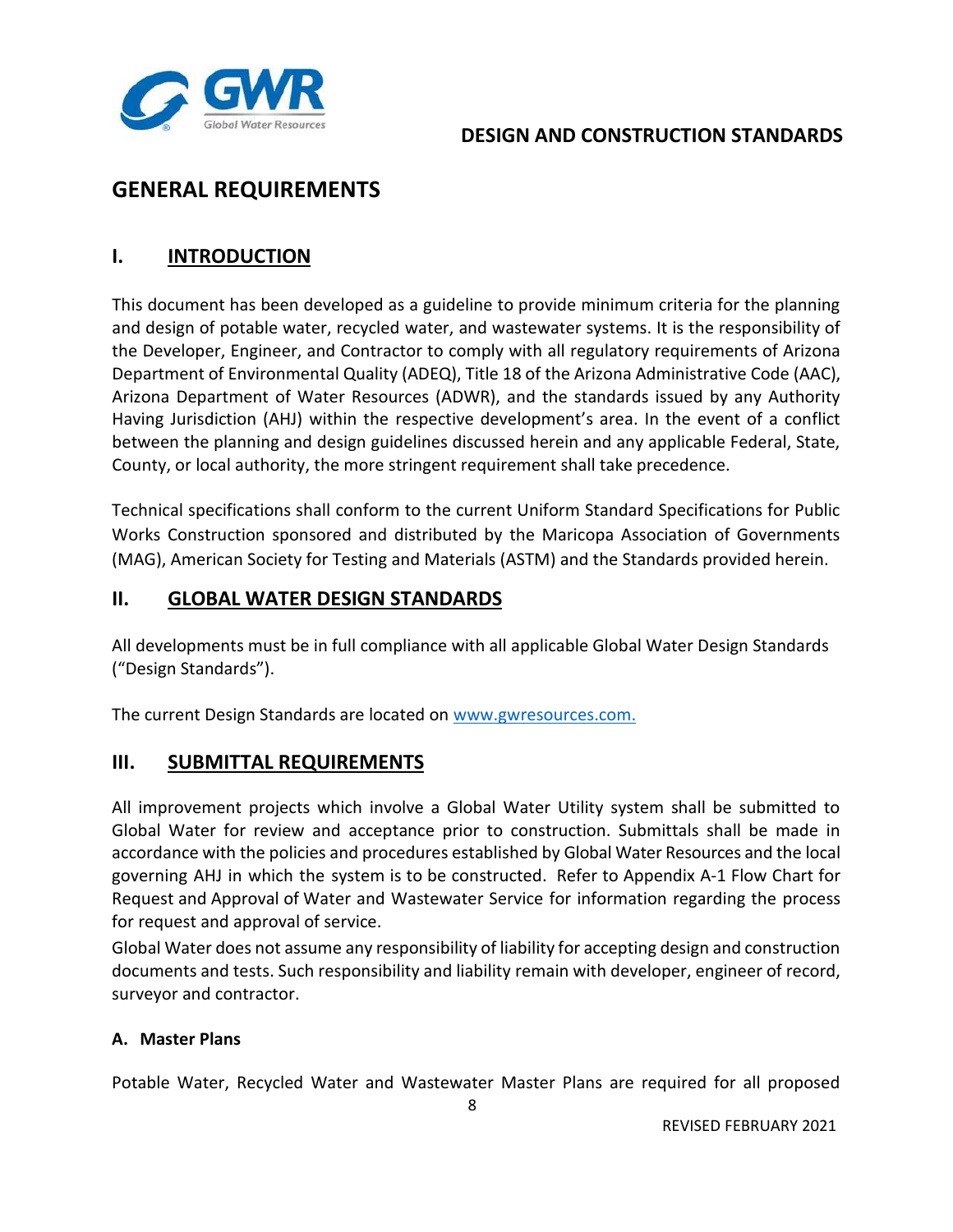# GENERAL REQUIREMENTS

## I. INTRODUCTION

This document has been developed as a guideline to provide minimum criteria for the planning and design of potable water, recycled water, and wastewater systems. It is the responsibility of the Developer, Engineer, and Contractor to comply with all regulatory requirements of Arizona Department of Environmental Quality (ADEQ), Title 18 of the Arizona Administrative Code (AAC), Arizona Department of Water Resources (ADWR), and the standards issued by any Authority Having Jurisdiction (AHJ) within the respective development's area. In the event of a conflict between the planning and design guidelines discussed herein and any applicable Federal, State, County, or local authority, the more stringent requirement shall take precedence.

Technical specifications shall conform to the current Uniform Standard Specifications for Public Works Construction sponsored and distributed by the Maricopa Association of Governments (MAG), American Society for Testing and Materials (ASTM) and the Standards provided herein.

## II. GLOBAL WATER DESIGN STANDARDS

All developments must be in full compliance with all applicable Global Water Design Standards ("Design Standards").

The current Design Standards are located on www.gwresources.com.

## III. SUBMITTAL REQUIREMENTS

All improvement projects which involve a Global Water Utility system shall be submitted to Global Water for review and acceptance prior to construction. Submittals shall be made in accordance with the policies and procedures established by Global Water Resources and the local governing AHJ in which the system is to be constructed. Refer to Appendix A-1 Flow Chart for Request and Approval of Water and Wastewater Service for information regarding the process for request and approval of service.

Global Water does not assume any responsibility of liability for accepting design and construction documents and tests. Such responsibility and liability remain with developer, engineer of record, surveyor and contractor.

### A. Master Plans

Potable Water, Recycled Water and Wastewater Master Plans are required for all proposed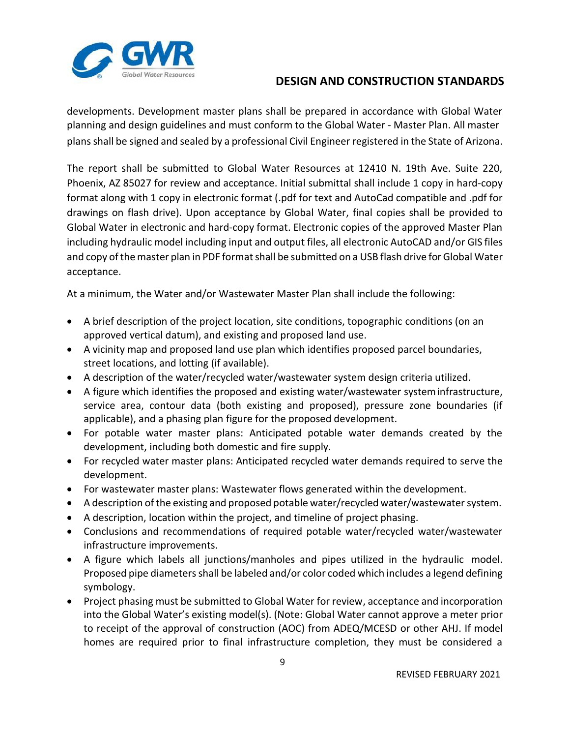developments. Development master plans shall be prepared in accordance with Global Water planning and design guidelines and must conform to the Global Water - Master Plan. All master plans shall be signed and sealed by a professional Civil Engineer registered in the State of Arizona.

The report shall be submitted to Global Water Resources at 12410 N. 19th Ave. Suite 220, Phoenix, AZ 85027 for review and acceptance. Initial submittal shall include 1 copy in hard-copy format along with 1 copy in electronic format (.pdf for text and AutoCad compatible and .pdf for drawings on flash drive). Upon acceptance by Global Water, final copies shall be provided to Global Water in electronic and hard-copy format. Electronic copies of the approved Master Plan including hydraulic model including input and output files, all electronic AutoCAD and/or GIS files and copy of the master plan in PDF format shall be submitted on a USB flash drive for Global Water acceptance.

At a minimum, the Water and/or Wastewater Master Plan shall include the following:

- A brief description of the project location, site conditions, topographic conditions (on an approved vertical datum), and existing and proposed land use.
- A vicinity map and proposed land use plan which identifies proposed parcel boundaries, street locations, and lotting (if available).
- A description of the water/recycled water/wastewater system design criteria utilized.
- A figure which identifies the proposed and existing water/wastewater system infrastructure, service area, contour data (both existing and proposed), pressure zone boundaries (if applicable), and a phasing plan figure for the proposed development.
- For potable water master plans: Anticipated potable water demands created by the development, including both domestic and fire supply.
- For recycled water master plans: Anticipated recycled water demands required to serve the development.
- For wastewater master plans: Wastewater flows generated within the development.
- A description of the existing and proposed potable water/recycled water/wastewater system.
- A description, location within the project, and timeline of project phasing.
- Conclusions and recommendations of required potable water/recycled water/wastewater infrastructure improvements.
- A figure which labels all junctions/manholes and pipes utilized in the hydraulic model. Proposed pipe diameters shall be labeled and/or color coded which includes a legend defining symbology.
- Project phasing must be submitted to Global Water for review, acceptance and incorporation into the Global Water's existing model(s). (Note: Global Water cannot approve a meter prior to receipt of the approval of construction (AOC) from ADEQ/MCESD or other AHJ. If model homes are required prior to final infrastructure completion, they must be considered a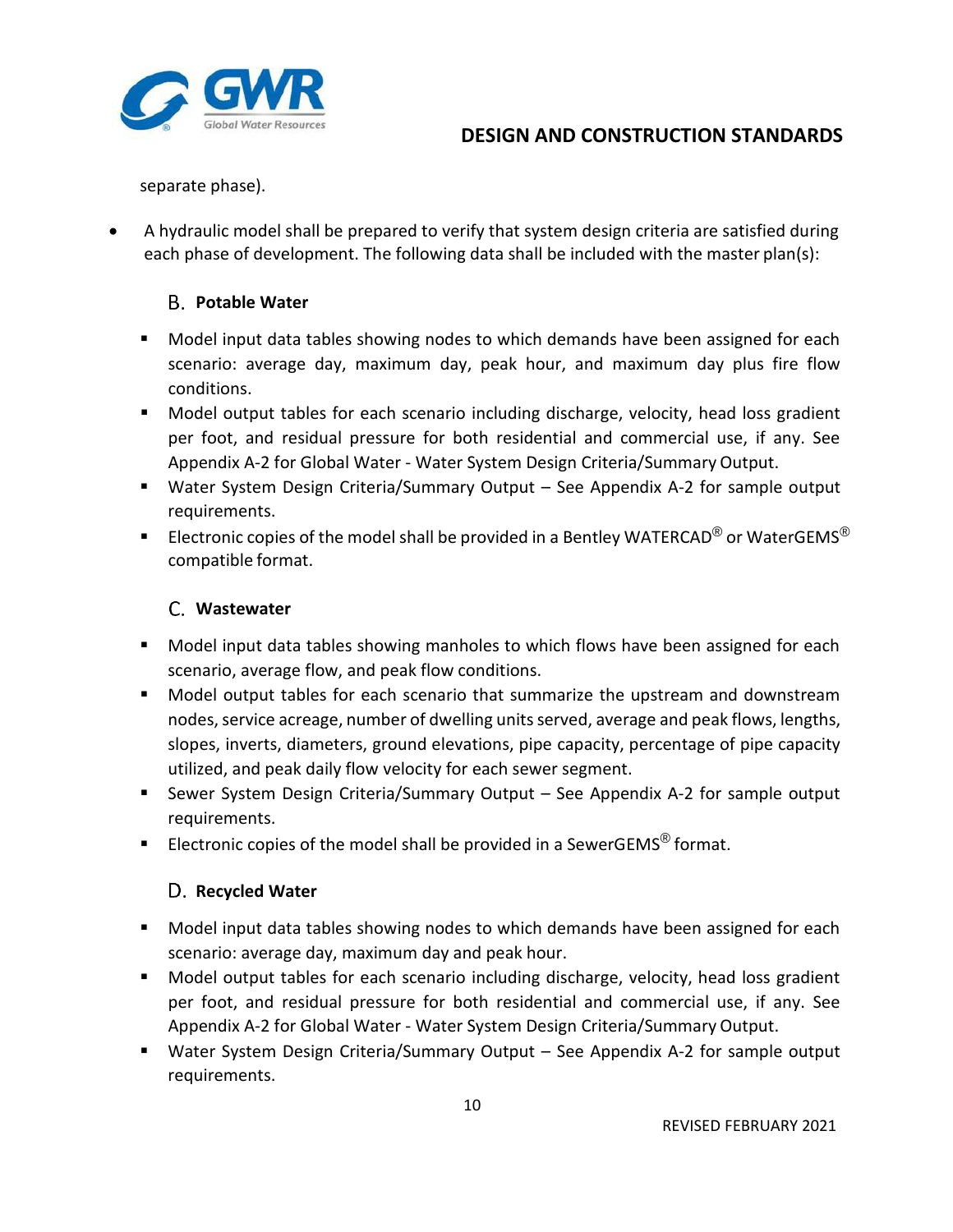separate phase).

- A hydraulic model shall be prepared to verify that system design criteria are satisfied during each phase of development. The following data shall be included with the master plan(s):

### B. Potable Water

- Model input data tables showing nodes to which demands have been assigned for each scenario: average day, maximum day, peak hour, and maximum day plus fire flow conditions.
- Model output tables for each scenario including discharge, velocity, head loss gradient per foot, and residual pressure for both residential and commercial use, if any. See Appendix A-2 for Global Water - Water System Design Criteria/Summary Output.
- Water System Design Criteria/Summary Output – See Appendix A-2 for sample output requirements.
- Electronic copies of the model shall be provided in a Bentley WATERCAD® or WaterGEMS® compatible format.

### C. Wastewater

- Model input data tables showing manholes to which flows have been assigned for each scenario, average flow, and peak flow conditions.
- Model output tables for each scenario that summarize the upstream and downstream nodes, service acreage, number of dwelling units served, average and peak flows, lengths, slopes, inverts, diameters, ground elevations, pipe capacity, percentage of pipe capacity utilized, and peak daily flow velocity for each sewer segment.
- Sewer System Design Criteria/Summary Output – See Appendix A-2 for sample output requirements.
- Electronic copies of the model shall be provided in a SewerGEMS® format.

### D. Recycled Water

- Model input data tables showing nodes to which demands have been assigned for each scenario: average day, maximum day and peak hour.
- Model output tables for each scenario including discharge, velocity, head loss gradient per foot, and residual pressure for both residential and commercial use, if any. See Appendix A-2 for Global Water - Water System Design Criteria/Summary Output.
- Water System Design Criteria/Summary Output – See Appendix A-2 for sample output requirements.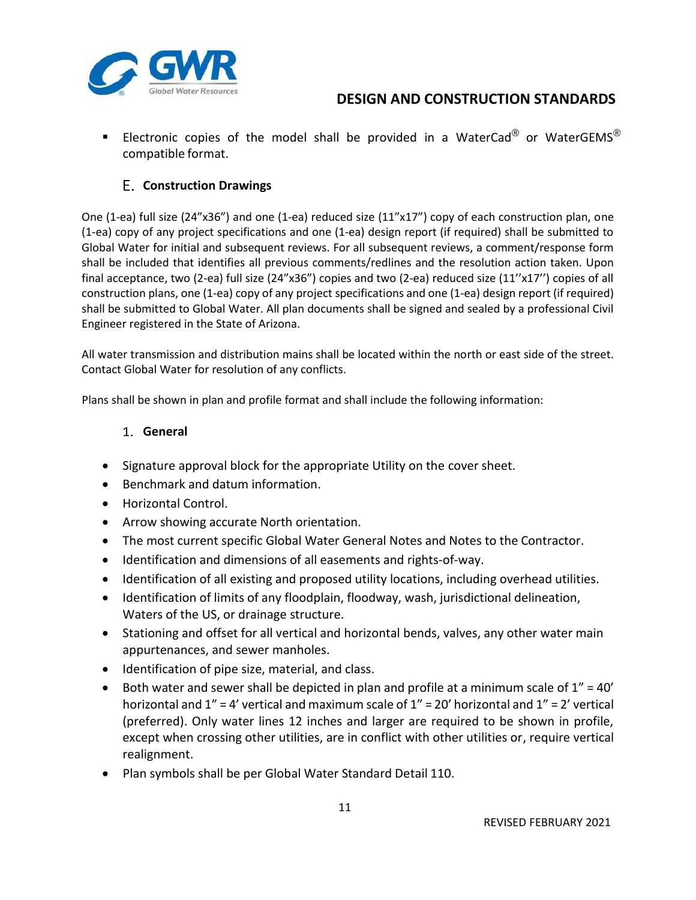- Electronic copies of the model shall be provided in a WaterCad® or WaterGEMS® compatible format.

### E. Construction Drawings

One (1-ea) full size (24"x36") and one (1-ea) reduced size (11"x17") copy of each construction plan, one (1-ea) copy of any project specifications and one (1-ea) design report (if required) shall be submitted to Global Water for initial and subsequent reviews. For all subsequent reviews, a comment/response form shall be included that identifies all previous comments/redlines and the resolution action taken. Upon final acceptance, two (2-ea) full size (24"x36") copies and two (2-ea) reduced size (11''x17'') copies of all construction plans, one (1-ea) copy of any project specifications and one (1-ea) design report (if required) shall be submitted to Global Water. All plan documents shall be signed and sealed by a professional Civil Engineer registered in the State of Arizona.

All water transmission and distribution mains shall be located within the north or east side of the street. Contact Global Water for resolution of any conflicts.

Plans shall be shown in plan and profile format and shall include the following information:

#### 1. General

- Signature approval block for the appropriate Utility on the cover sheet.
- Benchmark and datum information.
- Horizontal Control.
- Arrow showing accurate North orientation.
- The most current specific Global Water General Notes and Notes to the Contractor.
- Identification and dimensions of all easements and rights-of-way.
- Identification of all existing and proposed utility locations, including overhead utilities.
- Identification of limits of any floodplain, floodway, wash, jurisdictional delineation, Waters of the US, or drainage structure.
- Stationing and offset for all vertical and horizontal bends, valves, any other water main appurtenances, and sewer manholes.
- Identification of pipe size, material, and class.
- Both water and sewer shall be depicted in plan and profile at a minimum scale of 1" = 40' horizontal and 1" = 4' vertical and maximum scale of 1" = 20' horizontal and 1" = 2' vertical (preferred). Only water lines 12 inches and larger are required to be shown in profile, except when crossing other utilities, are in conflict with other utilities or, require vertical realignment.
- Plan symbols shall be per Global Water Standard Detail 110.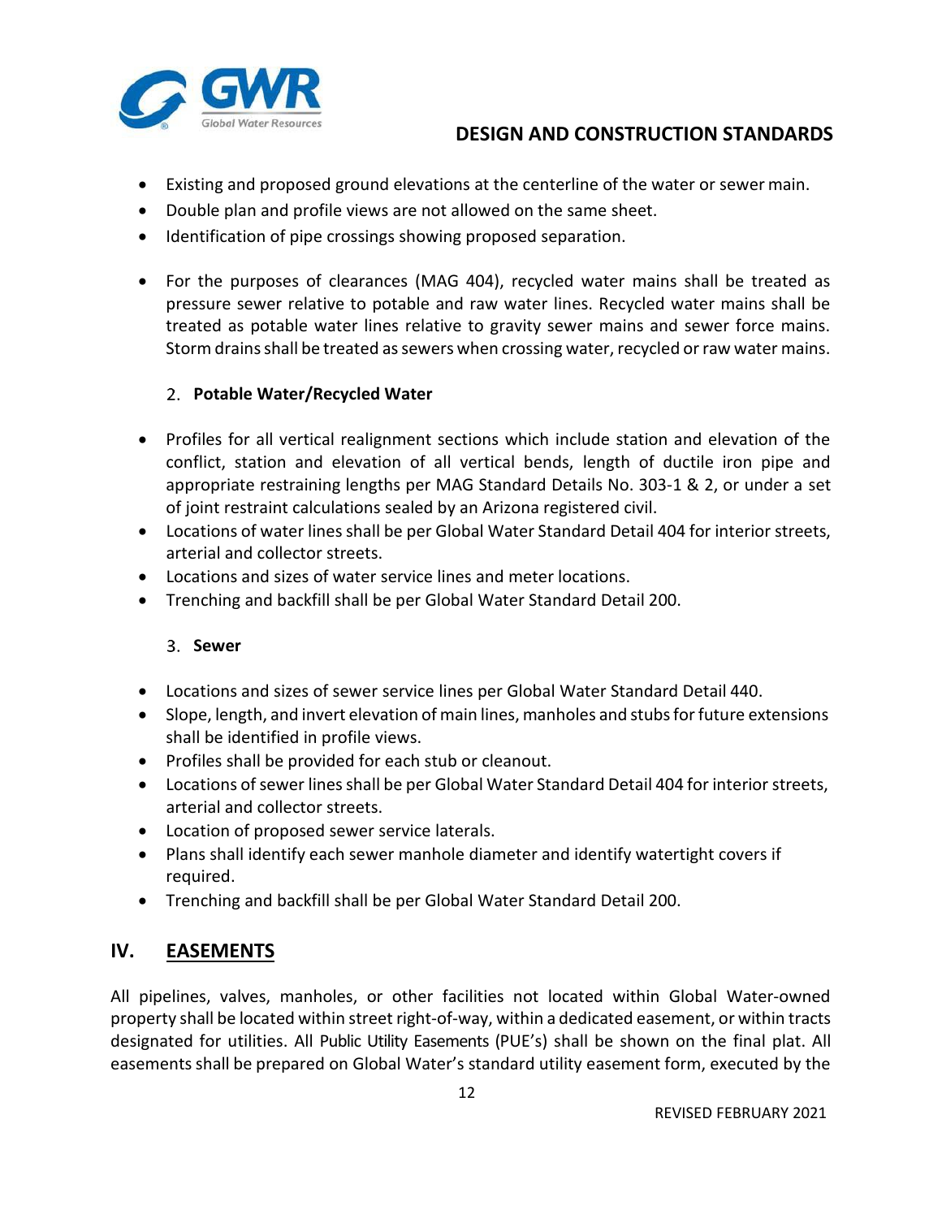- Existing and proposed ground elevations at the centerline of the water or sewer main.
- Double plan and profile views are not allowed on the same sheet.
- Identification of pipe crossings showing proposed separation.

- For the purposes of clearances (MAG 404), recycled water mains shall be treated as pressure sewer relative to potable and raw water lines. Recycled water mains shall be treated as potable water lines relative to gravity sewer mains and sewer force mains. Storm drains shall be treated as sewers when crossing water, recycled or raw water mains.

### 2. Potable Water/Recycled Water

- Profiles for all vertical realignment sections which include station and elevation of the conflict, station and elevation of all vertical bends, length of ductile iron pipe and appropriate restraining lengths per MAG Standard Details No. 303-1 & 2, or under a set of joint restraint calculations sealed by an Arizona registered civil.
- Locations of water lines shall be per Global Water Standard Detail 404 for interior streets, arterial and collector streets.
- Locations and sizes of water service lines and meter locations.
- Trenching and backfill shall be per Global Water Standard Detail 200.

### 3. Sewer

- Locations and sizes of sewer service lines per Global Water Standard Detail 440.
- Slope, length, and invert elevation of main lines, manholes and stubs for future extensions shall be identified in profile views.
- Profiles shall be provided for each stub or cleanout.
- Locations of sewer lines shall be per Global Water Standard Detail 404 for interior streets, arterial and collector streets.
- Location of proposed sewer service laterals.
- Plans shall identify each sewer manhole diameter and identify watertight covers if required.
- Trenching and backfill shall be per Global Water Standard Detail 200.

## IV. EASEMENTS

All pipelines, valves, manholes, or other facilities not located within Global Water-owned property shall be located within street right-of-way, within a dedicated easement, or within tracts designated for utilities. All Public Utility Easements (PUE's) shall be shown on the final plat. All easements shall be prepared on Global Water's standard utility easement form, executed by the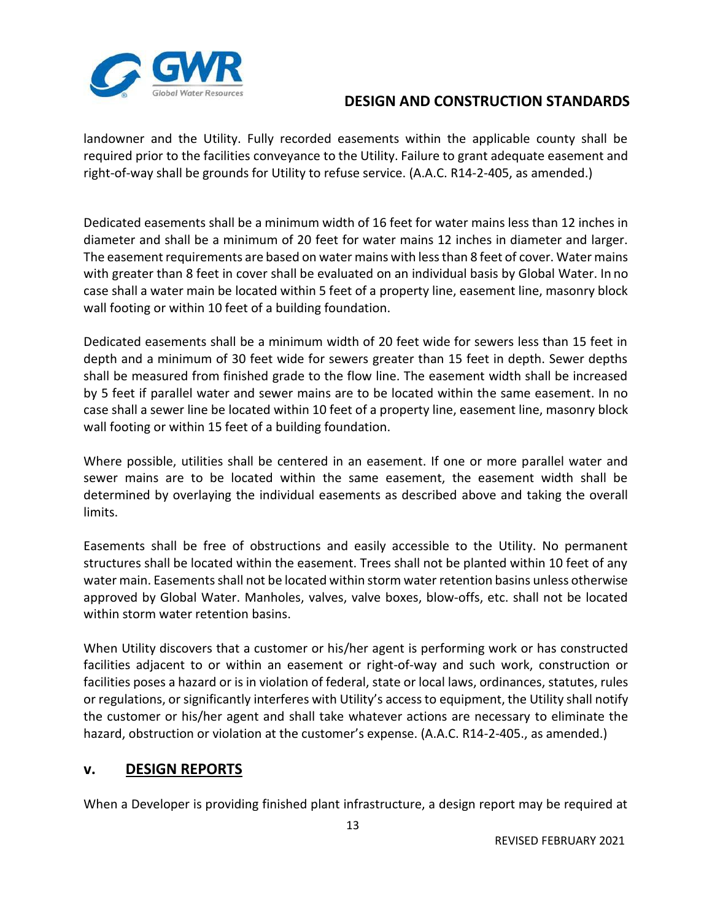landowner and the Utility. Fully recorded easements within the applicable county shall be required prior to the facilities conveyance to the Utility. Failure to grant adequate easement and right-of-way shall be grounds for Utility to refuse service. (A.A.C. R14-2-405, as amended.)

Dedicated easements shall be a minimum width of 16 feet for water mains less than 12 inches in diameter and shall be a minimum of 20 feet for water mains 12 inches in diameter and larger. The easement requirements are based on water mains with less than 8 feet of cover. Water mains with greater than 8 feet in cover shall be evaluated on an individual basis by Global Water. In no case shall a water main be located within 5 feet of a property line, easement line, masonry block wall footing or within 10 feet of a building foundation.

Dedicated easements shall be a minimum width of 20 feet wide for sewers less than 15 feet in depth and a minimum of 30 feet wide for sewers greater than 15 feet in depth. Sewer depths shall be measured from finished grade to the flow line. The easement width shall be increased by 5 feet if parallel water and sewer mains are to be located within the same easement. In no case shall a sewer line be located within 10 feet of a property line, easement line, masonry block wall footing or within 15 feet of a building foundation.

Where possible, utilities shall be centered in an easement. If one or more parallel water and sewer mains are to be located within the same easement, the easement width shall be determined by overlaying the individual easements as described above and taking the overall limits.

Easements shall be free of obstructions and easily accessible to the Utility. No permanent structures shall be located within the easement. Trees shall not be planted within 10 feet of any water main. Easements shall not be located within storm water retention basins unless otherwise approved by Global Water. Manholes, valves, valve boxes, blow-offs, etc. shall not be located within storm water retention basins.

When Utility discovers that a customer or his/her agent is performing work or has constructed facilities adjacent to or within an easement or right-of-way and such work, construction or facilities poses a hazard or is in violation of federal, state or local laws, ordinances, statutes, rules or regulations, or significantly interferes with Utility's access to equipment, the Utility shall notify the customer or his/her agent and shall take whatever actions are necessary to eliminate the hazard, obstruction or violation at the customer's expense. (A.A.C. R14-2-405., as amended.)

## v. <u>DESIGN REPORTS</u>

When a Developer is providing finished plant infrastructure, a design report may be required at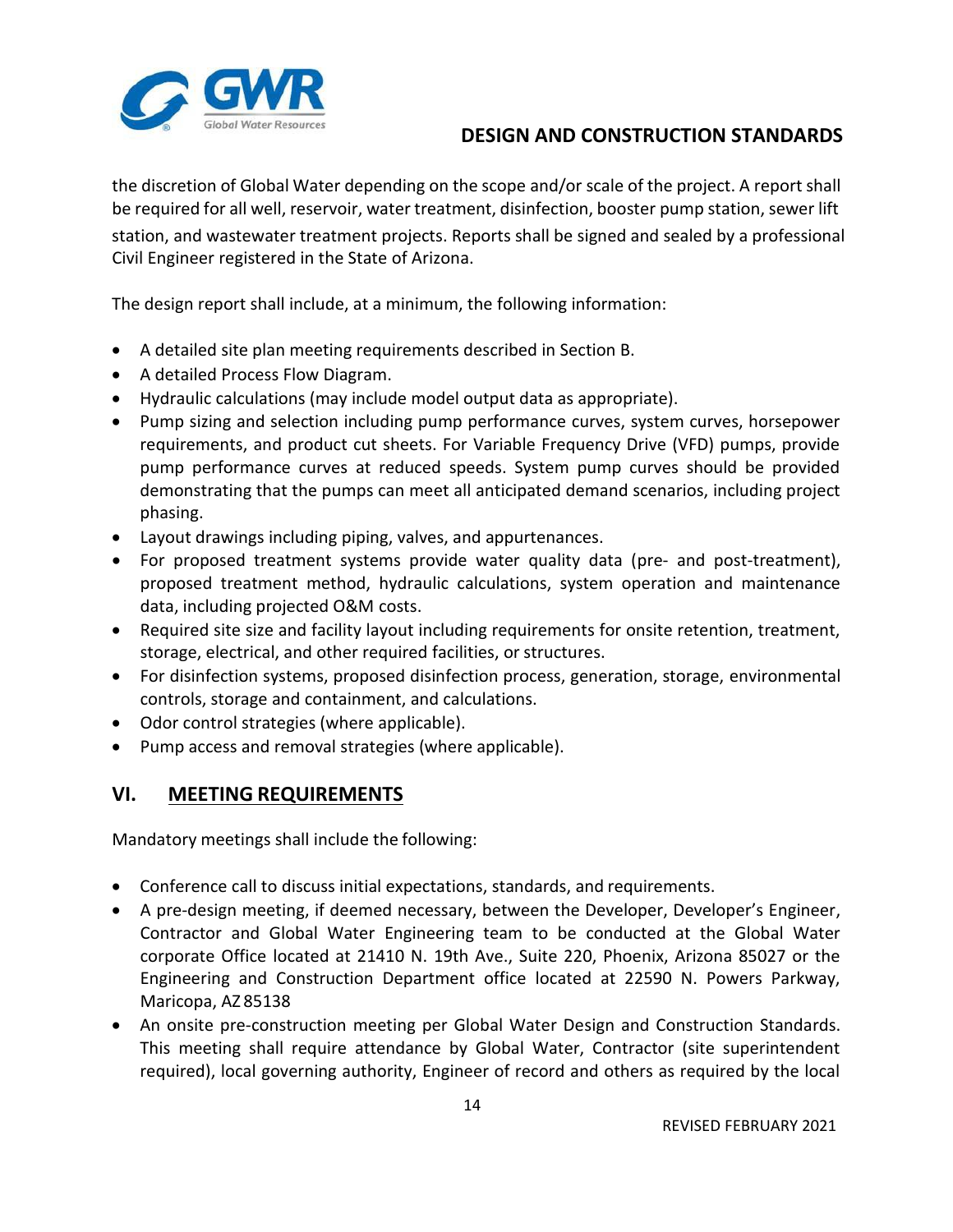the discretion of Global Water depending on the scope and/or scale of the project. A report shall be required for all well, reservoir, water treatment, disinfection, booster pump station, sewer lift station, and wastewater treatment projects. Reports shall be signed and sealed by a professional Civil Engineer registered in the State of Arizona.

The design report shall include, at a minimum, the following information:

- A detailed site plan meeting requirements described in Section B.
- A detailed Process Flow Diagram.
- Hydraulic calculations (may include model output data as appropriate).
- Pump sizing and selection including pump performance curves, system curves, horsepower requirements, and product cut sheets. For Variable Frequency Drive (VFD) pumps, provide pump performance curves at reduced speeds. System pump curves should be provided demonstrating that the pumps can meet all anticipated demand scenarios, including project phasing.
- Layout drawings including piping, valves, and appurtenances.
- For proposed treatment systems provide water quality data (pre- and post-treatment), proposed treatment method, hydraulic calculations, system operation and maintenance data, including projected O&M costs.
- Required site size and facility layout including requirements for onsite retention, treatment, storage, electrical, and other required facilities, or structures.
- For disinfection systems, proposed disinfection process, generation, storage, environmental controls, storage and containment, and calculations.
- Odor control strategies (where applicable).
- Pump access and removal strategies (where applicable).

## VI. MEETING REQUIREMENTS

Mandatory meetings shall include the following:

- Conference call to discuss initial expectations, standards, and requirements.
- A pre-design meeting, if deemed necessary, between the Developer, Developer's Engineer, Contractor and Global Water Engineering team to be conducted at the Global Water corporate Office located at 21410 N. 19th Ave., Suite 220, Phoenix, Arizona 85027 or the Engineering and Construction Department office located at 22590 N. Powers Parkway, Maricopa, AZ 85138
- An onsite pre-construction meeting per Global Water Design and Construction Standards. This meeting shall require attendance by Global Water, Contractor (site superintendent required), local governing authority, Engineer of record and others as required by the local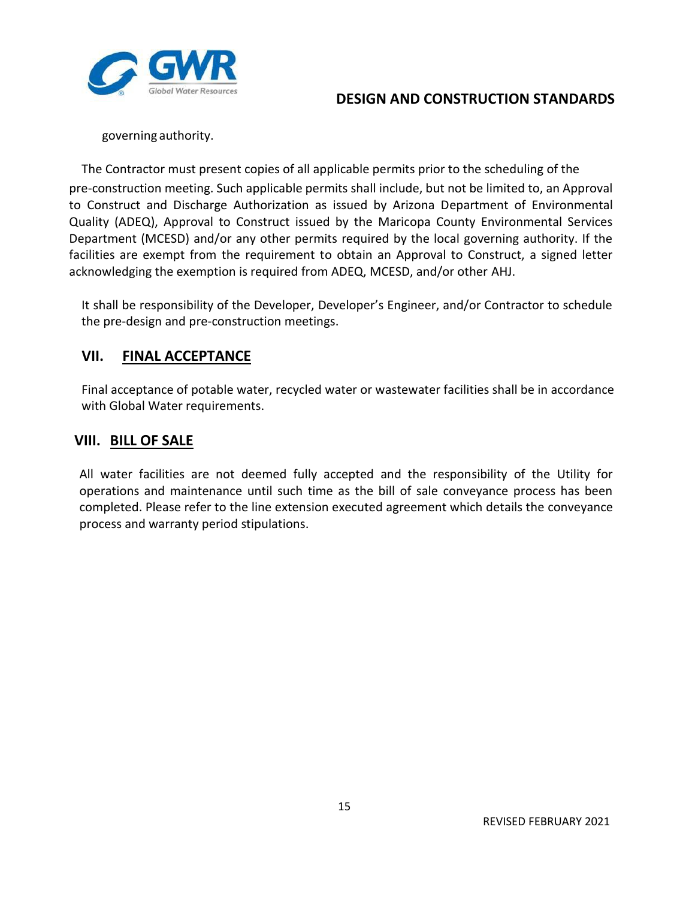governing authority.

The Contractor must present copies of all applicable permits prior to the scheduling of the pre-construction meeting. Such applicable permits shall include, but not be limited to, an Approval to Construct and Discharge Authorization as issued by Arizona Department of Environmental Quality (ADEQ), Approval to Construct issued by the Maricopa County Environmental Services Department (MCESD) and/or any other permits required by the local governing authority. If the facilities are exempt from the requirement to obtain an Approval to Construct, a signed letter acknowledging the exemption is required from ADEQ, MCESD, and/or other AHJ.

It shall be responsibility of the Developer, Developer's Engineer, and/or Contractor to schedule the pre-design and pre-construction meetings.

## VII. FINAL ACCEPTANCE

Final acceptance of potable water, recycled water or wastewater facilities shall be in accordance with Global Water requirements.

## VIII. BILL OF SALE

All water facilities are not deemed fully accepted and the responsibility of the Utility for operations and maintenance until such time as the bill of sale conveyance process has been completed. Please refer to the line extension executed agreement which details the conveyance process and warranty period stipulations.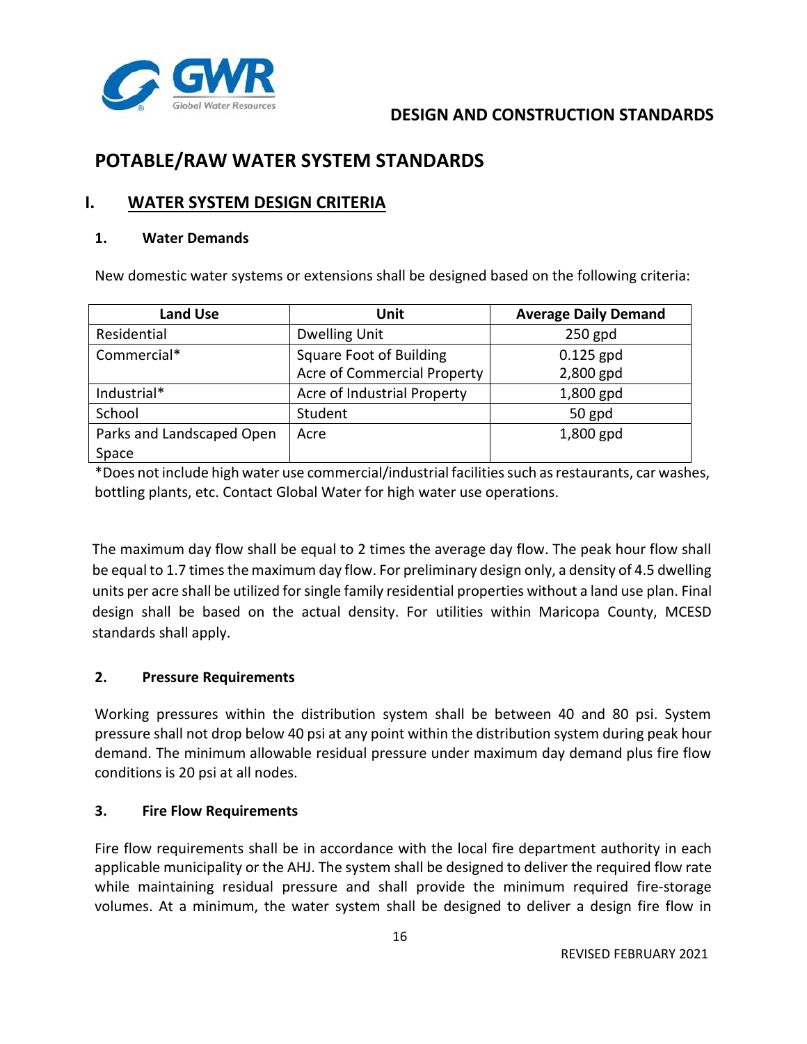# POTABLE/RAW WATER SYSTEM STANDARDS

## I. WATER SYSTEM DESIGN CRITERIA

### 1. Water Demands

New domestic water systems or extensions shall be designed based on the following criteria:

| Land Use | Unit | Average Daily Demand |
|---|---|---|
| Residential | Dwelling Unit | 250 gpd |
| Commercial* | Square Foot of Building<br>Acre of Commercial Property | 0.125 gpd<br>2,800 gpd |
| Industrial* | Acre of Industrial Property | 1,800 gpd |
| School | Student | 50 gpd |
| Parks and Landscaped Open Space | Acre | 1,800 gpd |

*Does not include high water use commercial/industrial facilities such as restaurants, car washes, bottling plants, etc. Contact Global Water for high water use operations.

The maximum day flow shall be equal to 2 times the average day flow. The peak hour flow shall be equal to 1.7 times the maximum day flow. For preliminary design only, a density of 4.5 dwelling units per acre shall be utilized for single family residential properties without a land use plan. Final design shall be based on the actual density. For utilities within Maricopa County, MCESD standards shall apply.

### 2. Pressure Requirements

Working pressures within the distribution system shall be between 40 and 80 psi. System pressure shall not drop below 40 psi at any point within the distribution system during peak hour demand. The minimum allowable residual pressure under maximum day demand plus fire flow conditions is 20 psi at all nodes.

### 3. Fire Flow Requirements

Fire flow requirements shall be in accordance with the local fire department authority in each applicable municipality or the AHJ. The system shall be designed to deliver the required flow rate while maintaining residual pressure and shall provide the minimum required fire-storage volumes. At a minimum, the water system shall be designed to deliver a design fire flow in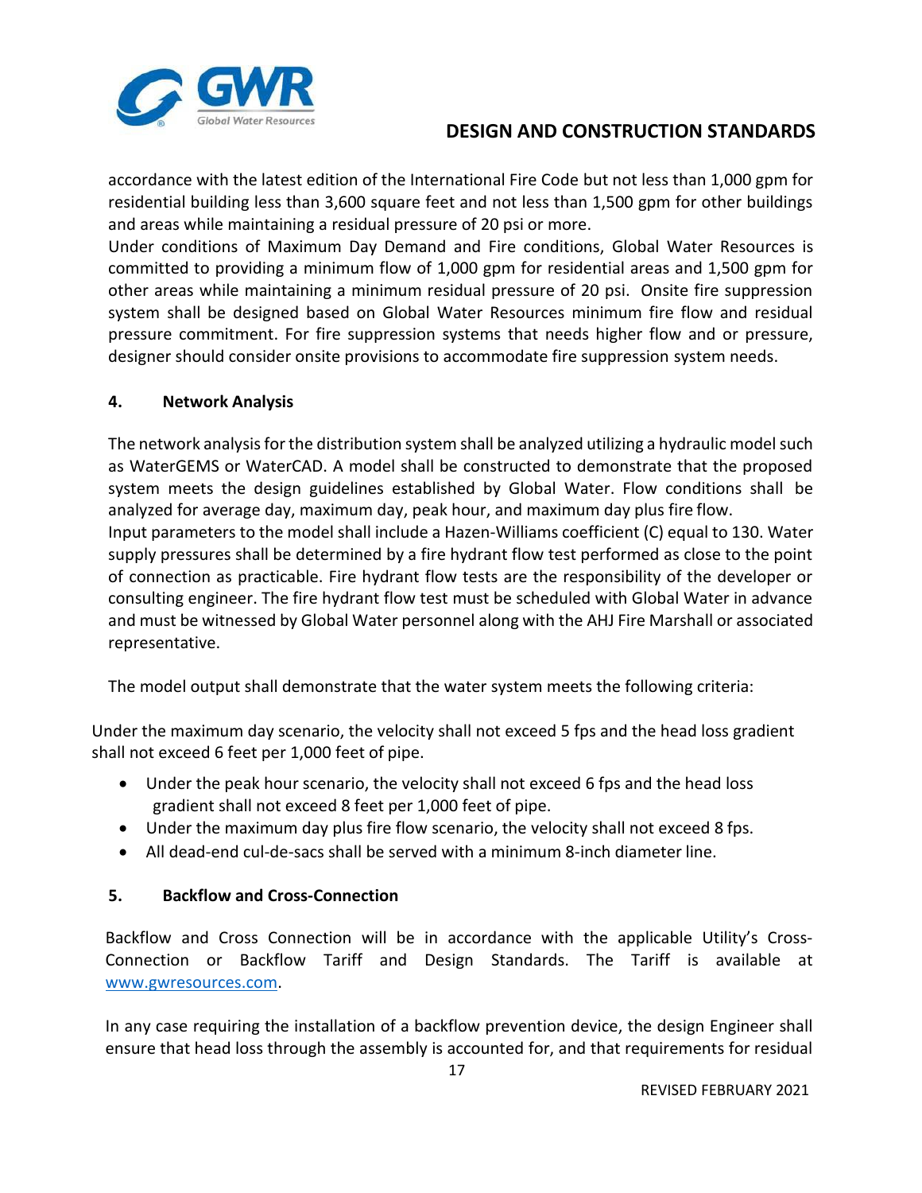accordance with the latest edition of the International Fire Code but not less than 1,000 gpm for residential building less than 3,600 square feet and not less than 1,500 gpm for other buildings and areas while maintaining a residual pressure of 20 psi or more.

Under conditions of Maximum Day Demand and Fire conditions, Global Water Resources is committed to providing a minimum flow of 1,000 gpm for residential areas and 1,500 gpm for other areas while maintaining a minimum residual pressure of 20 psi. Onsite fire suppression system shall be designed based on Global Water Resources minimum fire flow and residual pressure commitment. For fire suppression systems that needs higher flow and or pressure, designer should consider onsite provisions to accommodate fire suppression system needs.

### 4. Network Analysis

The network analysis for the distribution system shall be analyzed utilizing a hydraulic model such as WaterGEMS or WaterCAD. A model shall be constructed to demonstrate that the proposed system meets the design guidelines established by Global Water. Flow conditions shall be analyzed for average day, maximum day, peak hour, and maximum day plus fire flow.

Input parameters to the model shall include a Hazen-Williams coefficient (C) equal to 130. Water supply pressures shall be determined by a fire hydrant flow test performed as close to the point of connection as practicable. Fire hydrant flow tests are the responsibility of the developer or consulting engineer. The fire hydrant flow test must be scheduled with Global Water in advance and must be witnessed by Global Water personnel along with the AHJ Fire Marshall or associated representative.

The model output shall demonstrate that the water system meets the following criteria:

Under the maximum day scenario, the velocity shall not exceed 5 fps and the head loss gradient shall not exceed 6 feet per 1,000 feet of pipe.

- Under the peak hour scenario, the velocity shall not exceed 6 fps and the head loss gradient shall not exceed 8 feet per 1,000 feet of pipe.
- Under the maximum day plus fire flow scenario, the velocity shall not exceed 8 fps.
- All dead-end cul-de-sacs shall be served with a minimum 8-inch diameter line.

### 5. Backflow and Cross-Connection

Backflow and Cross Connection will be in accordance with the applicable Utility's Cross-Connection or Backflow Tariff and Design Standards. The Tariff is available at www.gwresources.com.

In any case requiring the installation of a backflow prevention device, the design Engineer shall ensure that head loss through the assembly is accounted for, and that requirements for residual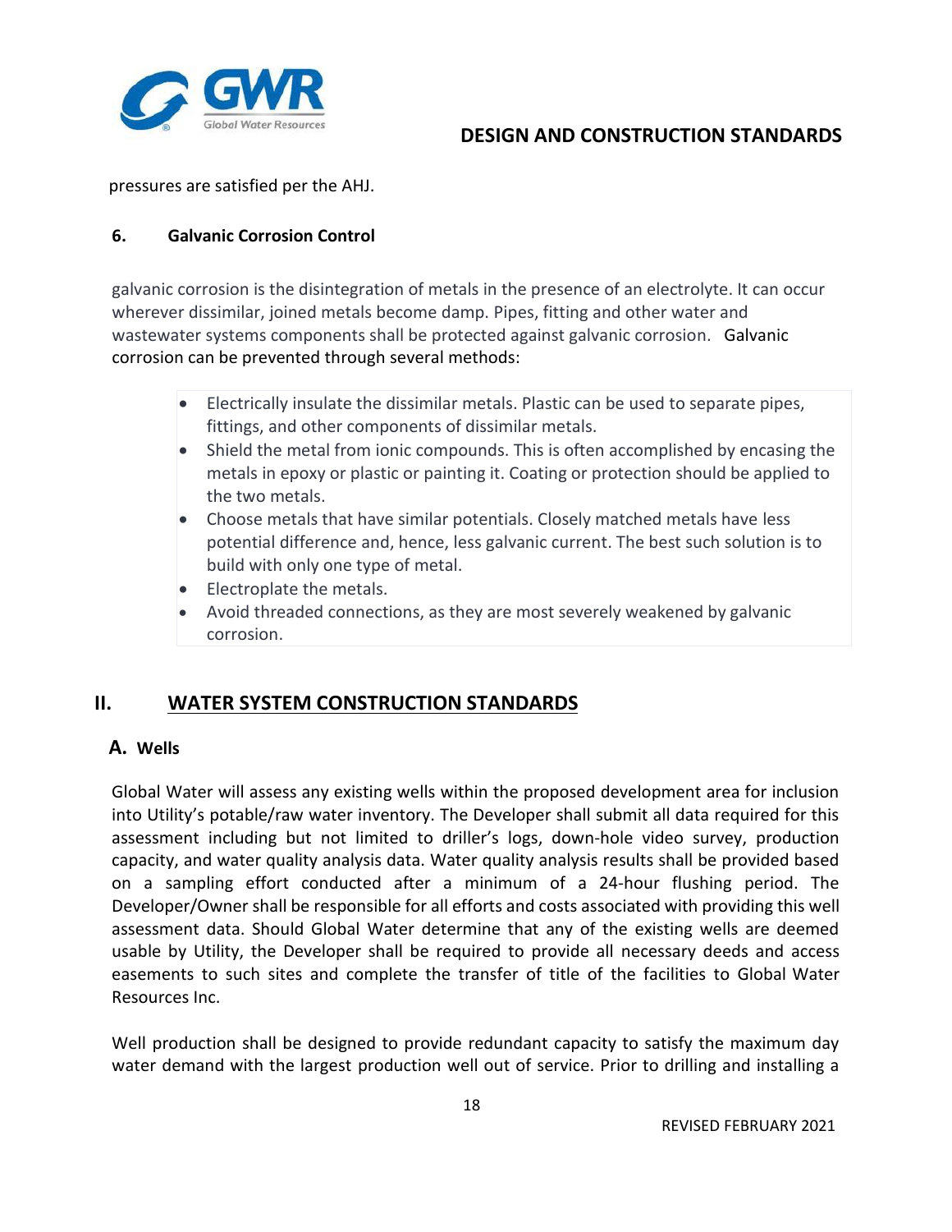pressures are satisfied per the AHJ.

### 6. Galvanic Corrosion Control

galvanic corrosion is the disintegration of metals in the presence of an electrolyte. It can occur wherever dissimilar, joined metals become damp. Pipes, fitting and other water and wastewater systems components shall be protected against galvanic corrosion. Galvanic corrosion can be prevented through several methods:

- Electrically insulate the dissimilar metals. Plastic can be used to separate pipes, fittings, and other components of dissimilar metals.
- Shield the metal from ionic compounds. This is often accomplished by encasing the metals in epoxy or plastic or painting it. Coating or protection should be applied to the two metals.
- Choose metals that have similar potentials. Closely matched metals have less potential difference and, hence, less galvanic current. The best such solution is to build with only one type of metal.
- Electroplate the metals.
- Avoid threaded connections, as they are most severely weakened by galvanic corrosion.

## II. WATER SYSTEM CONSTRUCTION STANDARDS

### A. Wells

Global Water will assess any existing wells within the proposed development area for inclusion into Utility's potable/raw water inventory. The Developer shall submit all data required for this assessment including but not limited to driller's logs, down-hole video survey, production capacity, and water quality analysis data. Water quality analysis results shall be provided based on a sampling effort conducted after a minimum of a 24-hour flushing period. The Developer/Owner shall be responsible for all efforts and costs associated with providing this well assessment data. Should Global Water determine that any of the existing wells are deemed usable by Utility, the Developer shall be required to provide all necessary deeds and access easements to such sites and complete the transfer of title of the facilities to Global Water Resources Inc.

Well production shall be designed to provide redundant capacity to satisfy the maximum day water demand with the largest production well out of service. Prior to drilling and installing a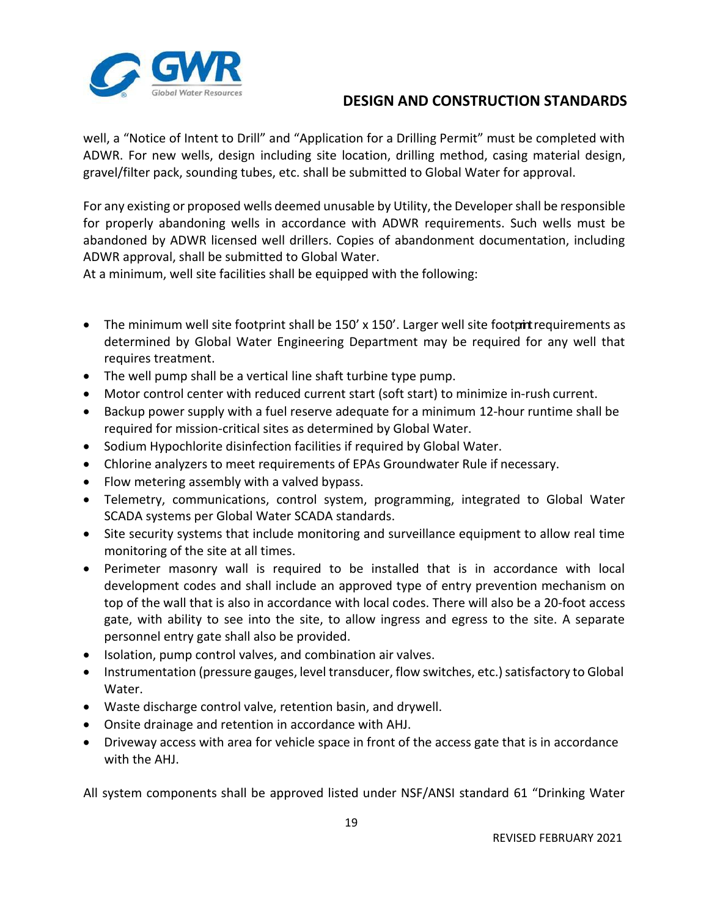well, a "Notice of Intent to Drill" and "Application for a Drilling Permit" must be completed with ADWR. For new wells, design including site location, drilling method, casing material design, gravel/filter pack, sounding tubes, etc. shall be submitted to Global Water for approval.

For any existing or proposed wells deemed unusable by Utility, the Developer shall be responsible for properly abandoning wells in accordance with ADWR requirements. Such wells must be abandoned by ADWR licensed well drillers. Copies of abandonment documentation, including ADWR approval, shall be submitted to Global Water.

At a minimum, well site facilities shall be equipped with the following:

- The minimum well site footprint shall be 150' x 150'. Larger well site footprint requirements as determined by Global Water Engineering Department may be required for any well that requires treatment.
- The well pump shall be a vertical line shaft turbine type pump.
- Motor control center with reduced current start (soft start) to minimize in-rush current.
- Backup power supply with a fuel reserve adequate for a minimum 12-hour runtime shall be required for mission-critical sites as determined by Global Water.
- Sodium Hypochlorite disinfection facilities if required by Global Water.
- Chlorine analyzers to meet requirements of EPAs Groundwater Rule if necessary.
- Flow metering assembly with a valved bypass.
- Telemetry, communications, control system, programming, integrated to Global Water SCADA systems per Global Water SCADA standards.
- Site security systems that include monitoring and surveillance equipment to allow real time monitoring of the site at all times.
- Perimeter masonry wall is required to be installed that is in accordance with local development codes and shall include an approved type of entry prevention mechanism on top of the wall that is also in accordance with local codes. There will also be a 20-foot access gate, with ability to see into the site, to allow ingress and egress to the site. A separate personnel entry gate shall also be provided.
- Isolation, pump control valves, and combination air valves.
- Instrumentation (pressure gauges, level transducer, flow switches, etc.) satisfactory to Global Water.
- Waste discharge control valve, retention basin, and drywell.
- Onsite drainage and retention in accordance with AHJ.
- Driveway access with area for vehicle space in front of the access gate that is in accordance with the AHJ.

All system components shall be approved listed under NSF/ANSI standard 61 "Drinking Water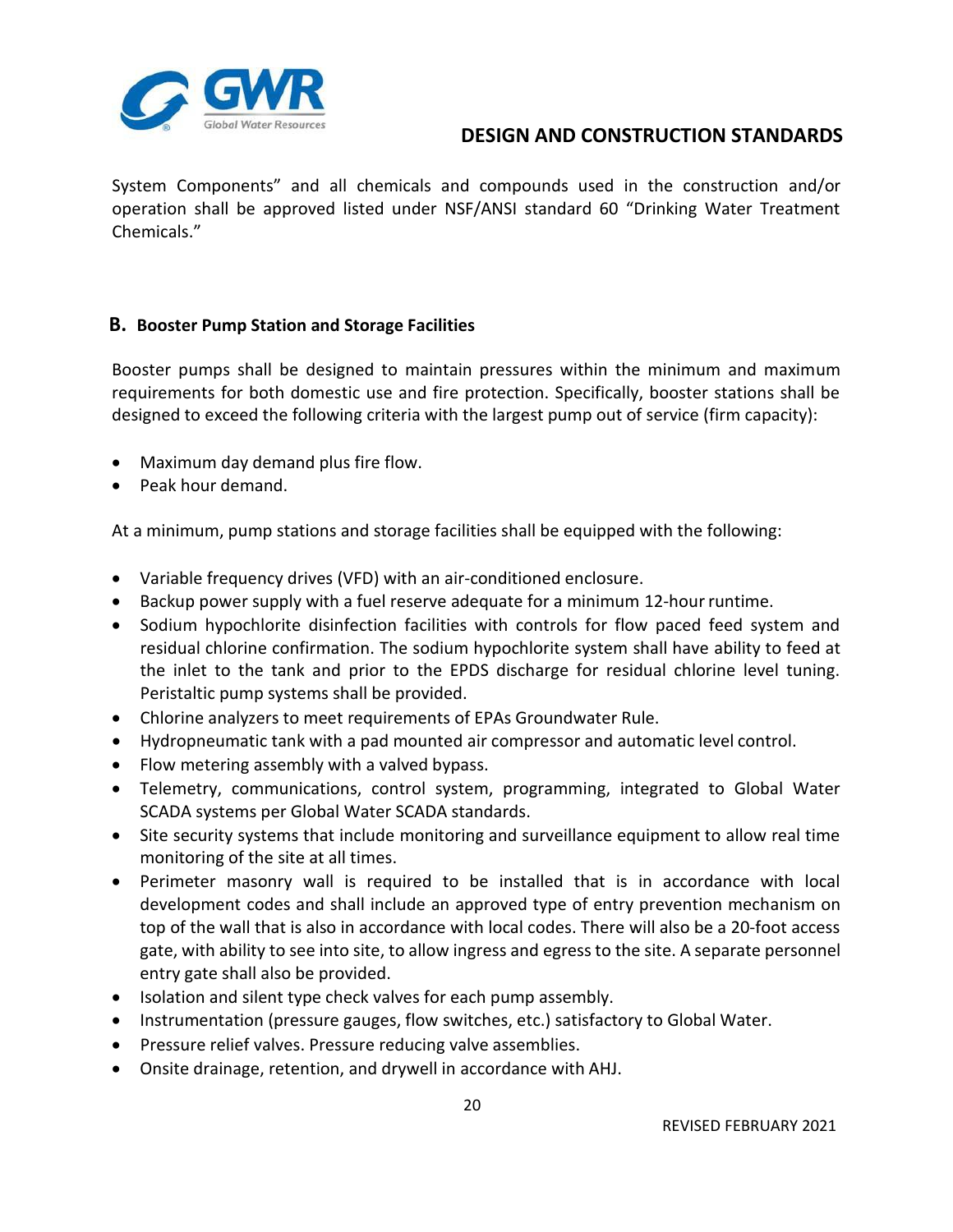System Components" and all chemicals and compounds used in the construction and/or operation shall be approved listed under NSF/ANSI standard 60 "Drinking Water Treatment Chemicals."

### B. Booster Pump Station and Storage Facilities

Booster pumps shall be designed to maintain pressures within the minimum and maximum requirements for both domestic use and fire protection. Specifically, booster stations shall be designed to exceed the following criteria with the largest pump out of service (firm capacity):

- Maximum day demand plus fire flow.
- Peak hour demand.

At a minimum, pump stations and storage facilities shall be equipped with the following:

- Variable frequency drives (VFD) with an air-conditioned enclosure.
- Backup power supply with a fuel reserve adequate for a minimum 12-hour runtime.
- Sodium hypochlorite disinfection facilities with controls for flow paced feed system and residual chlorine confirmation. The sodium hypochlorite system shall have ability to feed at the inlet to the tank and prior to the EPDS discharge for residual chlorine level tuning. Peristaltic pump systems shall be provided.
- Chlorine analyzers to meet requirements of EPAs Groundwater Rule.
- Hydropneumatic tank with a pad mounted air compressor and automatic level control.
- Flow metering assembly with a valved bypass.
- Telemetry, communications, control system, programming, integrated to Global Water SCADA systems per Global Water SCADA standards.
- Site security systems that include monitoring and surveillance equipment to allow real time monitoring of the site at all times.
- Perimeter masonry wall is required to be installed that is in accordance with local development codes and shall include an approved type of entry prevention mechanism on top of the wall that is also in accordance with local codes. There will also be a 20-foot access gate, with ability to see into site, to allow ingress and egress to the site. A separate personnel entry gate shall also be provided.
- Isolation and silent type check valves for each pump assembly.
- Instrumentation (pressure gauges, flow switches, etc.) satisfactory to Global Water.
- Pressure relief valves. Pressure reducing valve assemblies.
- Onsite drainage, retention, and drywell in accordance with AHJ.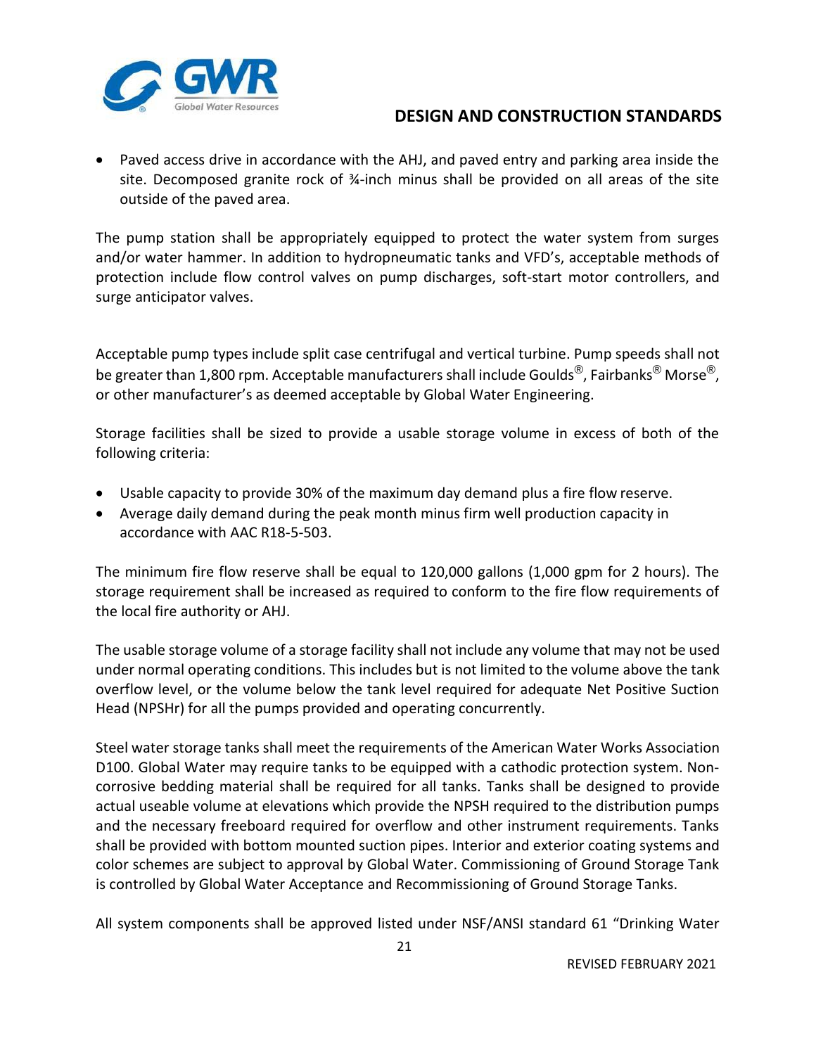- Paved access drive in accordance with the AHJ, and paved entry and parking area inside the site. Decomposed granite rock of ¾-inch minus shall be provided on all areas of the site outside of the paved area.

The pump station shall be appropriately equipped to protect the water system from surges and/or water hammer. In addition to hydropneumatic tanks and VFD's, acceptable methods of protection include flow control valves on pump discharges, soft-start motor controllers, and surge anticipator valves.

Acceptable pump types include split case centrifugal and vertical turbine. Pump speeds shall not be greater than 1,800 rpm. Acceptable manufacturers shall include Goulds®, Fairbanks® Morse®, or other manufacturer's as deemed acceptable by Global Water Engineering.

Storage facilities shall be sized to provide a usable storage volume in excess of both of the following criteria:

- Usable capacity to provide 30% of the maximum day demand plus a fire flow reserve.
- Average daily demand during the peak month minus firm well production capacity in accordance with AAC R18-5-503.

The minimum fire flow reserve shall be equal to 120,000 gallons (1,000 gpm for 2 hours). The storage requirement shall be increased as required to conform to the fire flow requirements of the local fire authority or AHJ.

The usable storage volume of a storage facility shall not include any volume that may not be used under normal operating conditions. This includes but is not limited to the volume above the tank overflow level, or the volume below the tank level required for adequate Net Positive Suction Head (NPSHr) for all the pumps provided and operating concurrently.

Steel water storage tanks shall meet the requirements of the American Water Works Association D100. Global Water may require tanks to be equipped with a cathodic protection system. Non-corrosive bedding material shall be required for all tanks. Tanks shall be designed to provide actual useable volume at elevations which provide the NPSH required to the distribution pumps and the necessary freeboard required for overflow and other instrument requirements. Tanks shall be provided with bottom mounted suction pipes. Interior and exterior coating systems and color schemes are subject to approval by Global Water. Commissioning of Ground Storage Tank is controlled by Global Water Acceptance and Recommissioning of Ground Storage Tanks.

All system components shall be approved listed under NSF/ANSI standard 61 "Drinking Water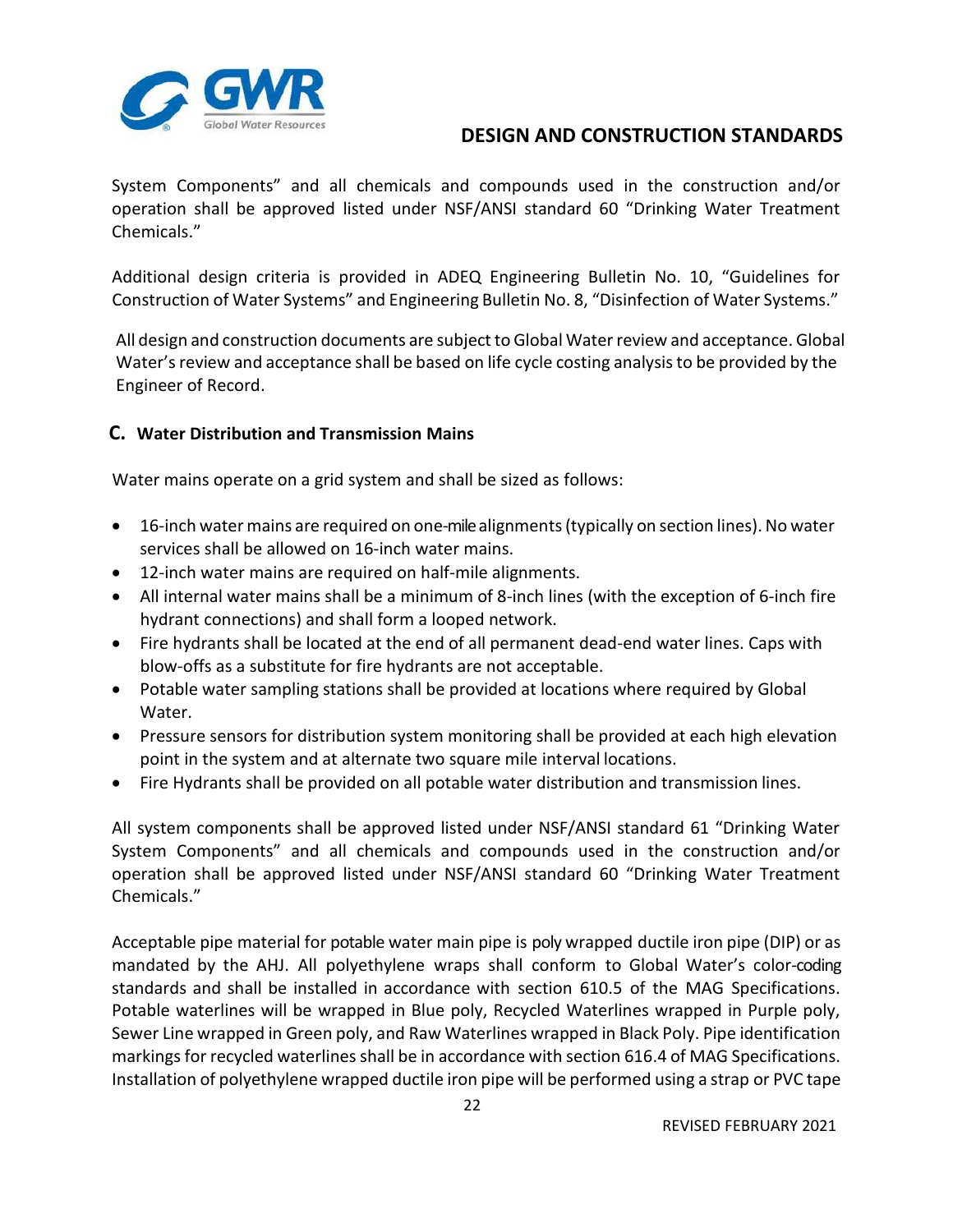System Components" and all chemicals and compounds used in the construction and/or operation shall be approved listed under NSF/ANSI standard 60 "Drinking Water Treatment Chemicals."

Additional design criteria is provided in ADEQ Engineering Bulletin No. 10, "Guidelines for Construction of Water Systems" and Engineering Bulletin No. 8, "Disinfection of Water Systems."

All design and construction documents are subject to Global Water review and acceptance. Global Water's review and acceptance shall be based on life cycle costing analysis to be provided by the Engineer of Record.

### C. Water Distribution and Transmission Mains

Water mains operate on a grid system and shall be sized as follows:

- 16-inch water mains are required on one-mile alignments (typically on section lines). No water services shall be allowed on 16-inch water mains.
- 12-inch water mains are required on half-mile alignments.
- All internal water mains shall be a minimum of 8-inch lines (with the exception of 6-inch fire hydrant connections) and shall form a looped network.
- Fire hydrants shall be located at the end of all permanent dead-end water lines. Caps with blow-offs as a substitute for fire hydrants are not acceptable.
- Potable water sampling stations shall be provided at locations where required by Global Water.
- Pressure sensors for distribution system monitoring shall be provided at each high elevation point in the system and at alternate two square mile interval locations.
- Fire Hydrants shall be provided on all potable water distribution and transmission lines.

All system components shall be approved listed under NSF/ANSI standard 61 "Drinking Water System Components" and all chemicals and compounds used in the construction and/or operation shall be approved listed under NSF/ANSI standard 60 "Drinking Water Treatment Chemicals."

Acceptable pipe material for potable water main pipe is poly wrapped ductile iron pipe (DIP) or as mandated by the AHJ. All polyethylene wraps shall conform to Global Water's color-coding standards and shall be installed in accordance with section 610.5 of the MAG Specifications. Potable waterlines will be wrapped in Blue poly, Recycled Waterlines wrapped in Purple poly, Sewer Line wrapped in Green poly, and Raw Waterlines wrapped in Black Poly. Pipe identification markings for recycled waterlines shall be in accordance with section 616.4 of MAG Specifications. Installation of polyethylene wrapped ductile iron pipe will be performed using a strap or PVC tape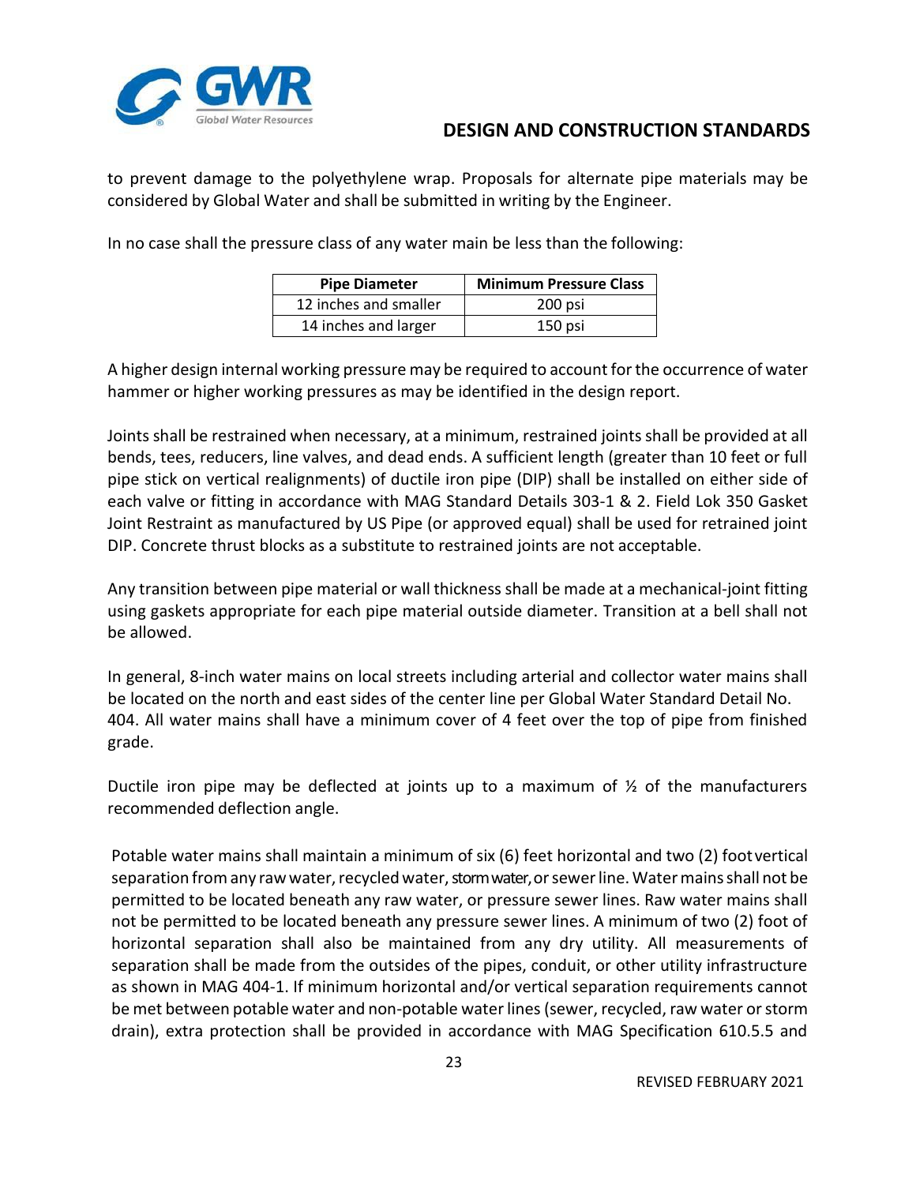to prevent damage to the polyethylene wrap. Proposals for alternate pipe materials may be considered by Global Water and shall be submitted in writing by the Engineer.

In no case shall the pressure class of any water main be less than the following:

| Pipe Diameter | Minimum Pressure Class |
| --- | --- |
| 12 inches and smaller | 200 psi |
| 14 inches and larger | 150 psi |

A higher design internal working pressure may be required to account for the occurrence of water hammer or higher working pressures as may be identified in the design report.

Joints shall be restrained when necessary, at a minimum, restrained joints shall be provided at all bends, tees, reducers, line valves, and dead ends. A sufficient length (greater than 10 feet or full pipe stick on vertical realignments) of ductile iron pipe (DIP) shall be installed on either side of each valve or fitting in accordance with MAG Standard Details 303-1 & 2. Field Lok 350 Gasket Joint Restraint as manufactured by US Pipe (or approved equal) shall be used for retrained joint DIP. Concrete thrust blocks as a substitute to restrained joints are not acceptable.

Any transition between pipe material or wall thickness shall be made at a mechanical-joint fitting using gaskets appropriate for each pipe material outside diameter. Transition at a bell shall not be allowed.

In general, 8-inch water mains on local streets including arterial and collector water mains shall be located on the north and east sides of the center line per Global Water Standard Detail No. 404. All water mains shall have a minimum cover of 4 feet over the top of pipe from finished grade.

Ductile iron pipe may be deflected at joints up to a maximum of ½ of the manufacturers recommended deflection angle.

Potable water mains shall maintain a minimum of six (6) feet horizontal and two (2) foot vertical separation from any raw water, recycled water, storm water, or sewer line. Water mains shall not be permitted to be located beneath any raw water, or pressure sewer lines. Raw water mains shall not be permitted to be located beneath any pressure sewer lines. A minimum of two (2) foot of horizontal separation shall also be maintained from any dry utility. All measurements of separation shall be made from the outsides of the pipes, conduit, or other utility infrastructure as shown in MAG 404-1. If minimum horizontal and/or vertical separation requirements cannot be met between potable water and non-potable water lines (sewer, recycled, raw water or storm drain), extra protection shall be provided in accordance with MAG Specification 610.5.5 and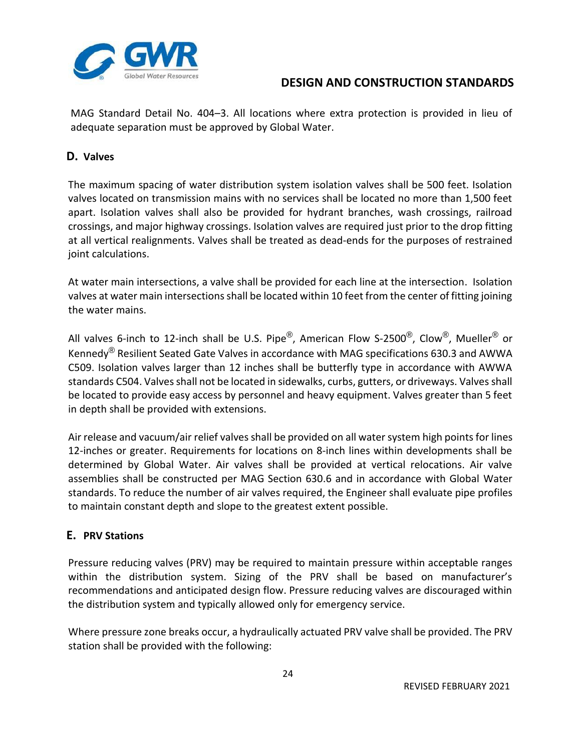MAG Standard Detail No. 404–3. All locations where extra protection is provided in lieu of adequate separation must be approved by Global Water.

## D. Valves

The maximum spacing of water distribution system isolation valves shall be 500 feet. Isolation valves located on transmission mains with no services shall be located no more than 1,500 feet apart. Isolation valves shall also be provided for hydrant branches, wash crossings, railroad crossings, and major highway crossings. Isolation valves are required just prior to the drop fitting at all vertical realignments. Valves shall be treated as dead-ends for the purposes of restrained joint calculations.

At water main intersections, a valve shall be provided for each line at the intersection. Isolation valves at water main intersections shall be located within 10 feet from the center of fitting joining the water mains.

All valves 6-inch to 12-inch shall be U.S. Pipe®, American Flow S-2500®, Clow®, Mueller® or Kennedy® Resilient Seated Gate Valves in accordance with MAG specifications 630.3 and AWWA C509. Isolation valves larger than 12 inches shall be butterfly type in accordance with AWWA standards C504. Valves shall not be located in sidewalks, curbs, gutters, or driveways. Valves shall be located to provide easy access by personnel and heavy equipment. Valves greater than 5 feet in depth shall be provided with extensions.

Air release and vacuum/air relief valves shall be provided on all water system high points for lines 12-inches or greater. Requirements for locations on 8-inch lines within developments shall be determined by Global Water. Air valves shall be provided at vertical relocations. Air valve assemblies shall be constructed per MAG Section 630.6 and in accordance with Global Water standards. To reduce the number of air valves required, the Engineer shall evaluate pipe profiles to maintain constant depth and slope to the greatest extent possible.

## E. PRV Stations

Pressure reducing valves (PRV) may be required to maintain pressure within acceptable ranges within the distribution system. Sizing of the PRV shall be based on manufacturer's recommendations and anticipated design flow. Pressure reducing valves are discouraged within the distribution system and typically allowed only for emergency service.

Where pressure zone breaks occur, a hydraulically actuated PRV valve shall be provided. The PRV station shall be provided with the following: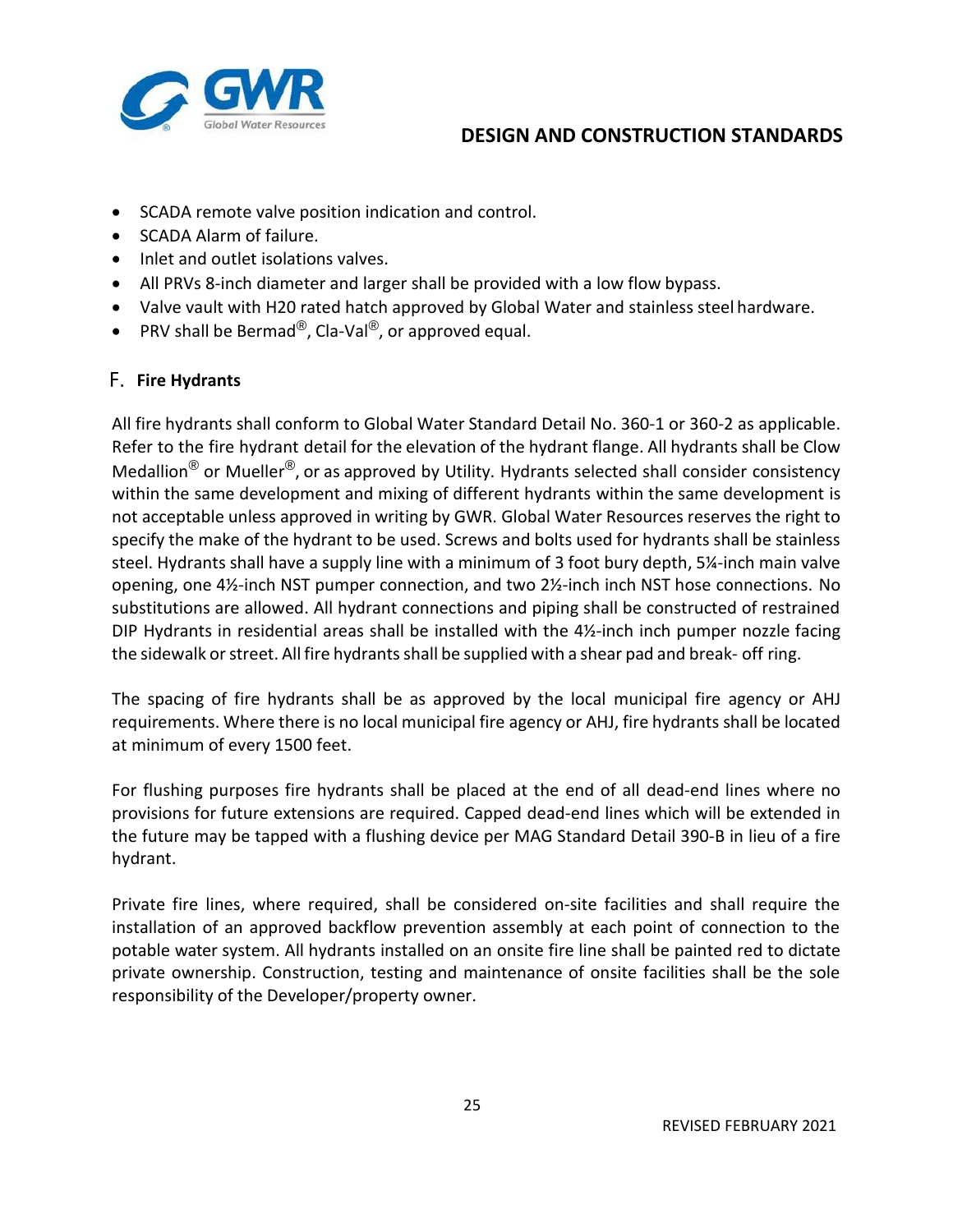- SCADA remote valve position indication and control.
- SCADA Alarm of failure.
- Inlet and outlet isolations valves.
- All PRVs 8-inch diameter and larger shall be provided with a low flow bypass.
- Valve vault with H20 rated hatch approved by Global Water and stainless steel hardware.
- PRV shall be Bermad®, Cla-Val®, or approved equal.

### F. Fire Hydrants

All fire hydrants shall conform to Global Water Standard Detail No. 360-1 or 360-2 as applicable. Refer to the fire hydrant detail for the elevation of the hydrant flange. All hydrants shall be Clow Medallion® or Mueller®, or as approved by Utility. Hydrants selected shall consider consistency within the same development and mixing of different hydrants within the same development is not acceptable unless approved in writing by GWR. Global Water Resources reserves the right to specify the make of the hydrant to be used. Screws and bolts used for hydrants shall be stainless steel. Hydrants shall have a supply line with a minimum of 3 foot bury depth, 5¼-inch main valve opening, one 4½-inch NST pumper connection, and two 2½-inch inch NST hose connections. No substitutions are allowed. All hydrant connections and piping shall be constructed of restrained DIP Hydrants in residential areas shall be installed with the 4½-inch inch pumper nozzle facing the sidewalk or street. All fire hydrants shall be supplied with a shear pad and break- off ring.

The spacing of fire hydrants shall be as approved by the local municipal fire agency or AHJ requirements. Where there is no local municipal fire agency or AHJ, fire hydrants shall be located at minimum of every 1500 feet.

For flushing purposes fire hydrants shall be placed at the end of all dead-end lines where no provisions for future extensions are required. Capped dead-end lines which will be extended in the future may be tapped with a flushing device per MAG Standard Detail 390-B in lieu of a fire hydrant.

Private fire lines, where required, shall be considered on-site facilities and shall require the installation of an approved backflow prevention assembly at each point of connection to the potable water system. All hydrants installed on an onsite fire line shall be painted red to dictate private ownership. Construction, testing and maintenance of onsite facilities shall be the sole responsibility of the Developer/property owner.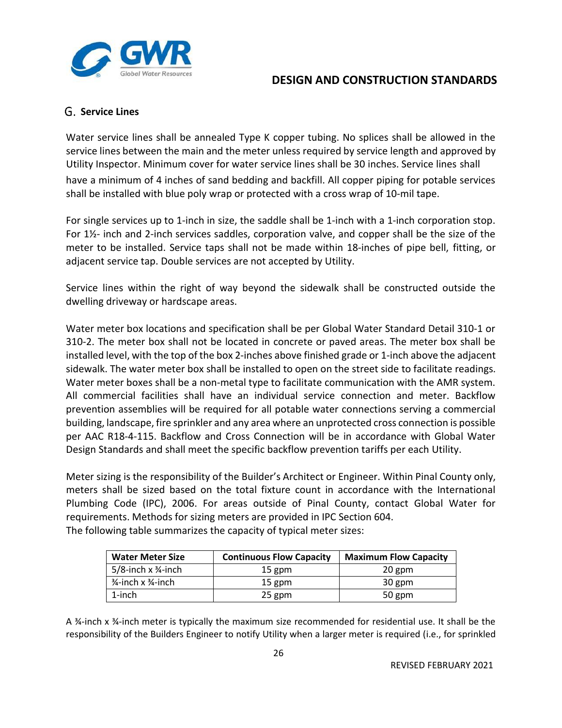## G. Service Lines

Water service lines shall be annealed Type K copper tubing. No splices shall be allowed in the service lines between the main and the meter unless required by service length and approved by Utility Inspector. Minimum cover for water service lines shall be 30 inches. Service lines shall have a minimum of 4 inches of sand bedding and backfill. All copper piping for potable services shall be installed with blue poly wrap or protected with a cross wrap of 10-mil tape.

For single services up to 1-inch in size, the saddle shall be 1-inch with a 1-inch corporation stop. For 1½- inch and 2-inch services saddles, corporation valve, and copper shall be the size of the meter to be installed. Service taps shall not be made within 18-inches of pipe bell, fitting, or adjacent service tap. Double services are not accepted by Utility.

Service lines within the right of way beyond the sidewalk shall be constructed outside the dwelling driveway or hardscape areas.

Water meter box locations and specification shall be per Global Water Standard Detail 310-1 or 310-2. The meter box shall not be located in concrete or paved areas. The meter box shall be installed level, with the top of the box 2-inches above finished grade or 1-inch above the adjacent sidewalk. The water meter box shall be installed to open on the street side to facilitate readings. Water meter boxes shall be a non-metal type to facilitate communication with the AMR system. All commercial facilities shall have an individual service connection and meter. Backflow prevention assemblies will be required for all potable water connections serving a commercial building, landscape, fire sprinkler and any area where an unprotected cross connection is possible per AAC R18-4-115. Backflow and Cross Connection will be in accordance with Global Water Design Standards and shall meet the specific backflow prevention tariffs per each Utility.

Meter sizing is the responsibility of the Builder's Architect or Engineer. Within Pinal County only, meters shall be sized based on the total fixture count in accordance with the International Plumbing Code (IPC), 2006. For areas outside of Pinal County, contact Global Water for requirements. Methods for sizing meters are provided in IPC Section 604.
The following table summarizes the capacity of typical meter sizes:

| Water Meter Size | Continuous Flow Capacity | Maximum Flow Capacity |
|---|---|---|
| 5/8-inch x ¾-inch | 15 gpm | 20 gpm |
| ¾-inch x ¾-inch | 15 gpm | 30 gpm |
| 1-inch | 25 gpm | 50 gpm |

A ¾-inch x ¾-inch meter is typically the maximum size recommended for residential use. It shall be the responsibility of the Builders Engineer to notify Utility when a larger meter is required (i.e., for sprinkled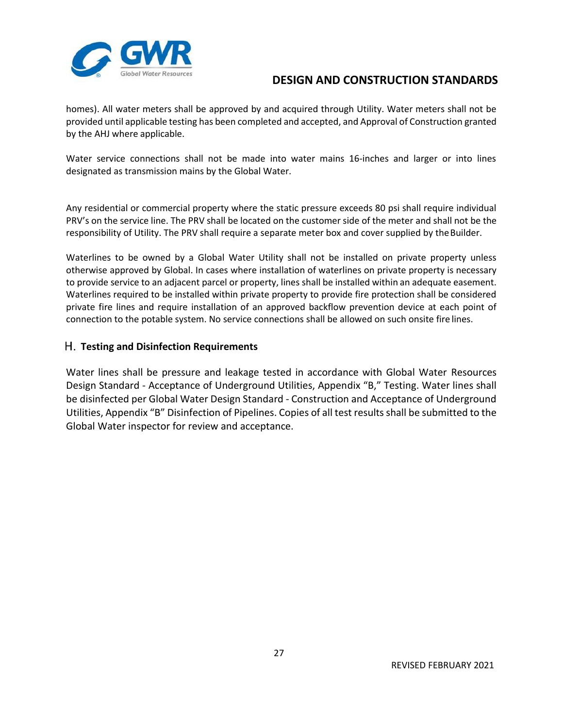homes). All water meters shall be approved by and acquired through Utility. Water meters shall not be provided until applicable testing has been completed and accepted, and Approval of Construction granted by the AHJ where applicable.

Water service connections shall not be made into water mains 16-inches and larger or into lines designated as transmission mains by the Global Water.

Any residential or commercial property where the static pressure exceeds 80 psi shall require individual PRV's on the service line. The PRV shall be located on the customer side of the meter and shall not be the responsibility of Utility. The PRV shall require a separate meter box and cover supplied by the Builder.

Waterlines to be owned by a Global Water Utility shall not be installed on private property unless otherwise approved by Global. In cases where installation of waterlines on private property is necessary to provide service to an adjacent parcel or property, lines shall be installed within an adequate easement. Waterlines required to be installed within private property to provide fire protection shall be considered private fire lines and require installation of an approved backflow prevention device at each point of connection to the potable system. No service connections shall be allowed on such onsite fire lines.

## H. Testing and Disinfection Requirements

Water lines shall be pressure and leakage tested in accordance with Global Water Resources Design Standard - Acceptance of Underground Utilities, Appendix "B," Testing. Water lines shall be disinfected per Global Water Design Standard - Construction and Acceptance of Underground Utilities, Appendix "B" Disinfection of Pipelines. Copies of all test results shall be submitted to the Global Water inspector for review and acceptance.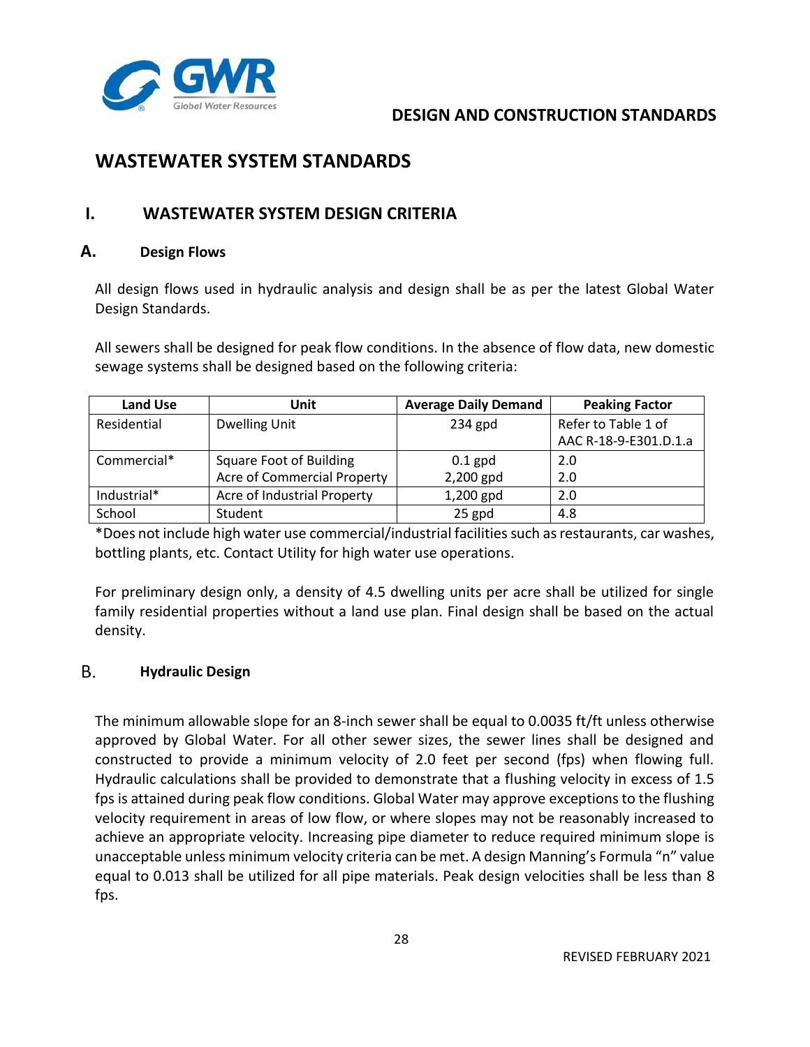# WASTEWATER SYSTEM STANDARDS

## I. WASTEWATER SYSTEM DESIGN CRITERIA

### A. Design Flows

All design flows used in hydraulic analysis and design shall be as per the latest Global Water Design Standards.

All sewers shall be designed for peak flow conditions. In the absence of flow data, new domestic sewage systems shall be designed based on the following criteria:

| Land Use | Unit | Average Daily Demand | Peaking Factor |
|---|---|---|---|
| Residential | Dwelling Unit | 234 gpd | Refer to Table 1 of AAC R-18-9-E301.D.1.a |
| Commercial* | Square Foot of Building<br>Acre of Commercial Property | 0.1 gpd<br>2,200 gpd | 2.0<br>2.0 |
| Industrial* | Acre of Industrial Property | 1,200 gpd | 2.0 |
| School | Student | 25 gpd | 4.8 |

*Does not include high water use commercial/industrial facilities such as restaurants, car washes, bottling plants, etc. Contact Utility for high water use operations.

For preliminary design only, a density of 4.5 dwelling units per acre shall be utilized for single family residential properties without a land use plan. Final design shall be based on the actual density.

### B. Hydraulic Design

The minimum allowable slope for an 8-inch sewer shall be equal to 0.0035 ft/ft unless otherwise approved by Global Water. For all other sewer sizes, the sewer lines shall be designed and constructed to provide a minimum velocity of 2.0 feet per second (fps) when flowing full. Hydraulic calculations shall be provided to demonstrate that a flushing velocity in excess of 1.5 fps is attained during peak flow conditions. Global Water may approve exceptions to the flushing velocity requirement in areas of low flow, or where slopes may not be reasonably increased to achieve an appropriate velocity. Increasing pipe diameter to reduce required minimum slope is unacceptable unless minimum velocity criteria can be met. A design Manning's Formula "n" value equal to 0.013 shall be utilized for all pipe materials. Peak design velocities shall be less than 8 fps.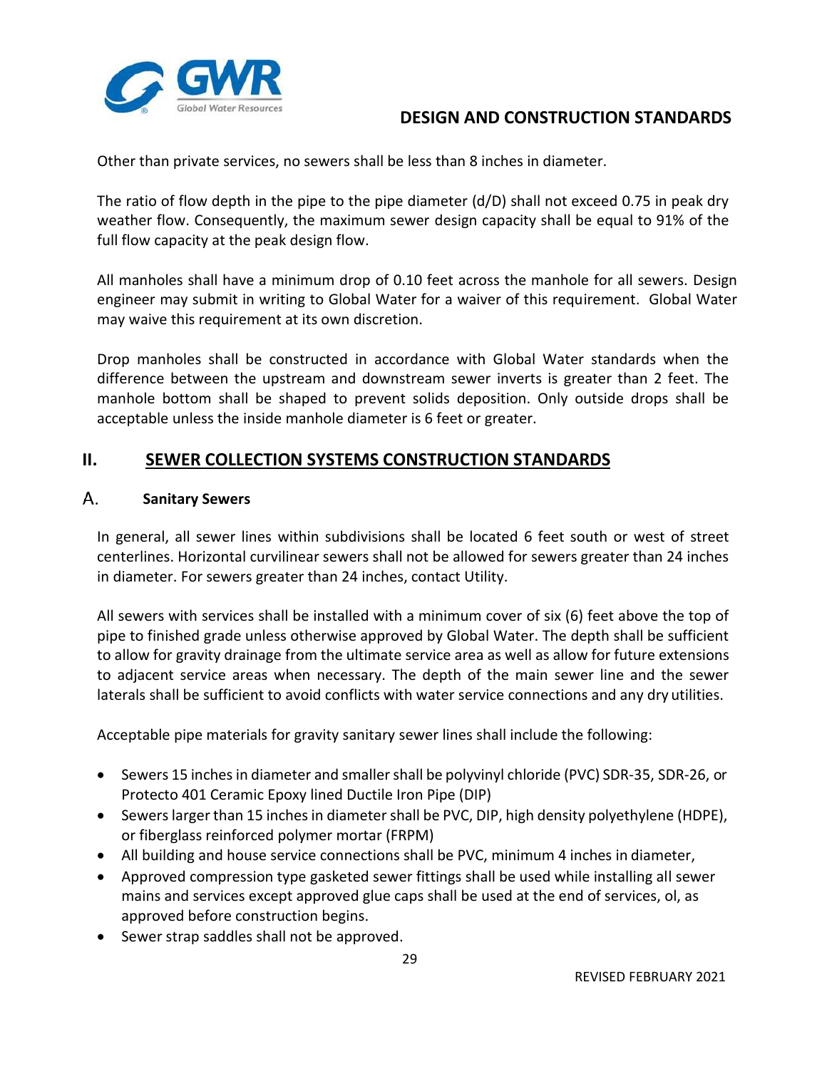Other than private services, no sewers shall be less than 8 inches in diameter.

The ratio of flow depth in the pipe to the pipe diameter (d/D) shall not exceed 0.75 in peak dry weather flow. Consequently, the maximum sewer design capacity shall be equal to 91% of the full flow capacity at the peak design flow.

All manholes shall have a minimum drop of 0.10 feet across the manhole for all sewers. Design engineer may submit in writing to Global Water for a waiver of this requirement. Global Water may waive this requirement at its own discretion.

Drop manholes shall be constructed in accordance with Global Water standards when the difference between the upstream and downstream sewer inverts is greater than 2 feet. The manhole bottom shall be shaped to prevent solids deposition. Only outside drops shall be acceptable unless the inside manhole diameter is 6 feet or greater.

## II. SEWER COLLECTION SYSTEMS CONSTRUCTION STANDARDS

### A. Sanitary Sewers

In general, all sewer lines within subdivisions shall be located 6 feet south or west of street centerlines. Horizontal curvilinear sewers shall not be allowed for sewers greater than 24 inches in diameter. For sewers greater than 24 inches, contact Utility.

All sewers with services shall be installed with a minimum cover of six (6) feet above the top of pipe to finished grade unless otherwise approved by Global Water. The depth shall be sufficient to allow for gravity drainage from the ultimate service area as well as allow for future extensions to adjacent service areas when necessary. The depth of the main sewer line and the sewer laterals shall be sufficient to avoid conflicts with water service connections and any dry utilities.

Acceptable pipe materials for gravity sanitary sewer lines shall include the following:

- Sewers 15 inches in diameter and smaller shall be polyvinyl chloride (PVC) SDR-35, SDR-26, or Protecto 401 Ceramic Epoxy lined Ductile Iron Pipe (DIP)
- Sewers larger than 15 inches in diameter shall be PVC, DIP, high density polyethylene (HDPE), or fiberglass reinforced polymer mortar (FRPM)
- All building and house service connections shall be PVC, minimum 4 inches in diameter,
- Approved compression type gasketed sewer fittings shall be used while installing all sewer mains and services except approved glue caps shall be used at the end of services, ol, as approved before construction begins.
- Sewer strap saddles shall not be approved.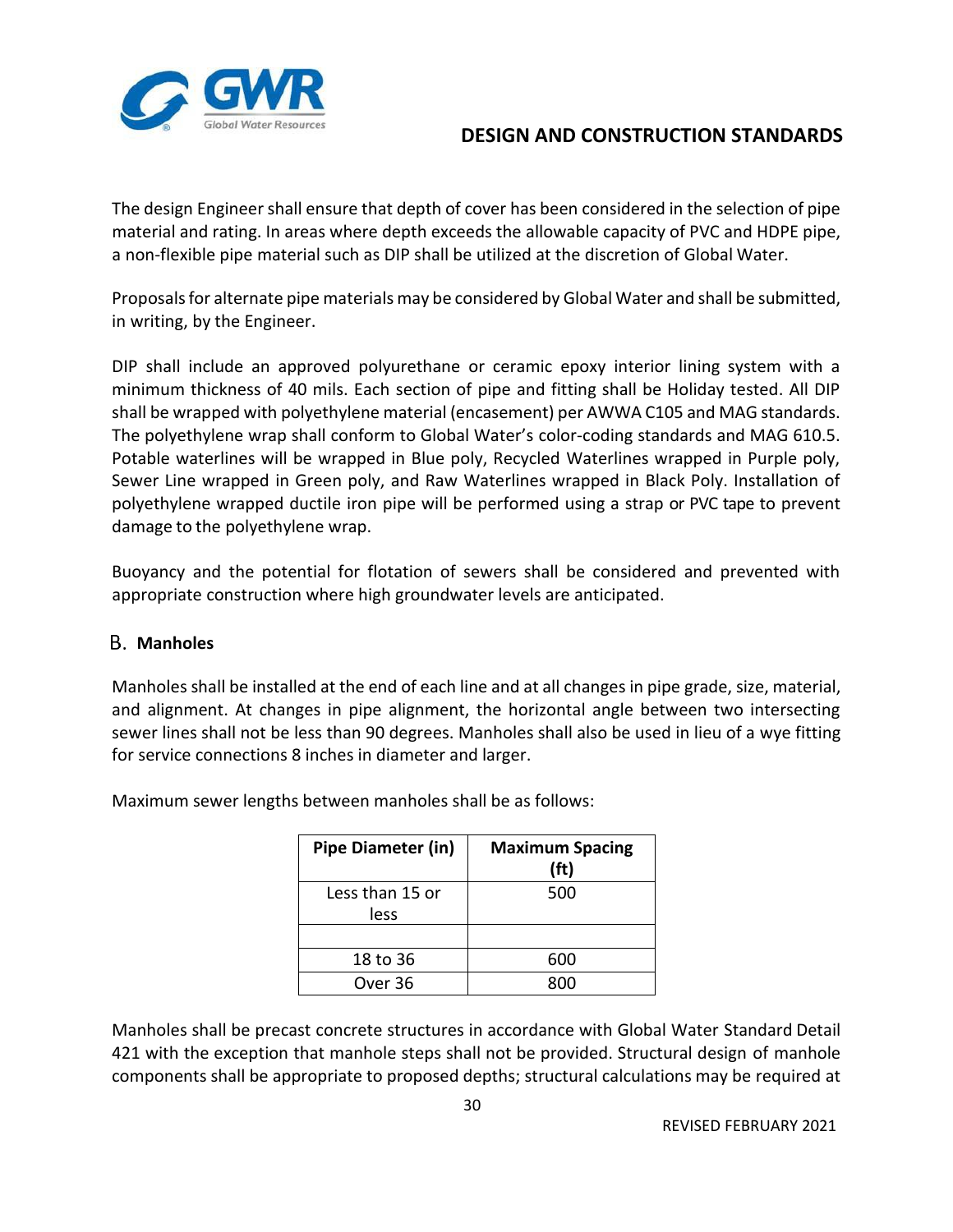The design Engineer shall ensure that depth of cover has been considered in the selection of pipe material and rating. In areas where depth exceeds the allowable capacity of PVC and HDPE pipe, a non-flexible pipe material such as DIP shall be utilized at the discretion of Global Water.

Proposals for alternate pipe materials may be considered by Global Water and shall be submitted, in writing, by the Engineer.

DIP shall include an approved polyurethane or ceramic epoxy interior lining system with a minimum thickness of 40 mils. Each section of pipe and fitting shall be Holiday tested. All DIP shall be wrapped with polyethylene material (encasement) per AWWA C105 and MAG standards. The polyethylene wrap shall conform to Global Water's color-coding standards and MAG 610.5. Potable waterlines will be wrapped in Blue poly, Recycled Waterlines wrapped in Purple poly, Sewer Line wrapped in Green poly, and Raw Waterlines wrapped in Black Poly. Installation of polyethylene wrapped ductile iron pipe will be performed using a strap or PVC tape to prevent damage to the polyethylene wrap.

Buoyancy and the potential for flotation of sewers shall be considered and prevented with appropriate construction where high groundwater levels are anticipated.

## B. Manholes

Manholes shall be installed at the end of each line and at all changes in pipe grade, size, material, and alignment. At changes in pipe alignment, the horizontal angle between two intersecting sewer lines shall not be less than 90 degrees. Manholes shall also be used in lieu of a wye fitting for service connections 8 inches in diameter and larger.

Maximum sewer lengths between manholes shall be as follows:

| Pipe Diameter (in) | Maximum Spacing (ft) |
|---|---|
| Less than 15 or less | 500 |
| | |
| 18 to 36 | 600 |
| Over 36 | 800 |

Manholes shall be precast concrete structures in accordance with Global Water Standard Detail 421 with the exception that manhole steps shall not be provided. Structural design of manhole components shall be appropriate to proposed depths; structural calculations may be required at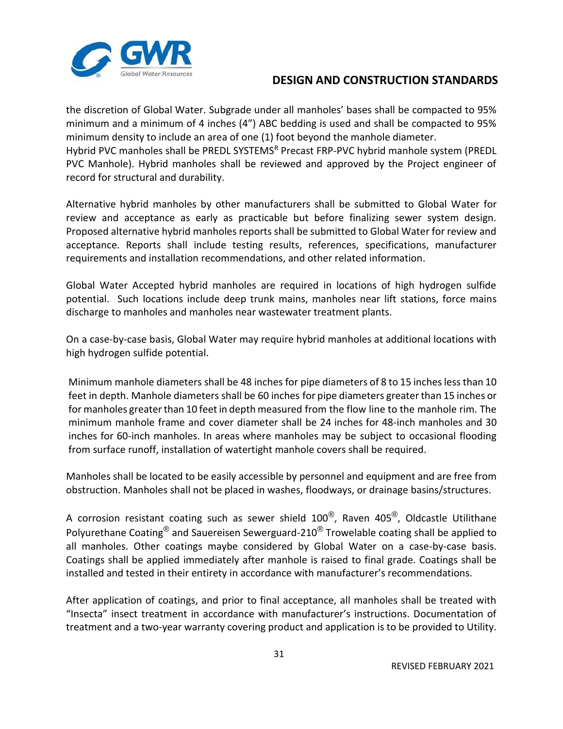the discretion of Global Water. Subgrade under all manholes' bases shall be compacted to 95% minimum and a minimum of 4 inches (4") ABC bedding is used and shall be compacted to 95% minimum density to include an area of one (1) foot beyond the manhole diameter.
Hybrid PVC manholes shall be PREDL SYSTEMS[R] Precast FRP-PVC hybrid manhole system (PREDL PVC Manhole). Hybrid manholes shall be reviewed and approved by the Project engineer of record for structural and durability.

Alternative hybrid manholes by other manufacturers shall be submitted to Global Water for review and acceptance as early as practicable but before finalizing sewer system design. Proposed alternative hybrid manholes reports shall be submitted to Global Water for review and acceptance. Reports shall include testing results, references, specifications, manufacturer requirements and installation recommendations, and other related information.

Global Water Accepted hybrid manholes are required in locations of high hydrogen sulfide potential. Such locations include deep trunk mains, manholes near lift stations, force mains discharge to manholes and manholes near wastewater treatment plants.

On a case-by-case basis, Global Water may require hybrid manholes at additional locations with high hydrogen sulfide potential.

Minimum manhole diameters shall be 48 inches for pipe diameters of 8 to 15 inches less than 10 feet in depth. Manhole diameters shall be 60 inches for pipe diameters greater than 15 inches or for manholes greater than 10 feet in depth measured from the flow line to the manhole rim. The minimum manhole frame and cover diameter shall be 24 inches for 48-inch manholes and 30 inches for 60-inch manholes. In areas where manholes may be subject to occasional flooding from surface runoff, installation of watertight manhole covers shall be required.

Manholes shall be located to be easily accessible by personnel and equipment and are free from obstruction. Manholes shall not be placed in washes, floodways, or drainage basins/structures.

A corrosion resistant coating such as sewer shield 100®, Raven 405®, Oldcastle Utilithane Polyurethane Coating® and Sauereisen Sewerguard-210® Trowelable coating shall be applied to all manholes. Other coatings maybe considered by Global Water on a case-by-case basis. Coatings shall be applied immediately after manhole is raised to final grade. Coatings shall be installed and tested in their entirety in accordance with manufacturer's recommendations.

After application of coatings, and prior to final acceptance, all manholes shall be treated with "Insecta" insect treatment in accordance with manufacturer's instructions. Documentation of treatment and a two-year warranty covering product and application is to be provided to Utility.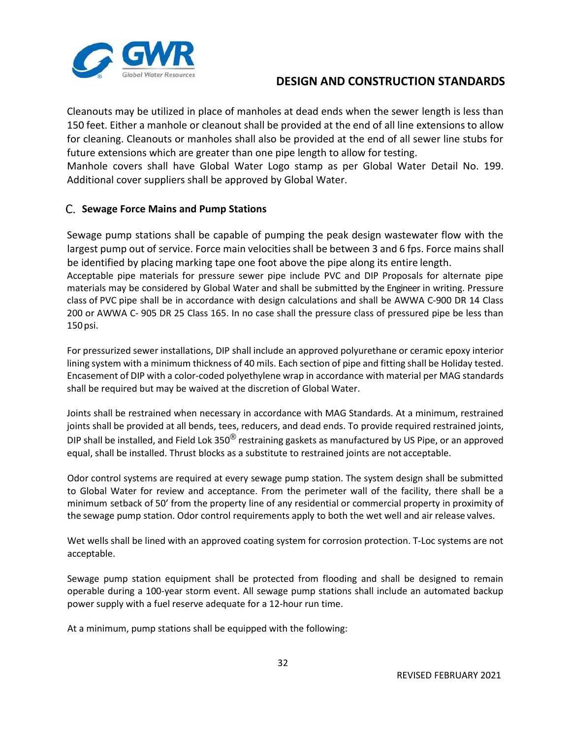Cleanouts may be utilized in place of manholes at dead ends when the sewer length is less than 150 feet. Either a manhole or cleanout shall be provided at the end of all line extensions to allow for cleaning. Cleanouts or manholes shall also be provided at the end of all sewer line stubs for future extensions which are greater than one pipe length to allow for testing.

Manhole covers shall have Global Water Logo stamp as per Global Water Detail No. 199. Additional cover suppliers shall be approved by Global Water.

### C. Sewage Force Mains and Pump Stations

Sewage pump stations shall be capable of pumping the peak design wastewater flow with the largest pump out of service. Force main velocities shall be between 3 and 6 fps. Force mains shall be identified by placing marking tape one foot above the pipe along its entire length.

Acceptable pipe materials for pressure sewer pipe include PVC and DIP Proposals for alternate pipe materials may be considered by Global Water and shall be submitted by the Engineer in writing. Pressure class of PVC pipe shall be in accordance with design calculations and shall be AWWA C-900 DR 14 Class 200 or AWWA C- 905 DR 25 Class 165. In no case shall the pressure class of pressured pipe be less than 150 psi.

For pressurized sewer installations, DIP shall include an approved polyurethane or ceramic epoxy interior lining system with a minimum thickness of 40 mils. Each section of pipe and fitting shall be Holiday tested. Encasement of DIP with a color-coded polyethylene wrap in accordance with material per MAG standards shall be required but may be waived at the discretion of Global Water.

Joints shall be restrained when necessary in accordance with MAG Standards. At a minimum, restrained joints shall be provided at all bends, tees, reducers, and dead ends. To provide required restrained joints, DIP shall be installed, and Field Lok 350® restraining gaskets as manufactured by US Pipe, or an approved equal, shall be installed. Thrust blocks as a substitute to restrained joints are not acceptable.

Odor control systems are required at every sewage pump station. The system design shall be submitted to Global Water for review and acceptance. From the perimeter wall of the facility, there shall be a minimum setback of 50' from the property line of any residential or commercial property in proximity of the sewage pump station. Odor control requirements apply to both the wet well and air release valves.

Wet wells shall be lined with an approved coating system for corrosion protection. T-Loc systems are not acceptable.

Sewage pump station equipment shall be protected from flooding and shall be designed to remain operable during a 100-year storm event. All sewage pump stations shall include an automated backup power supply with a fuel reserve adequate for a 12-hour run time.

At a minimum, pump stations shall be equipped with the following: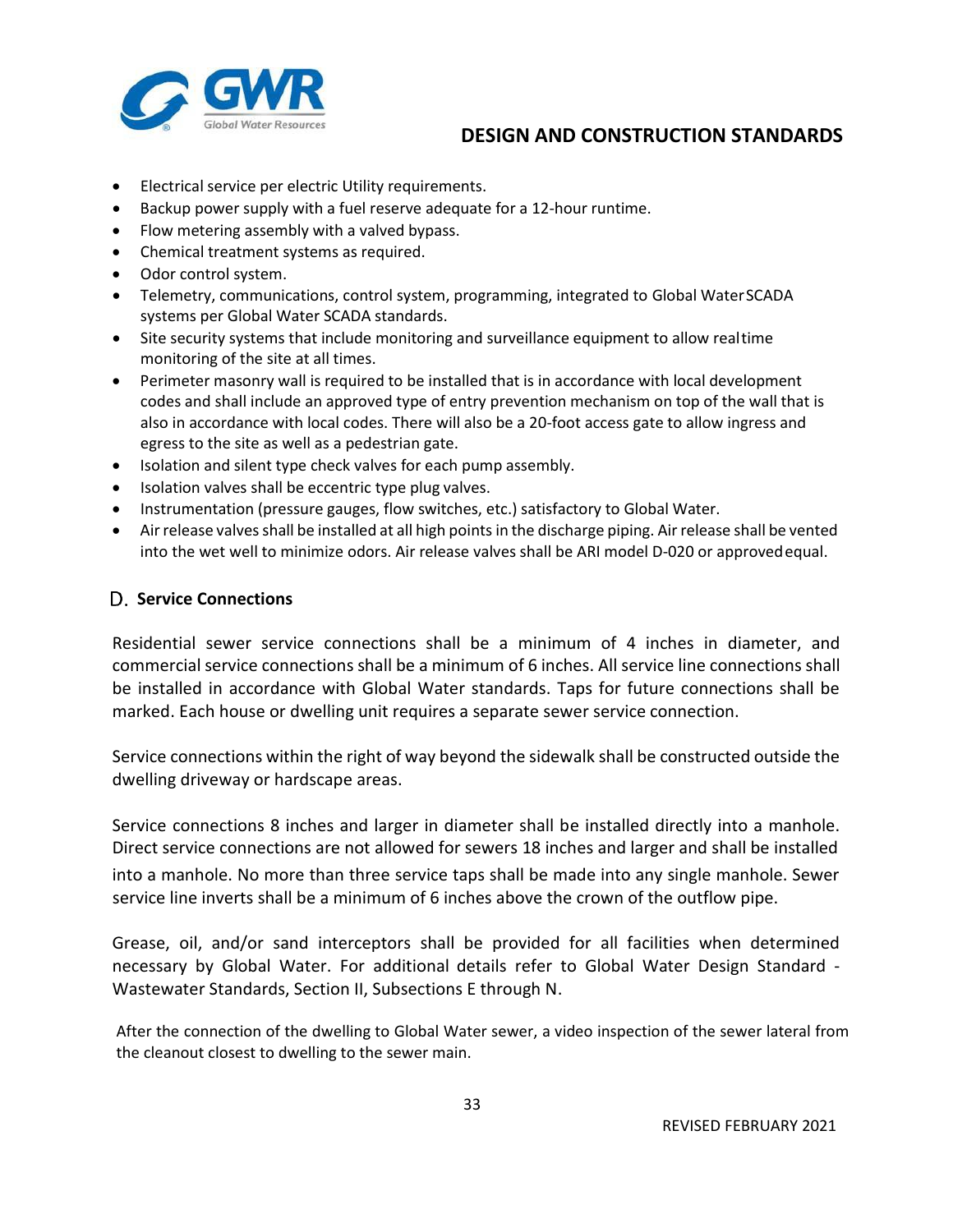- Electrical service per electric Utility requirements.
- Backup power supply with a fuel reserve adequate for a 12-hour runtime.
- Flow metering assembly with a valved bypass.
- Chemical treatment systems as required.
- Odor control system.
- Telemetry, communications, control system, programming, integrated to Global Water SCADA systems per Global Water SCADA standards.
- Site security systems that include monitoring and surveillance equipment to allow realtime monitoring of the site at all times.
- Perimeter masonry wall is required to be installed that is in accordance with local development codes and shall include an approved type of entry prevention mechanism on top of the wall that is also in accordance with local codes. There will also be a 20-foot access gate to allow ingress and egress to the site as well as a pedestrian gate.
- Isolation and silent type check valves for each pump assembly.
- Isolation valves shall be eccentric type plug valves.
- Instrumentation (pressure gauges, flow switches, etc.) satisfactory to Global Water.
- Air release valves shall be installed at all high points in the discharge piping. Air release shall be vented into the wet well to minimize odors. Air release valves shall be ARI model D-020 or approved equal.

## D. Service Connections

Residential sewer service connections shall be a minimum of 4 inches in diameter, and commercial service connections shall be a minimum of 6 inches. All service line connections shall be installed in accordance with Global Water standards. Taps for future connections shall be marked. Each house or dwelling unit requires a separate sewer service connection.

Service connections within the right of way beyond the sidewalk shall be constructed outside the dwelling driveway or hardscape areas.

Service connections 8 inches and larger in diameter shall be installed directly into a manhole. Direct service connections are not allowed for sewers 18 inches and larger and shall be installed into a manhole. No more than three service taps shall be made into any single manhole. Sewer service line inverts shall be a minimum of 6 inches above the crown of the outflow pipe.

Grease, oil, and/or sand interceptors shall be provided for all facilities when determined necessary by Global Water. For additional details refer to Global Water Design Standard - Wastewater Standards, Section II, Subsections E through N.

After the connection of the dwelling to Global Water sewer, a video inspection of the sewer lateral from the cleanout closest to dwelling to the sewer main.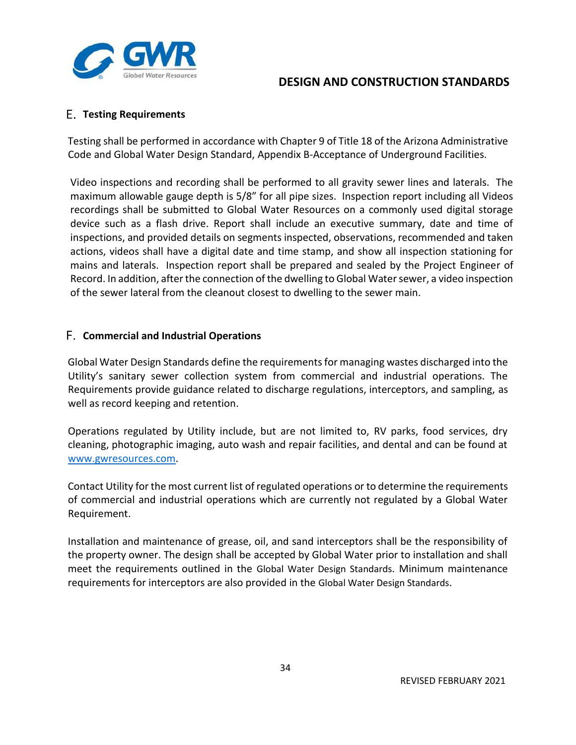## E. Testing Requirements

Testing shall be performed in accordance with Chapter 9 of Title 18 of the Arizona Administrative Code and Global Water Design Standard, Appendix B-Acceptance of Underground Facilities.

Video inspections and recording shall be performed to all gravity sewer lines and laterals. The maximum allowable gauge depth is 5/8" for all pipe sizes. Inspection report including all Videos recordings shall be submitted to Global Water Resources on a commonly used digital storage device such as a flash drive. Report shall include an executive summary, date and time of inspections, and provided details on segments inspected, observations, recommended and taken actions, videos shall have a digital date and time stamp, and show all inspection stationing for mains and laterals. Inspection report shall be prepared and sealed by the Project Engineer of Record. In addition, after the connection of the dwelling to Global Water sewer, a video inspection of the sewer lateral from the cleanout closest to dwelling to the sewer main.

## F. Commercial and Industrial Operations

Global Water Design Standards define the requirements for managing wastes discharged into the Utility's sanitary sewer collection system from commercial and industrial operations. The Requirements provide guidance related to discharge regulations, interceptors, and sampling, as well as record keeping and retention.

Operations regulated by Utility include, but are not limited to, RV parks, food services, dry cleaning, photographic imaging, auto wash and repair facilities, and dental and can be found at [www.gwresources.com](http://www.gwresources.com).

Contact Utility for the most current list of regulated operations or to determine the requirements of commercial and industrial operations which are currently not regulated by a Global Water Requirement.

Installation and maintenance of grease, oil, and sand interceptors shall be the responsibility of the property owner. The design shall be accepted by Global Water prior to installation and shall meet the requirements outlined in the Global Water Design Standards. Minimum maintenance requirements for interceptors are also provided in the Global Water Design Standards.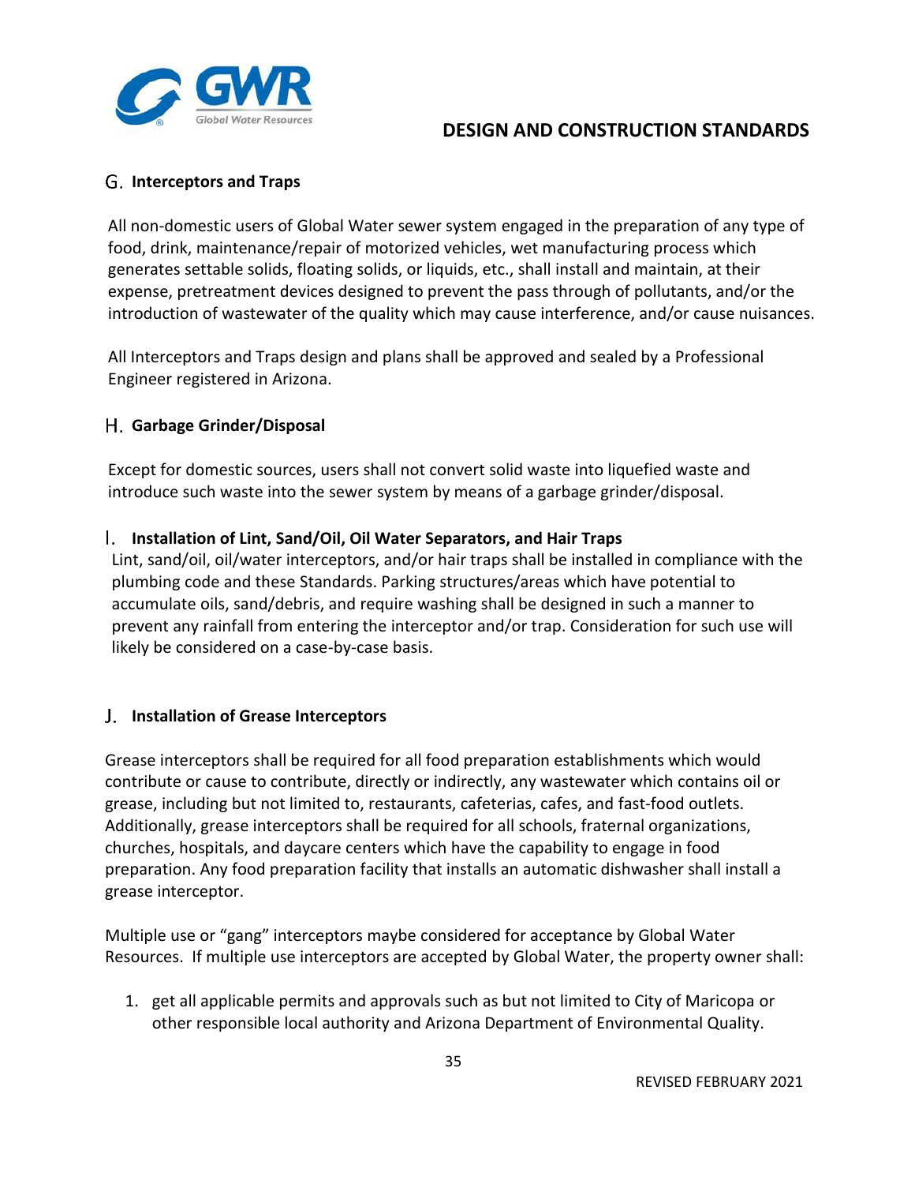## G. Interceptors and Traps

All non-domestic users of Global Water sewer system engaged in the preparation of any type of food, drink, maintenance/repair of motorized vehicles, wet manufacturing process which generates settable solids, floating solids, or liquids, etc., shall install and maintain, at their expense, pretreatment devices designed to prevent the pass through of pollutants, and/or the introduction of wastewater of the quality which may cause interference, and/or cause nuisances.

All Interceptors and Traps design and plans shall be approved and sealed by a Professional Engineer registered in Arizona.

## H. Garbage Grinder/Disposal

Except for domestic sources, users shall not convert solid waste into liquefied waste and introduce such waste into the sewer system by means of a garbage grinder/disposal.

## I. Installation of Lint, Sand/Oil, Oil Water Separators, and Hair Traps

Lint, sand/oil, oil/water interceptors, and/or hair traps shall be installed in compliance with the plumbing code and these Standards. Parking structures/areas which have potential to accumulate oils, sand/debris, and require washing shall be designed in such a manner to prevent any rainfall from entering the interceptor and/or trap. Consideration for such use will likely be considered on a case-by-case basis.

## J. Installation of Grease Interceptors

Grease interceptors shall be required for all food preparation establishments which would contribute or cause to contribute, directly or indirectly, any wastewater which contains oil or grease, including but not limited to, restaurants, cafeterias, cafes, and fast-food outlets. Additionally, grease interceptors shall be required for all schools, fraternal organizations, churches, hospitals, and daycare centers which have the capability to engage in food preparation. Any food preparation facility that installs an automatic dishwasher shall install a grease interceptor.

Multiple use or "gang" interceptors maybe considered for acceptance by Global Water Resources. If multiple use interceptors are accepted by Global Water, the property owner shall:

1. get all applicable permits and approvals such as but not limited to City of Maricopa or other responsible local authority and Arizona Department of Environmental Quality.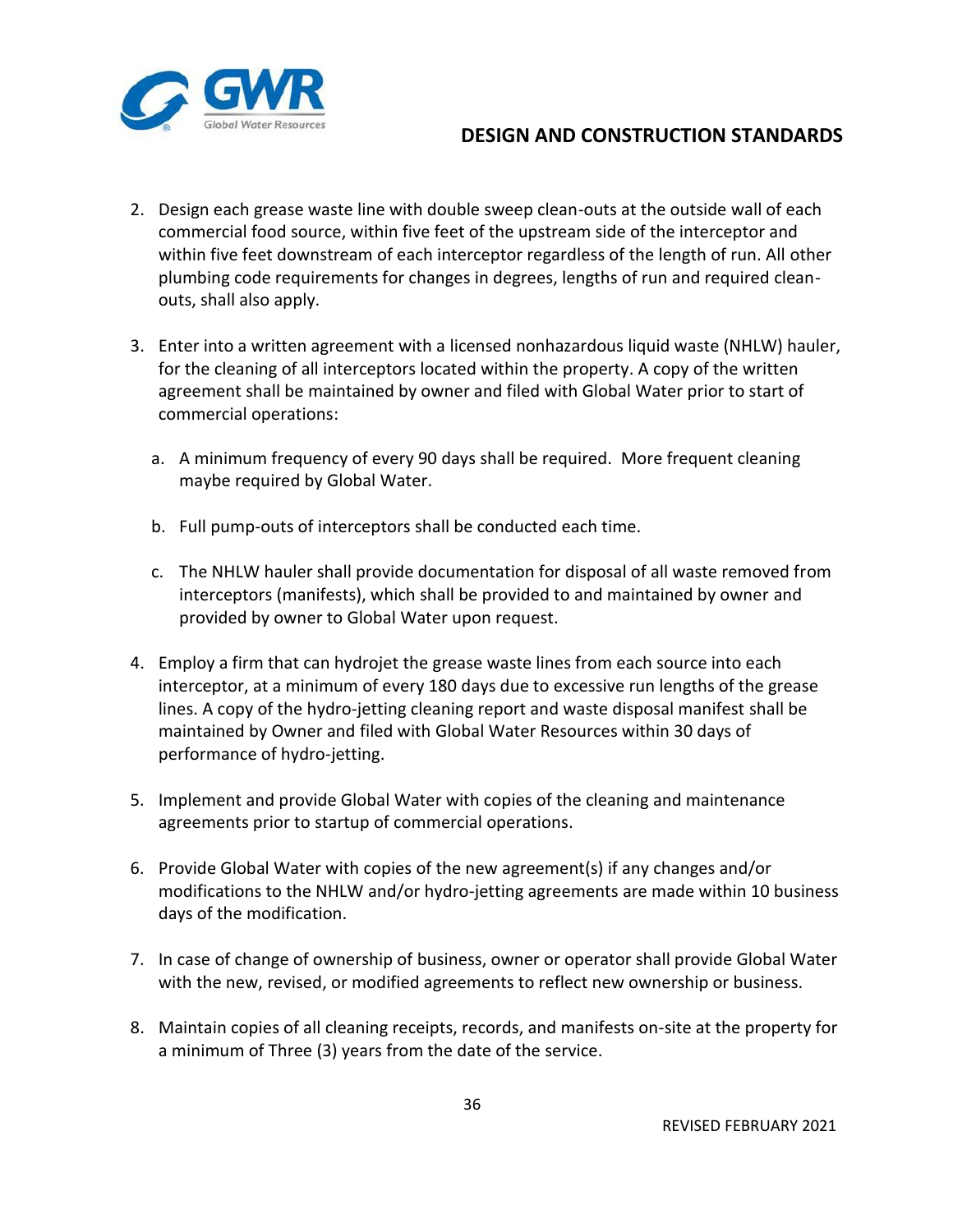2. Design each grease waste line with double sweep clean-outs at the outside wall of each commercial food source, within five feet of the upstream side of the interceptor and within five feet downstream of each interceptor regardless of the length of run. All other plumbing code requirements for changes in degrees, lengths of run and required clean-outs, shall also apply.

3. Enter into a written agreement with a licensed nonhazardous liquid waste (NHLW) hauler, for the cleaning of all interceptors located within the property. A copy of the written agreement shall be maintained by owner and filed with Global Water prior to start of commercial operations:

   a. A minimum frequency of every 90 days shall be required. More frequent cleaning maybe required by Global Water.

   b. Full pump-outs of interceptors shall be conducted each time.

   c. The NHLW hauler shall provide documentation for disposal of all waste removed from interceptors (manifests), which shall be provided to and maintained by owner and provided by owner to Global Water upon request.

4. Employ a firm that can hydrojet the grease waste lines from each source into each interceptor, at a minimum of every 180 days due to excessive run lengths of the grease lines. A copy of the hydro-jetting cleaning report and waste disposal manifest shall be maintained by Owner and filed with Global Water Resources within 30 days of performance of hydro-jetting.

5. Implement and provide Global Water with copies of the cleaning and maintenance agreements prior to startup of commercial operations.

6. Provide Global Water with copies of the new agreement(s) if any changes and/or modifications to the NHLW and/or hydro-jetting agreements are made within 10 business days of the modification.

7. In case of change of ownership of business, owner or operator shall provide Global Water with the new, revised, or modified agreements to reflect new ownership or business.

8. Maintain copies of all cleaning receipts, records, and manifests on-site at the property for a minimum of Three (3) years from the date of the service.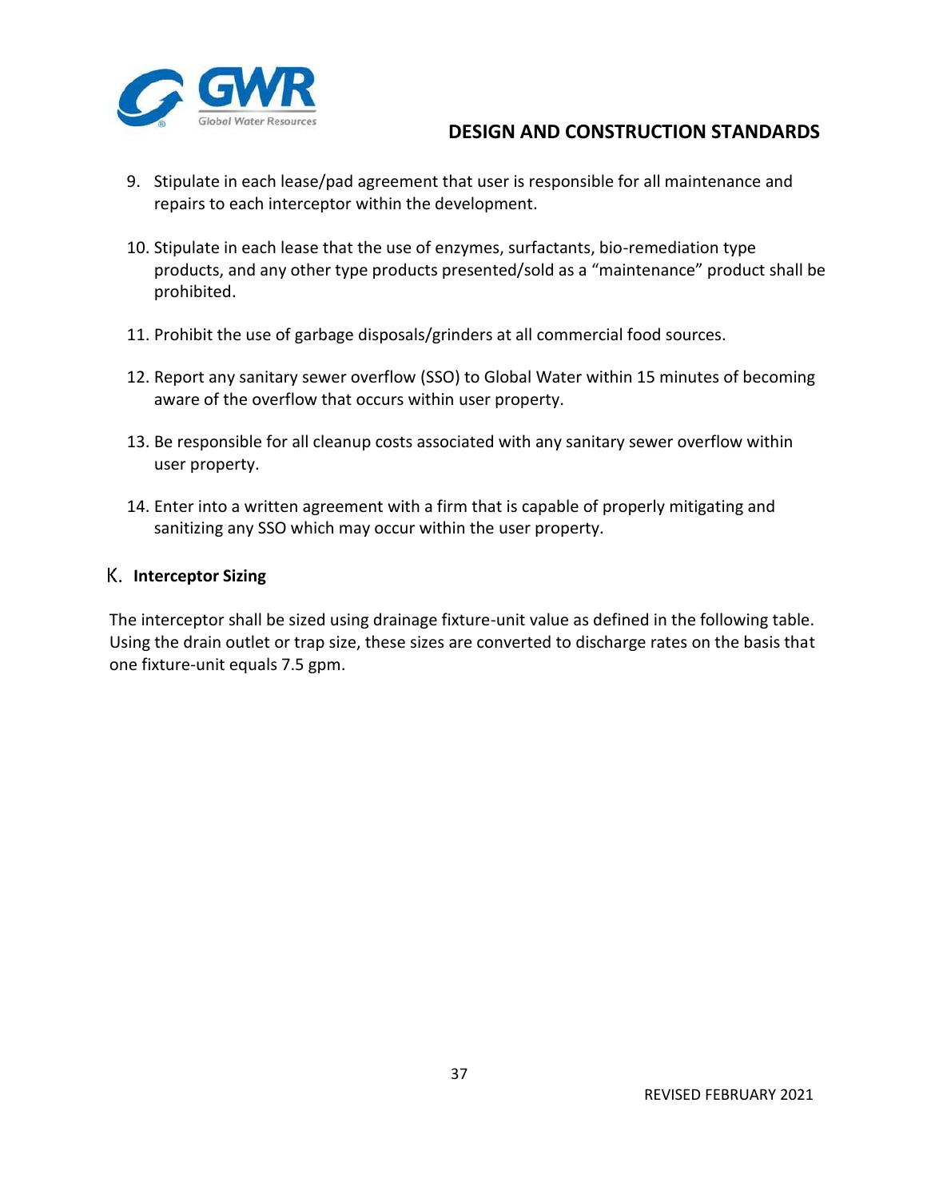9. Stipulate in each lease/pad agreement that user is responsible for all maintenance and repairs to each interceptor within the development.

10. Stipulate in each lease that the use of enzymes, surfactants, bio-remediation type products, and any other type products presented/sold as a "maintenance" product shall be prohibited.

11. Prohibit the use of garbage disposals/grinders at all commercial food sources.

12. Report any sanitary sewer overflow (SSO) to Global Water within 15 minutes of becoming aware of the overflow that occurs within user property.

13. Be responsible for all cleanup costs associated with any sanitary sewer overflow within user property.

14. Enter into a written agreement with a firm that is capable of properly mitigating and sanitizing any SSO which may occur within the user property.

### K. Interceptor Sizing

The interceptor shall be sized using drainage fixture-unit value as defined in the following table. Using the drain outlet or trap size, these sizes are converted to discharge rates on the basis that one fixture-unit equals 7.5 gpm.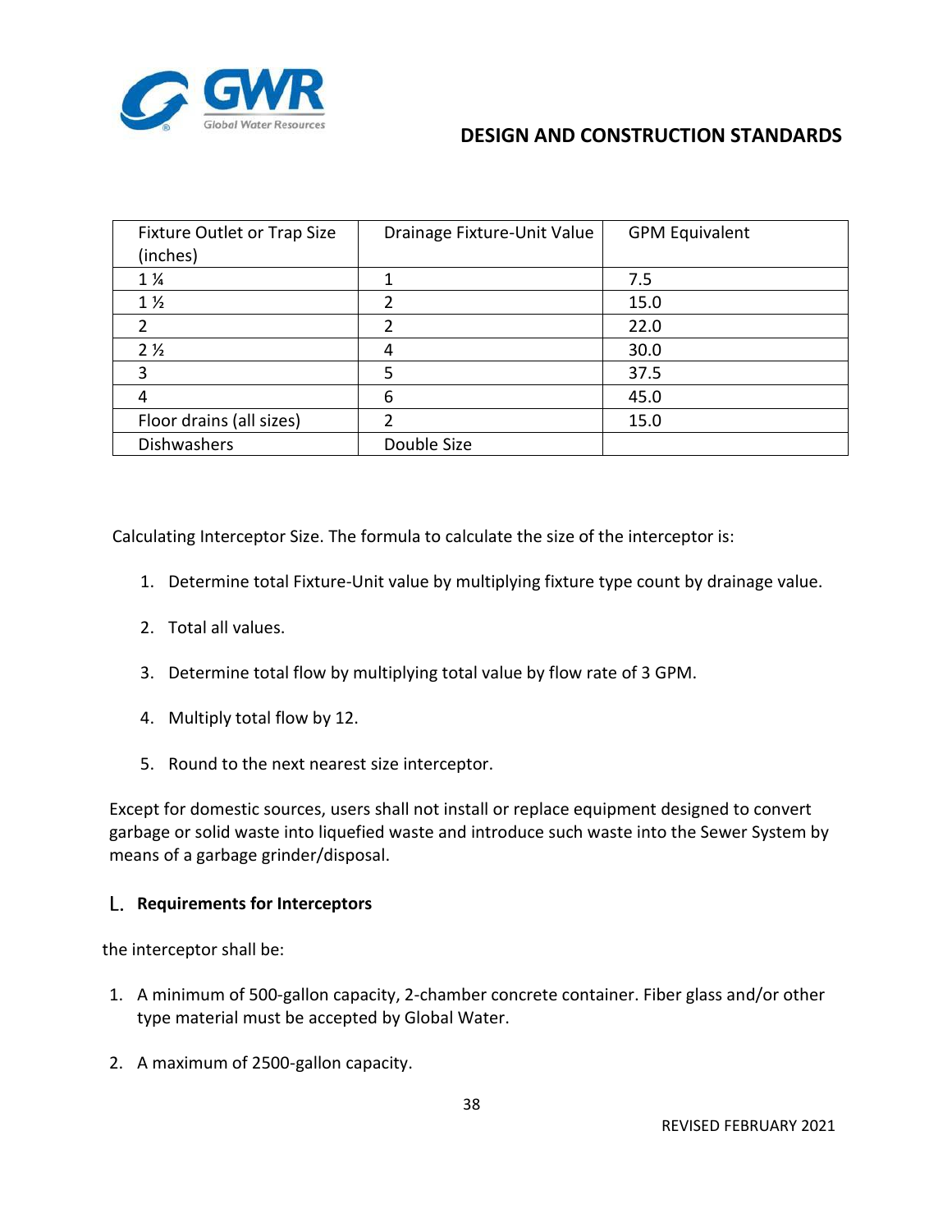| Fixture Outlet or Trap Size (inches) | Drainage Fixture-Unit Value | GPM Equivalent |
|---|---|---|
| 1 ¼ | 1 | 7.5 |
| 1 ½ | 2 | 15.0 |
| 2 | 2 | 22.0 |
| 2 ½ | 4 | 30.0 |
| 3 | 5 | 37.5 |
| 4 | 6 | 45.0 |
| Floor drains (all sizes) | 2 | 15.0 |
| Dishwashers | Double Size | |

Calculating Interceptor Size. The formula to calculate the size of the interceptor is:

1. Determine total Fixture-Unit value by multiplying fixture type count by drainage value.
2. Total all values.
3. Determine total flow by multiplying total value by flow rate of 3 GPM.
4. Multiply total flow by 12.
5. Round to the next nearest size interceptor.

Except for domestic sources, users shall not install or replace equipment designed to convert garbage or solid waste into liquefied waste and introduce such waste into the Sewer System by means of a garbage grinder/disposal.

### L. Requirements for Interceptors

the interceptor shall be:

1. A minimum of 500-gallon capacity, 2-chamber concrete container. Fiber glass and/or other type material must be accepted by Global Water.
2. A maximum of 2500-gallon capacity.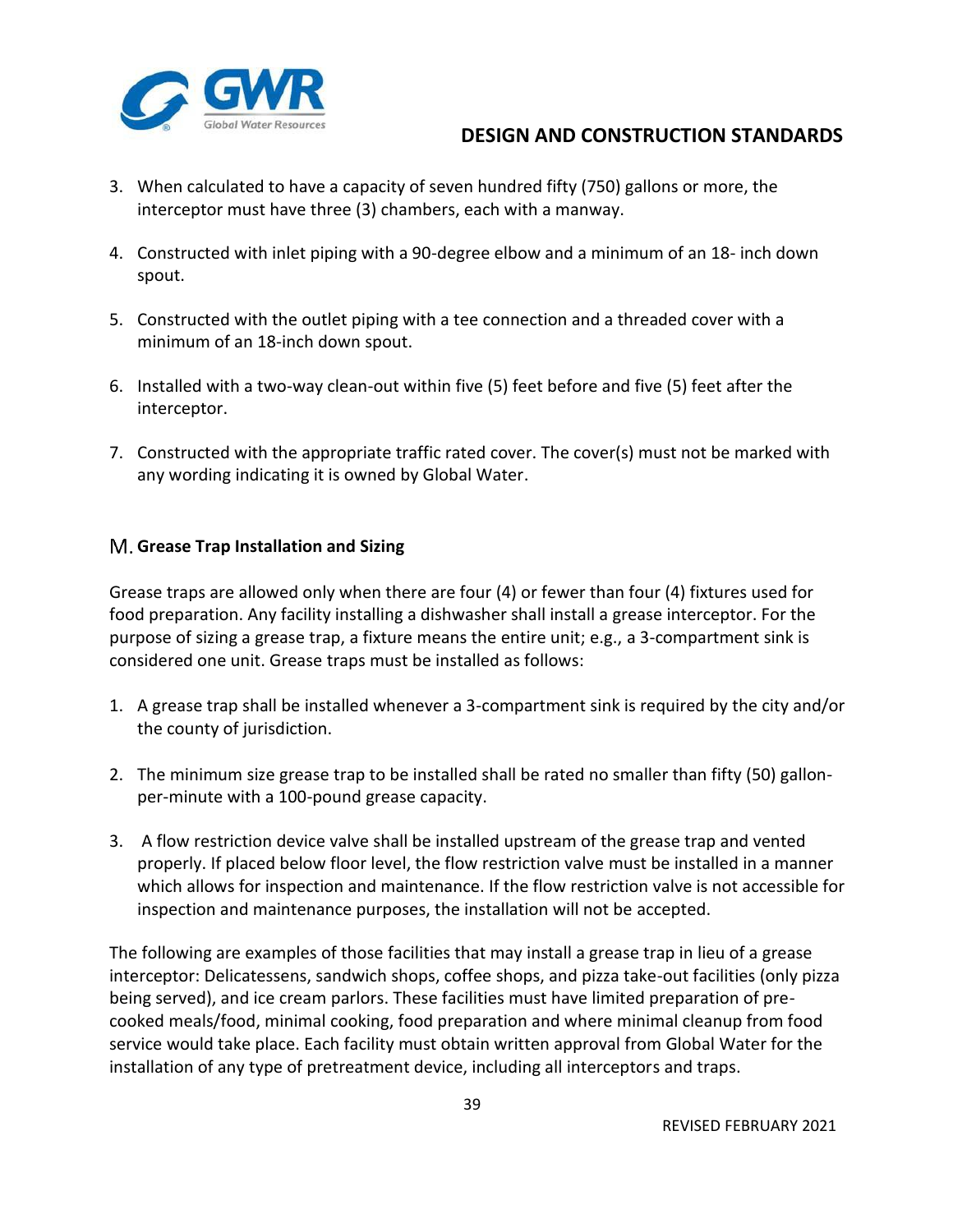3. When calculated to have a capacity of seven hundred fifty (750) gallons or more, the interceptor must have three (3) chambers, each with a manway.

4. Constructed with inlet piping with a 90-degree elbow and a minimum of an 18- inch down spout.

5. Constructed with the outlet piping with a tee connection and a threaded cover with a minimum of an 18-inch down spout.

6. Installed with a two-way clean-out within five (5) feet before and five (5) feet after the interceptor.

7. Constructed with the appropriate traffic rated cover. The cover(s) must not be marked with any wording indicating it is owned by Global Water.

## M. Grease Trap Installation and Sizing

Grease traps are allowed only when there are four (4) or fewer than four (4) fixtures used for food preparation. Any facility installing a dishwasher shall install a grease interceptor. For the purpose of sizing a grease trap, a fixture means the entire unit; e.g., a 3-compartment sink is considered one unit. Grease traps must be installed as follows:

1. A grease trap shall be installed whenever a 3-compartment sink is required by the city and/or the county of jurisdiction.

2. The minimum size grease trap to be installed shall be rated no smaller than fifty (50) gallon-per-minute with a 100-pound grease capacity.

3. A flow restriction device valve shall be installed upstream of the grease trap and vented properly. If placed below floor level, the flow restriction valve must be installed in a manner which allows for inspection and maintenance. If the flow restriction valve is not accessible for inspection and maintenance purposes, the installation will not be accepted.

The following are examples of those facilities that may install a grease trap in lieu of a grease interceptor: Delicatessens, sandwich shops, coffee shops, and pizza take-out facilities (only pizza being served), and ice cream parlors. These facilities must have limited preparation of pre-cooked meals/food, minimal cooking, food preparation and where minimal cleanup from food service would take place. Each facility must obtain written approval from Global Water for the installation of any type of pretreatment device, including all interceptors and traps.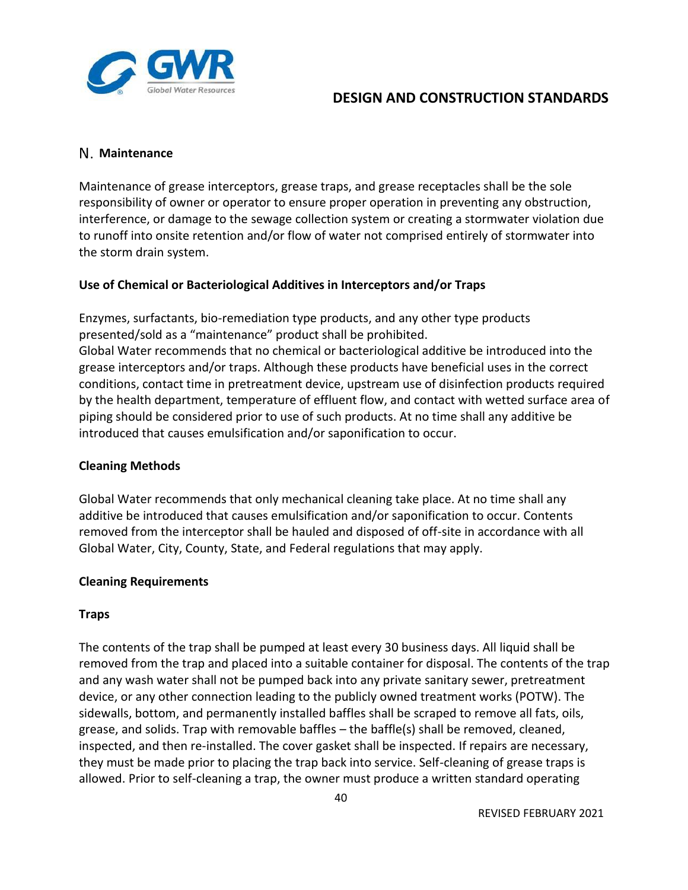## N. Maintenance

Maintenance of grease interceptors, grease traps, and grease receptacles shall be the sole responsibility of owner or operator to ensure proper operation in preventing any obstruction, interference, or damage to the sewage collection system or creating a stormwater violation due to runoff into onsite retention and/or flow of water not comprised entirely of stormwater into the storm drain system.

### Use of Chemical or Bacteriological Additives in Interceptors and/or Traps

Enzymes, surfactants, bio-remediation type products, and any other type products presented/sold as a "maintenance" product shall be prohibited.
Global Water recommends that no chemical or bacteriological additive be introduced into the grease interceptors and/or traps. Although these products have beneficial uses in the correct conditions, contact time in pretreatment device, upstream use of disinfection products required by the health department, temperature of effluent flow, and contact with wetted surface area of piping should be considered prior to use of such products. At no time shall any additive be introduced that causes emulsification and/or saponification to occur.

### Cleaning Methods

Global Water recommends that only mechanical cleaning take place. At no time shall any additive be introduced that causes emulsification and/or saponification to occur. Contents removed from the interceptor shall be hauled and disposed of off-site in accordance with all Global Water, City, County, State, and Federal regulations that may apply.

### Cleaning Requirements

#### Traps

The contents of the trap shall be pumped at least every 30 business days. All liquid shall be removed from the trap and placed into a suitable container for disposal. The contents of the trap and any wash water shall not be pumped back into any private sanitary sewer, pretreatment device, or any other connection leading to the publicly owned treatment works (POTW). The sidewalls, bottom, and permanently installed baffles shall be scraped to remove all fats, oils, grease, and solids. Trap with removable baffles – the baffle(s) shall be removed, cleaned, inspected, and then re-installed. The cover gasket shall be inspected. If repairs are necessary, they must be made prior to placing the trap back into service. Self-cleaning of grease traps is allowed. Prior to self-cleaning a trap, the owner must produce a written standard operating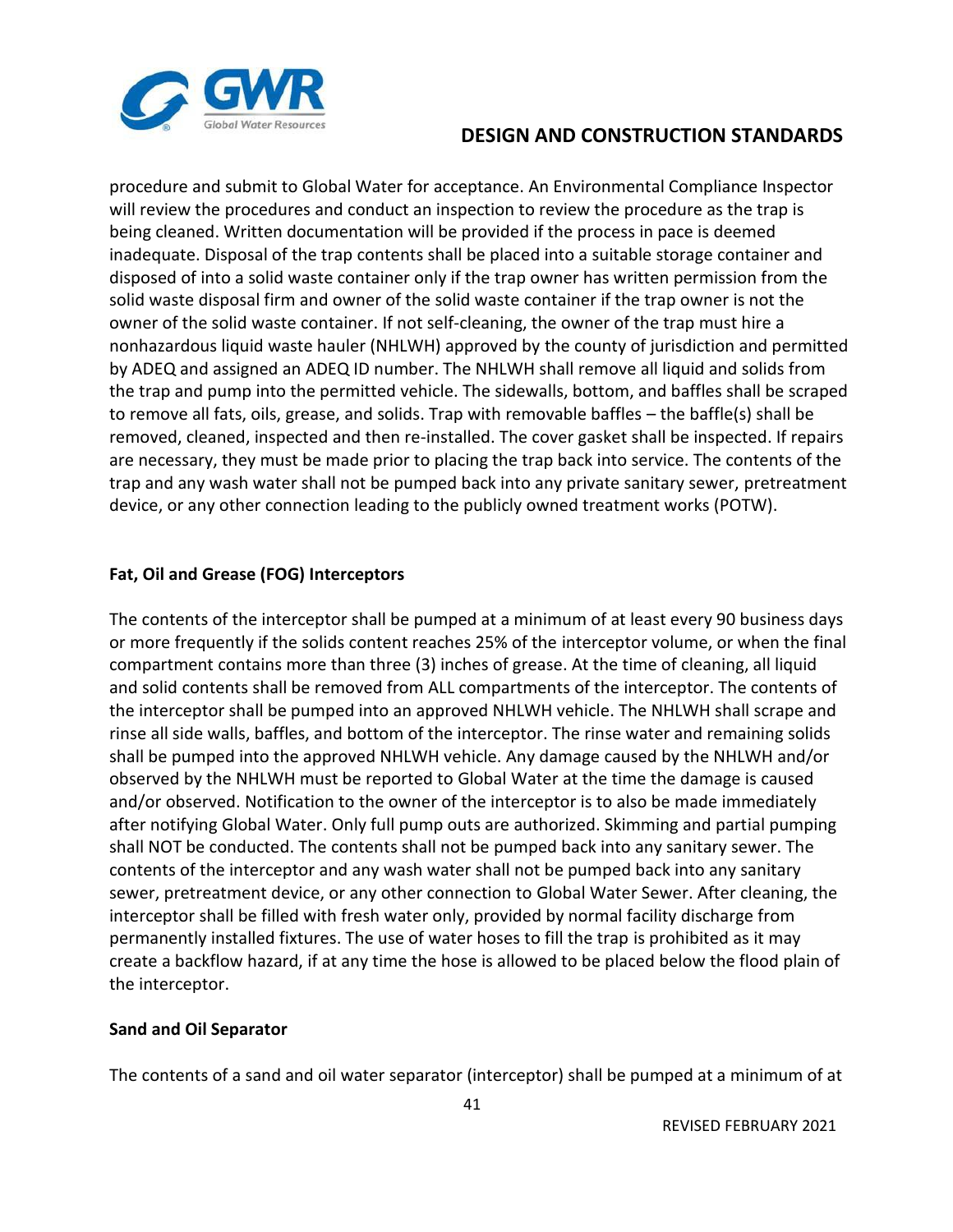procedure and submit to Global Water for acceptance. An Environmental Compliance Inspector will review the procedures and conduct an inspection to review the procedure as the trap is being cleaned. Written documentation will be provided if the process in pace is deemed inadequate. Disposal of the trap contents shall be placed into a suitable storage container and disposed of into a solid waste container only if the trap owner has written permission from the solid waste disposal firm and owner of the solid waste container if the trap owner is not the owner of the solid waste container. If not self-cleaning, the owner of the trap must hire a nonhazardous liquid waste hauler (NHLWH) approved by the county of jurisdiction and permitted by ADEQ and assigned an ADEQ ID number. The NHLWH shall remove all liquid and solids from the trap and pump into the permitted vehicle. The sidewalls, bottom, and baffles shall be scraped to remove all fats, oils, grease, and solids. Trap with removable baffles – the baffle(s) shall be removed, cleaned, inspected and then re-installed. The cover gasket shall be inspected. If repairs are necessary, they must be made prior to placing the trap back into service. The contents of the trap and any wash water shall not be pumped back into any private sanitary sewer, pretreatment device, or any other connection leading to the publicly owned treatment works (POTW).

**Fat, Oil and Grease (FOG) Interceptors**

The contents of the interceptor shall be pumped at a minimum of at least every 90 business days or more frequently if the solids content reaches 25% of the interceptor volume, or when the final compartment contains more than three (3) inches of grease. At the time of cleaning, all liquid and solid contents shall be removed from ALL compartments of the interceptor. The contents of the interceptor shall be pumped into an approved NHLWH vehicle. The NHLWH shall scrape and rinse all side walls, baffles, and bottom of the interceptor. The rinse water and remaining solids shall be pumped into the approved NHLWH vehicle. Any damage caused by the NHLWH and/or observed by the NHLWH must be reported to Global Water at the time the damage is caused and/or observed. Notification to the owner of the interceptor is to also be made immediately after notifying Global Water. Only full pump outs are authorized. Skimming and partial pumping shall NOT be conducted. The contents shall not be pumped back into any sanitary sewer. The contents of the interceptor and any wash water shall not be pumped back into any sanitary sewer, pretreatment device, or any other connection to Global Water Sewer. After cleaning, the interceptor shall be filled with fresh water only, provided by normal facility discharge from permanently installed fixtures. The use of water hoses to fill the trap is prohibited as it may create a backflow hazard, if at any time the hose is allowed to be placed below the flood plain of the interceptor.

**Sand and Oil Separator**

The contents of a sand and oil water separator (interceptor) shall be pumped at a minimum of at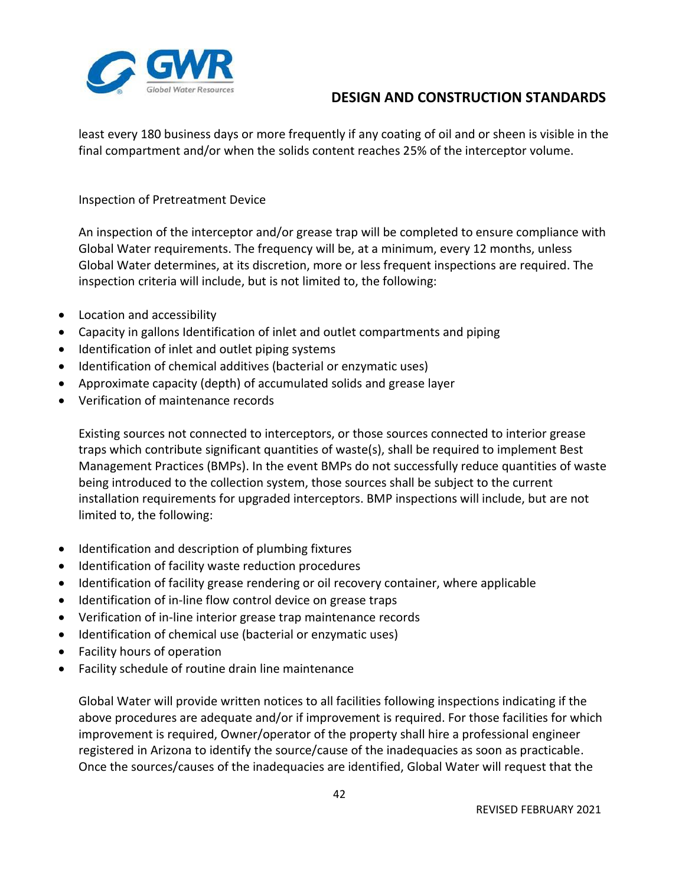least every 180 business days or more frequently if any coating of oil and or sheen is visible in the final compartment and/or when the solids content reaches 25% of the interceptor volume.

Inspection of Pretreatment Device

An inspection of the interceptor and/or grease trap will be completed to ensure compliance with Global Water requirements. The frequency will be, at a minimum, every 12 months, unless Global Water determines, at its discretion, more or less frequent inspections are required. The inspection criteria will include, but is not limited to, the following:

- Location and accessibility
- Capacity in gallons Identification of inlet and outlet compartments and piping
- Identification of inlet and outlet piping systems
- Identification of chemical additives (bacterial or enzymatic uses)
- Approximate capacity (depth) of accumulated solids and grease layer
- Verification of maintenance records

Existing sources not connected to interceptors, or those sources connected to interior grease traps which contribute significant quantities of waste(s), shall be required to implement Best Management Practices (BMPs). In the event BMPs do not successfully reduce quantities of waste being introduced to the collection system, those sources shall be subject to the current installation requirements for upgraded interceptors. BMP inspections will include, but are not limited to, the following:

- Identification and description of plumbing fixtures
- Identification of facility waste reduction procedures
- Identification of facility grease rendering or oil recovery container, where applicable
- Identification of in-line flow control device on grease traps
- Verification of in-line interior grease trap maintenance records
- Identification of chemical use (bacterial or enzymatic uses)
- Facility hours of operation
- Facility schedule of routine drain line maintenance

Global Water will provide written notices to all facilities following inspections indicating if the above procedures are adequate and/or if improvement is required. For those facilities for which improvement is required, Owner/operator of the property shall hire a professional engineer registered in Arizona to identify the source/cause of the inadequacies as soon as practicable. Once the sources/causes of the inadequacies are identified, Global Water will request that the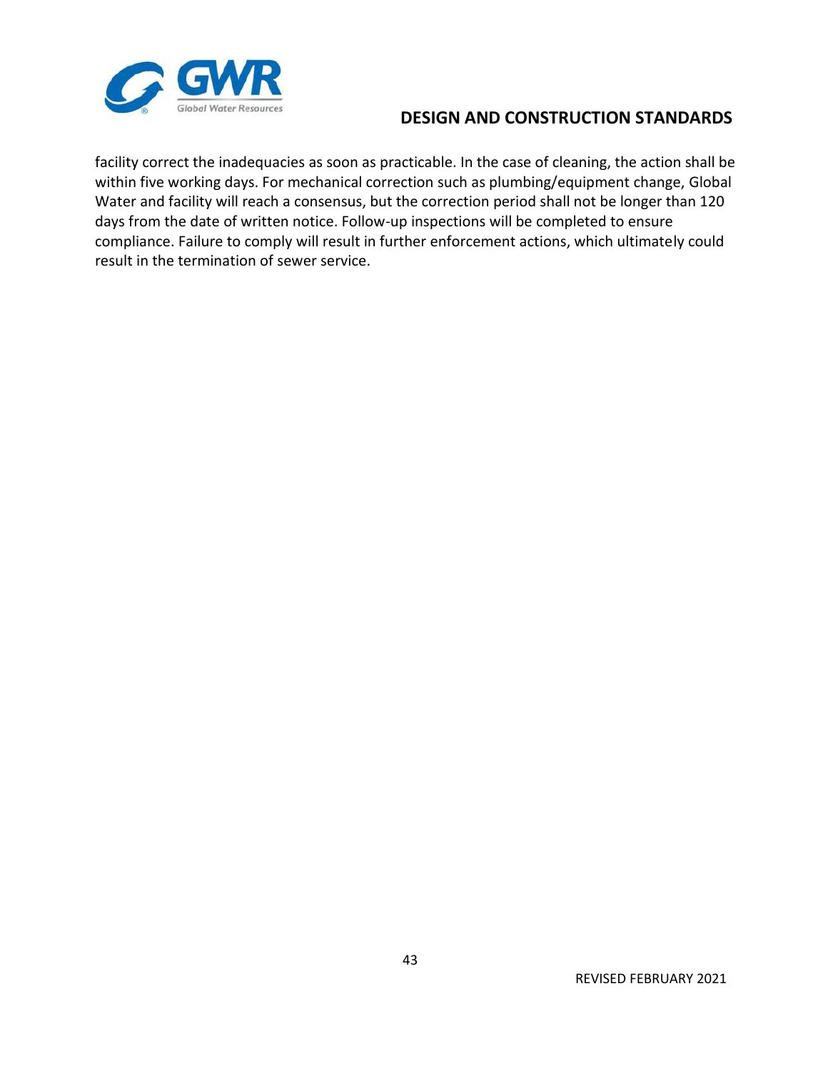facility correct the inadequacies as soon as practicable. In the case of cleaning, the action shall be within five working days. For mechanical correction such as plumbing/equipment change, Global Water and facility will reach a consensus, but the correction period shall not be longer than 120 days from the date of written notice. Follow-up inspections will be completed to ensure compliance. Failure to comply will result in further enforcement actions, which ultimately could result in the termination of sewer service.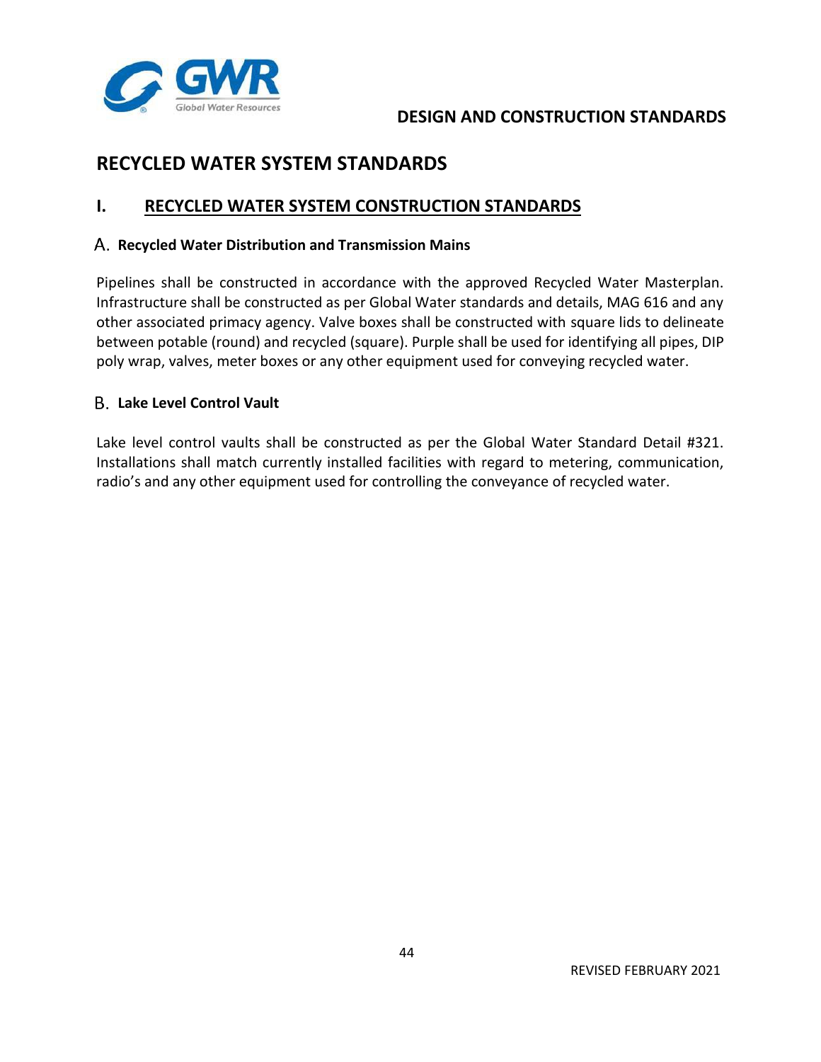# RECYCLED WATER SYSTEM STANDARDS

## I. RECYCLED WATER SYSTEM CONSTRUCTION STANDARDS

### A. Recycled Water Distribution and Transmission Mains

Pipelines shall be constructed in accordance with the approved Recycled Water Masterplan. Infrastructure shall be constructed as per Global Water standards and details, MAG 616 and any other associated primacy agency. Valve boxes shall be constructed with square lids to delineate between potable (round) and recycled (square). Purple shall be used for identifying all pipes, DIP poly wrap, valves, meter boxes or any other equipment used for conveying recycled water.

### B. Lake Level Control Vault

Lake level control vaults shall be constructed as per the Global Water Standard Detail #321. Installations shall match currently installed facilities with regard to metering, communication, radio's and any other equipment used for controlling the conveyance of recycled water.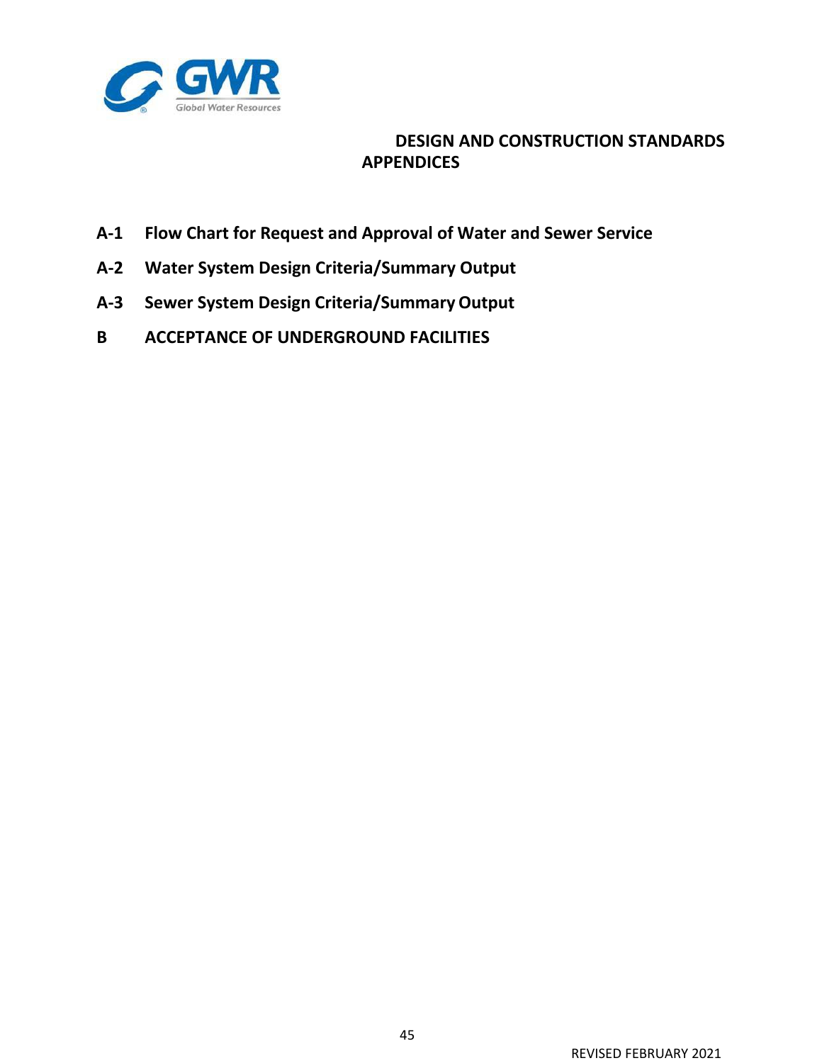# DESIGN AND CONSTRUCTION STANDARDS APPENDICES

**A-1 Flow Chart for Request and Approval of Water and Sewer Service**

**A-2 Water System Design Criteria/Summary Output**

**A-3 Sewer System Design Criteria/Summary Output**

**B ACCEPTANCE OF UNDERGROUND FACILITIES**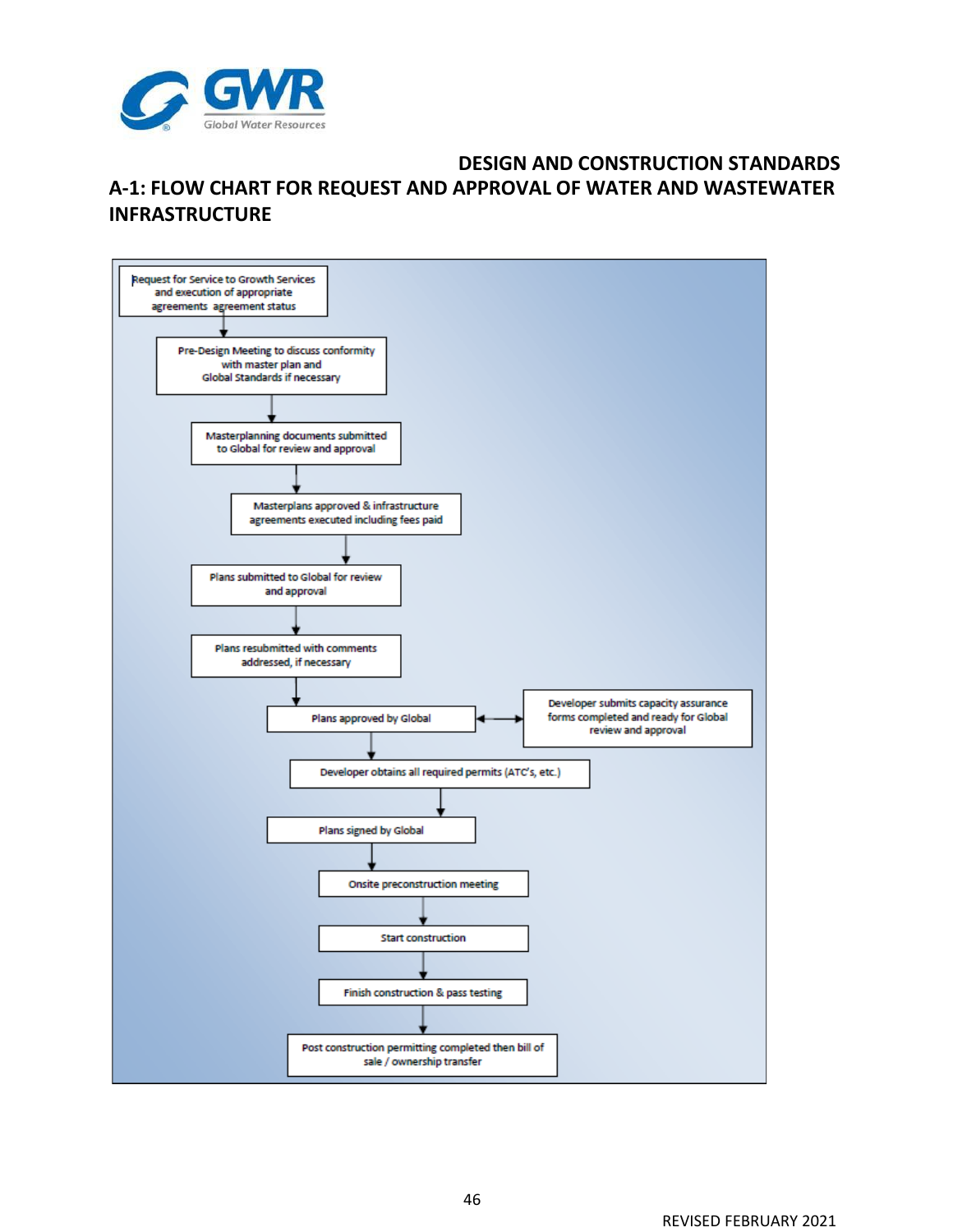## DESIGN AND CONSTRUCTION STANDARDS

## A-1: FLOW CHART FOR REQUEST AND APPROVAL OF WATER AND WASTEWATER INFRASTRUCTURE

1. Request for Service to Growth Services and execution of appropriate agreements agreement status
2. Pre-Design Meeting to discuss conformity with master plan and Global Standards if necessary
3. Masterplanning documents submitted to Global for review and approval
4. Masterplans approved & infrastructure agreements executed including fees paid
5. Plans submitted to Global for review and approval
6. Plans resubmitted with comments addressed, if necessary
7. Plans approved by Global ↔ Developer submits capacity assurance forms completed and ready for Global review and approval
8. Developer obtains all required permits (ATC's, etc.)
9. Plans signed by Global
10. Onsite preconstruction meeting
11. Start construction
12. Finish construction & pass testing
13. Post construction permitting completed then bill of sale / ownership transfer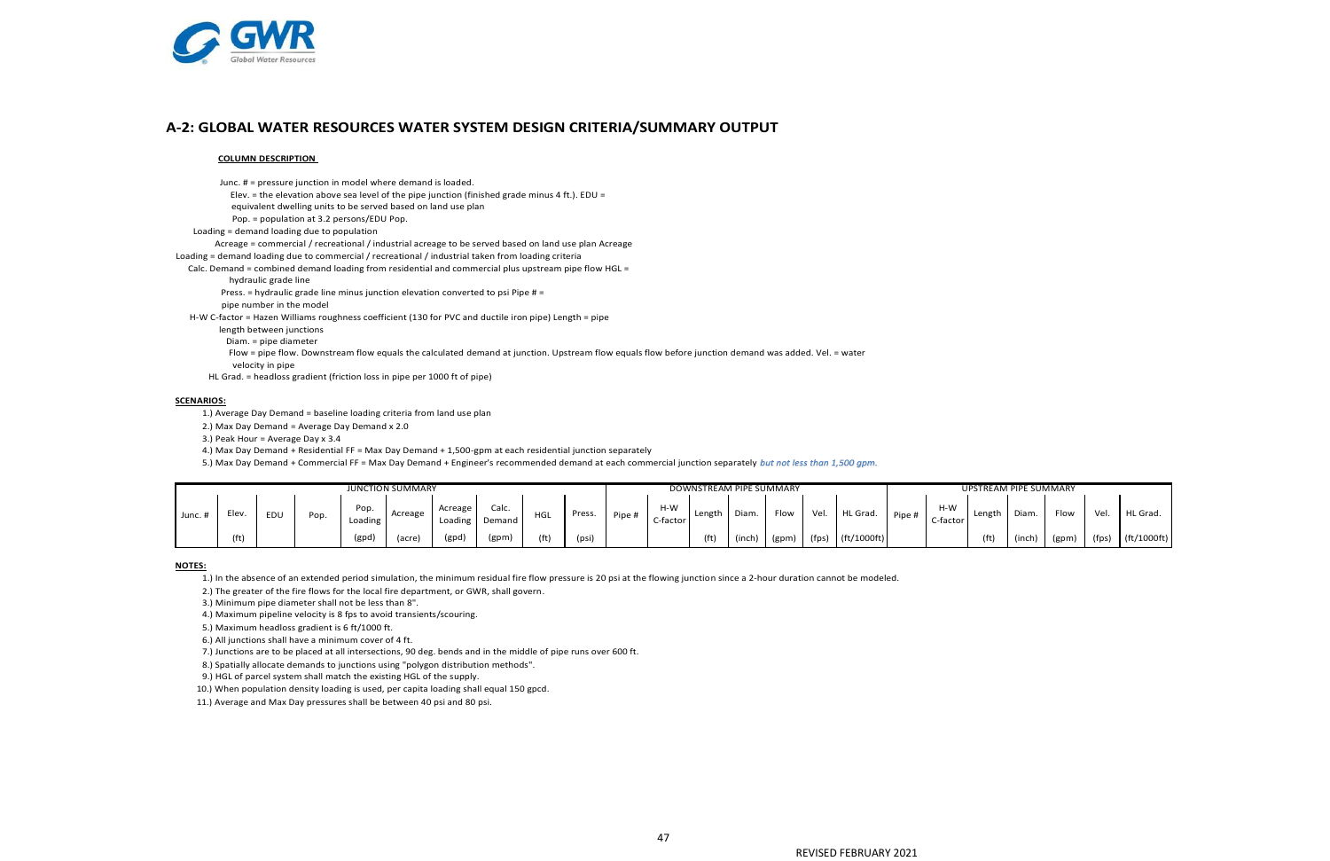## A-2: GLOBAL WATER RESOURCES WATER SYSTEM DESIGN CRITERIA/SUMMARY OUTPUT

**COLUMN DESCRIPTION**

Junc. # = pressure junction in model where demand is loaded.
Elev. = the elevation above sea level of the pipe junction (finished grade minus 4 ft.). EDU = equivalent dwelling units to be served based on land use plan
Pop. = population at 3.2 persons/EDU Pop.
Loading = demand loading due to population
Acreage = commercial / recreational / industrial acreage to be served based on land use plan Acreage
Loading = demand loading due to commercial / recreational / industrial taken from loading criteria
Calc. Demand = combined demand loading from residential and commercial plus upstream pipe flow HGL = hydraulic grade line
Press. = hydraulic grade line minus junction elevation converted to psi Pipe # = pipe number in the model
H-W C-factor = Hazen Williams roughness coefficient (130 for PVC and ductile iron pipe) Length = pipe length between junctions
Diam. = pipe diameter
Flow = pipe flow. Downstream flow equals the calculated demand at junction. Upstream flow equals flow before junction demand was added. Vel. = water velocity in pipe
HL Grad. = headloss gradient (friction loss in pipe per 1000 ft of pipe)

**SCENARIOS:**

1.) Average Day Demand = baseline loading criteria from land use plan
2.) Max Day Demand = Average Day Demand x 2.0
3.) Peak Hour = Average Day x 3.4
4.) Max Day Demand + Residential FF = Max Day Demand + 1,500-gpm at each residential junction separately
5.) Max Day Demand + Commercial FF = Max Day Demand + Engineer's recommended demand at each commercial junction separately *but not less than 1,500 gpm.*

| JUNCTION SUMMARY | | | | | | | | | | DOWNSTREAM PIPE SUMMARY | | | | | | | UPSTREAM PIPE SUMMARY | | | | | | |
|---|---|---|---|---|---|---|---|---|---|---|---|---|---|---|---|---|---|---|---|---|---|---|---|
| Junc. # | Elev. | EDU | Pop. | Pop. Loading | Acreage | Acreage Loading | Calc. Demand | HGL | Press. | Pipe # | H-W C-factor | Length | Diam. | Flow | Vel. | HL Grad. | Pipe # | H-W C-factor | Length | Diam. | Flow | Vel. | HL Grad. |
| | (ft) | | | (gpd) | (acre) | (gpd) | (gpm) | (ft) | (psi) | | | (ft) | (inch) | (gpm) | (fps) | (ft/1000ft) | | | (ft) | (inch) | (gpm) | (fps) | (ft/1000ft) |

**NOTES:**

1.) In the absence of an extended period simulation, the minimum residual fire flow pressure is 20 psi at the flowing junction since a 2-hour duration cannot be modeled.
2.) The greater of the fire flows for the local fire department, or GWR, shall govern.
3.) Minimum pipe diameter shall not be less than 8".
4.) Maximum pipeline velocity is 8 fps to avoid transients/scouring.
5.) Maximum headloss gradient is 6 ft/1000 ft.
6.) All junctions shall have a minimum cover of 4 ft.
7.) Junctions are to be placed at all intersections, 90 deg. bends and in the middle of pipe runs over 600 ft.
8.) Spatially allocate demands to junctions using "polygon distribution methods".
9.) HGL of parcel system shall match the existing HGL of the supply.
10.) When population density loading is used, per capita loading shall equal 150 gpcd.
11.) Average and Max Day pressures shall be between 40 psi and 80 psi.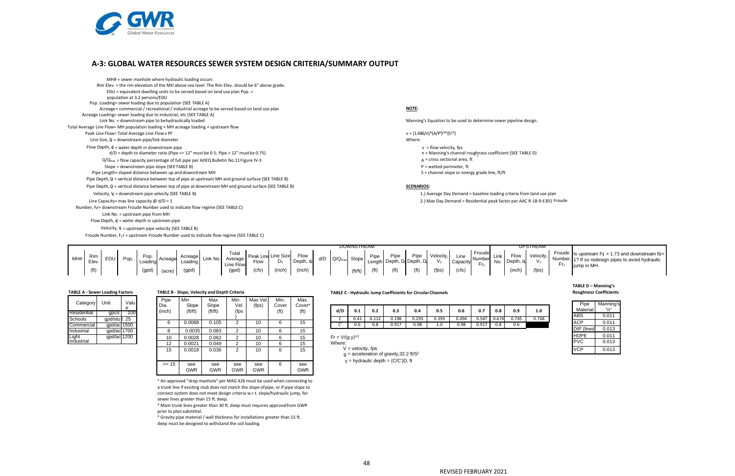## A-3: GLOBAL WATER RESOURCES SEWER SYSTEM DESIGN CRITERIA/SUMMARY OUTPUT

MH# = sewer manhole where hydraulic loading occurs
Rim Elev. = the rim elevation of the MH above sea level. The Rim Elev. should be 6" above grade.
EDU = equivalent dwelling units to be served based on land use plan Pop. = population at 3.2 persons/EDU
Pop. Loading= sewer loading due to population (SEE TABLE A)
Acreage= commercial / recreational / industrial acreage to be served based on land use plan
Acreage Loading= sewer loading due to industrial, etc (SEE TABLE A)
Link No. = downstream pipe to be hydraulically loaded
Total Average Line Flow= MH population loading + MH acreage loading + upstream flow
Peak Line Flow= Total Average Line Flow x PF
Line Size, $D_2$ = downstream pipe/link diameter
Flow Depth, $d_2$ = water depth in downstream pipe
d/D = depth to diameter ratio (Pipe <= 12" must be 0.5; Pipe > 12" must be 0.75)
$Q/Q_{max}$ = flow capacity percentage of full pipe per ADEQ Bulletin No.11 Figure IV-3
Slope = downstream pipe slope (SEE TABLE B)
Pipe Length= sloped distance between up and downstream MH
Pipe Depth, $D_1$ = vertical distance between top of pipe at upstream MH and ground surface (SEE TABLE B)
Pipe Depth, $D_2$ = vertical distance between top of pipe at downstream MH and ground surface (SEE TABLE B)
Velocity, $V_2$ = downstream pipe velocity (SEE TABLE B)
Line Capacity= max line capacity @ d/D = 1
Number, $F_2r$= downstream Froude Number used to indicate flow regime (SEE TABLE C)
Link No. = upstream pipe from MH
Flow Depth, $d_1$ = water depth in upstream pipe
Velocity, $V_1$ = upstream pipe velocity (SEE TABLE B)
Froude Number, $F_1r$ = upstream Froude Number used to indicate flow regime (SEE TABLE C)

**NOTE:**

Manning's Equation to be used to determine sewer pipeline design.

$v = (1.486/n)*(A/P^{2/3})*(S^{1/2})$

Where:

v = flow velocity, fps
n = Manning's channel roughness coefficient (SEE TABLE D)
A = cross sectional area, $ft^2$
P = wetted perimeter, ft
S = channel slope or energy grade line, ft/ft

**SCENARIOS:**

1.) Average Day Demand = baseline loading criteria from land use plan
2.) Max Day Demand = Residential peak factor per AAC R-18-9-E301 Froude

| MH# | Rim Elev. (ft) | EDU | Pop. | Pop. Loading (gpd) | Acreage (acre) | Acreage Loading (gpd) | Link No. | Total Average Line Flow (gpd) | Peak Line Flow (cfs) | Line Size $D_2$ (inch) | Flow Depth, $d_2$ (inch) | d/D | $Q/Q_{max}$ | Slope (ft/ft) | Pipe Length (ft) | Pipe Depth, $D_1$ (ft) | Pipe Depth, $D_2$ (ft) | Velocity, $V_2$ (fps) | Line Capacity (cfs) | Froude Number $Fr_2$ | Link No. | Flow Depth, $d_1$ (inch) | Velocity, $V_1$ (fps) | Froude Number, $Fr_1$ | Is upstream $Fr_1$ > 1.73 and downstream $Fr_2$ < 1? If so redesign pipes to avoid hydraulic jump in MH. |
|---|---|---|---|---|---|---|---|---|---|---|---|---|---|---|---|---|---|---|---|---|---|---|---|---|---|

(Columns Line Size through Froude Number $Fr_2$ are under DOWNSTREAM; Link No. through Froude Number $Fr_1$ are under UPSTREAM.)

**TABLE A - Sewer Loading Factors**

| Category | Unit | Value |
|---|---|---|
| Residential | gpcd | 100 |
| Schools | gpd/stu | 2. 25 |
| Commercial | gpd/ac | 1500 |
| Industrial | gpd/ac | 1700 |
| Light Industrial | gpd/ac | 1200 |

**TABLE B - Slope, Velocity and Depth Criteria**

| Pipe Dia. (inch) | Min Slope (ft/ft) | Max Slope (ft/ft) | Min Vel. (fps) | Max Vel. (fps) | Min. Cover (ft) | Max. Cover* (ft) |
|---|---|---|---|---|---|---|
| 6 | 0.0068 | 0.105 | 2 | 10 | 6 | 15 |
| 8 | 0.0035 | 0.083 | 2 | 10 | 6 | 15 |
| 10 | 0.0028 | 0.062 | 2 | 10 | 6 | 15 |
| 12 | 0.0021 | 0.049 | 2 | 10 | 6 | 15 |
| 15 | 0.0018 | 0.036 | 2 | 10 | 6 | 15 |
| >= 15 | see GWR | see GWR | see GWR | see GWR | 6 | see GWR |

* An approved "drop manhole" per MAG 426 must be used when connecting to a trunk line if existing stub does not match the slope of pipe, or if pipe slope to connect system does not meet design criteria w.r.t. slope/hydraulic jump, for sewer lines greater than 15 ft. deep.

* Main trunk lines greater than 30 ft. deep must requires approval from GWR prior to plan submittal.

* Gravity pipe material / wall thickness for installations greater than 15 ft. deep must be designed to withstand the soil loading.

**TABLE C - Hydraulic Jump Coefficients for Circular Channels**

| d/D | 0.1 | 0.2 | 0.3 | 0.4 | 0.5 | 0.6 | 0.7 | 0.8 | 0.9 | 1.0 |
|---|---|---|---|---|---|---|---|---|---|---|
| C | 0.41 | 0.112 | 0.198 | 0.293 | 0.393 | 0.494 | 0.587 | 0.674 | 0.745 | 0.748 |
| C' | 0.6 | 0.8 | 0.917 | 0.98 | 1.0 | 0.98 | 0.917 | 0.8 | 0.6 | |

$Fr = V/(g\,y)^{1/2}$

Where:

V = velocity, fps
g = acceleration of gravity, 32.2 ft/$S^2$
y = hydraulic depth = (C/C')D, ft

**TABLE D – Manning's Roughness Coefficients**

| Pipe Material | Manning's "n" |
|---|---|
| ABS | 0.011 |
| ACP | 0.011 |
| DIP (lined) | 0.013 |
| HDPE | 0.011 |
| PVC | 0.013 |
| VCP | 0.013 |

REVISED FEBRUARY 2021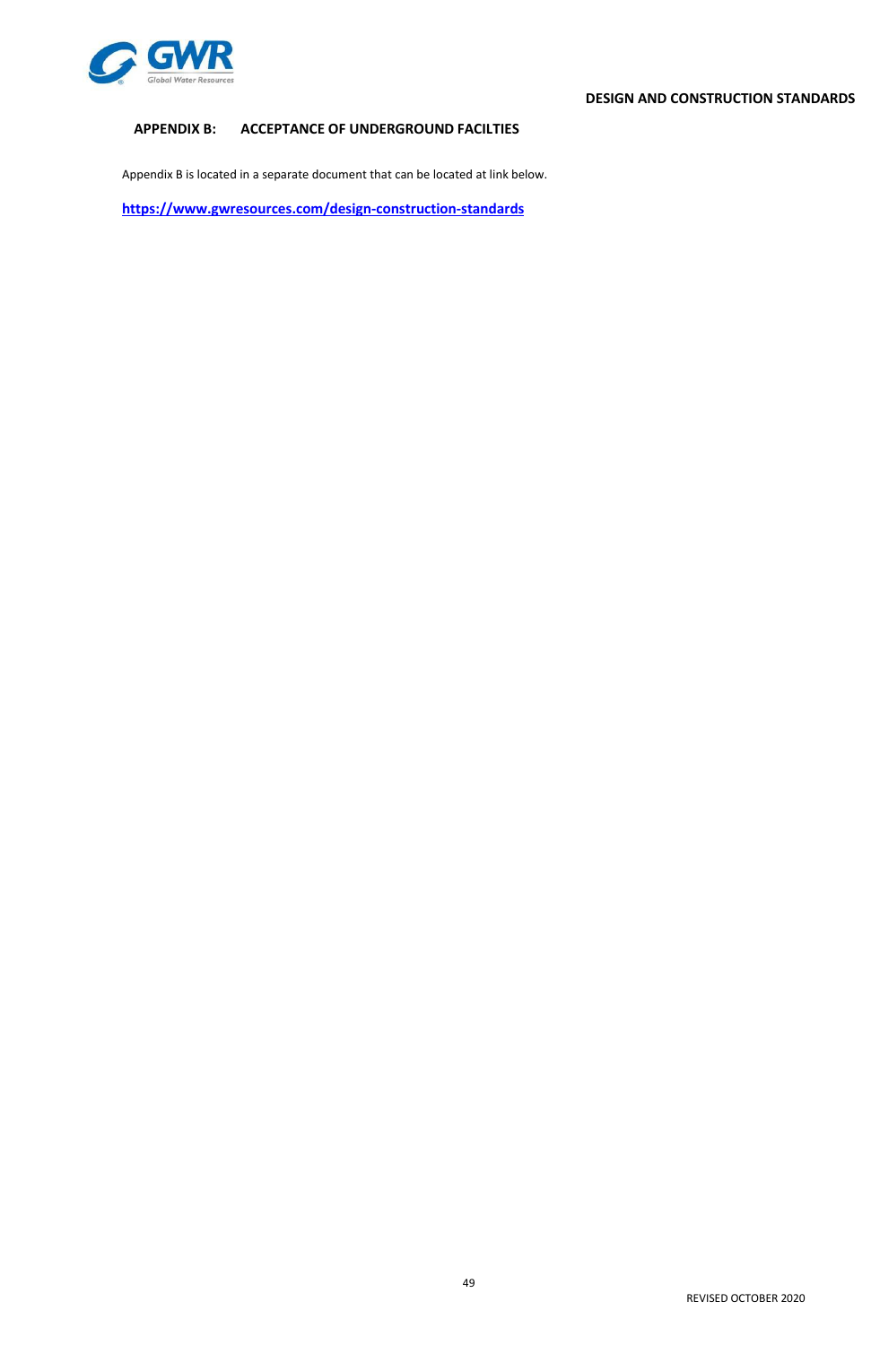## APPENDIX B: ACCEPTANCE OF UNDERGROUND FACILTIES

Appendix B is located in a separate document that can be located at link below.

**[https://www.gwresources.com/design-construction-standards](https://www.gwresources.com/design-construction-standards)**